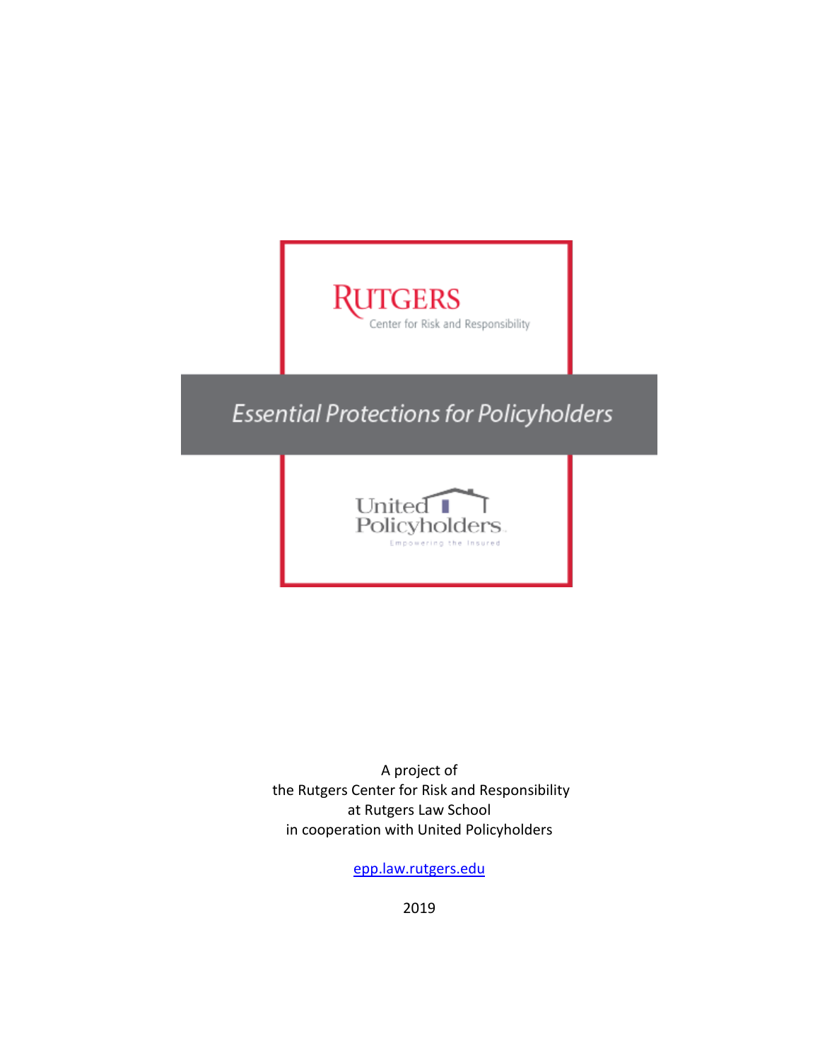RUTGERS

Center for Risk and Responsibility

# *Essential Protections for Policyholders*

United Policyholders

Empowering the Insured

A project of
the Rutgers Center for Risk and Responsibility
at Rutgers Law School
in cooperation with United Policyholders

epp.law.rutgers.edu

2019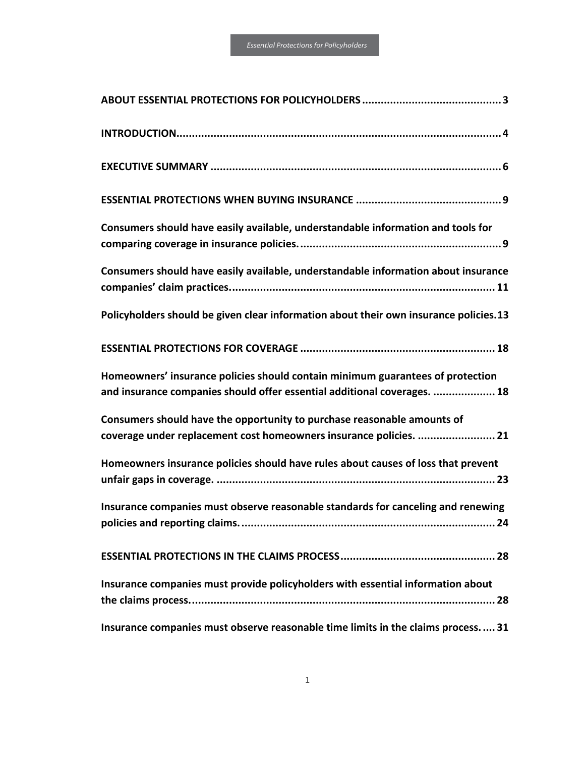**ABOUT ESSENTIAL PROTECTIONS FOR POLICYHOLDERS** ............................................ 3

**INTRODUCTION** ........................................................................................................ 4

**EXECUTIVE SUMMARY** ............................................................................................. 6

**ESSENTIAL PROTECTIONS WHEN BUYING INSURANCE** .............................................. 9

**Consumers should have easily available, understandable information and tools for comparing coverage in insurance policies.** ................................................................ 9

**Consumers should have easily available, understandable information about insurance companies' claim practices.** .................................................................................... 11

**Policyholders should be given clear information about their own insurance policies.** 13

**ESSENTIAL PROTECTIONS FOR COVERAGE** .............................................................. 18

**Homeowners' insurance policies should contain minimum guarantees of protection and insurance companies should offer essential additional coverages.** .................... 18

**Consumers should have the opportunity to purchase reasonable amounts of coverage under replacement cost homeowners insurance policies.** ......................... 21

**Homeowners insurance policies should have rules about causes of loss that prevent unfair gaps in coverage.** .......................................................................................... 23

**Insurance companies must observe reasonable standards for canceling and renewing policies and reporting claims.** ................................................................................. 24

**ESSENTIAL PROTECTIONS IN THE CLAIMS PROCESS** ................................................. 28

**Insurance companies must provide policyholders with essential information about the claims process.** .................................................................................................. 28

**Insurance companies must observe reasonable time limits in the claims process.** .... 31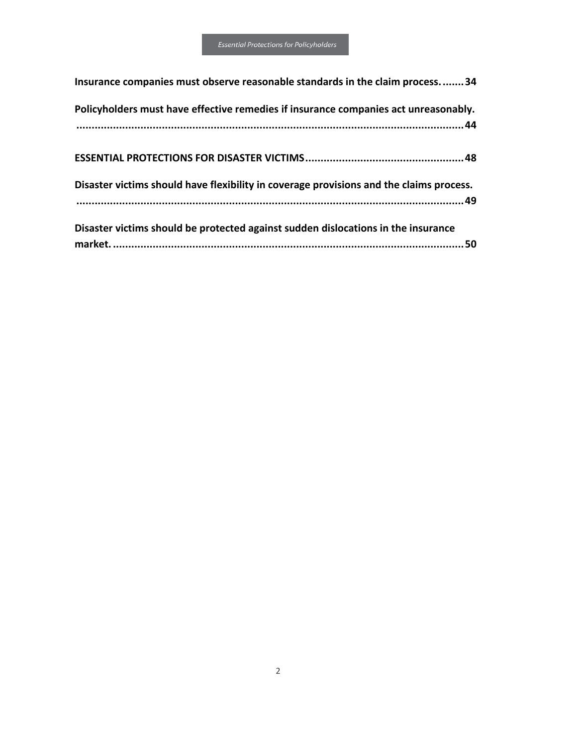**Insurance companies must observe reasonable standards in the claim process. ....... 34**

**Policyholders must have effective remedies if insurance companies act unreasonably. ..................................................................................................................... 44**

**ESSENTIAL PROTECTIONS FOR DISASTER VICTIMS ................................................... 48**

**Disaster victims should have flexibility in coverage provisions and the claims process. ..................................................................................................................... 49**

**Disaster victims should be protected against sudden dislocations in the insurance market. ................................................................................................................... 50**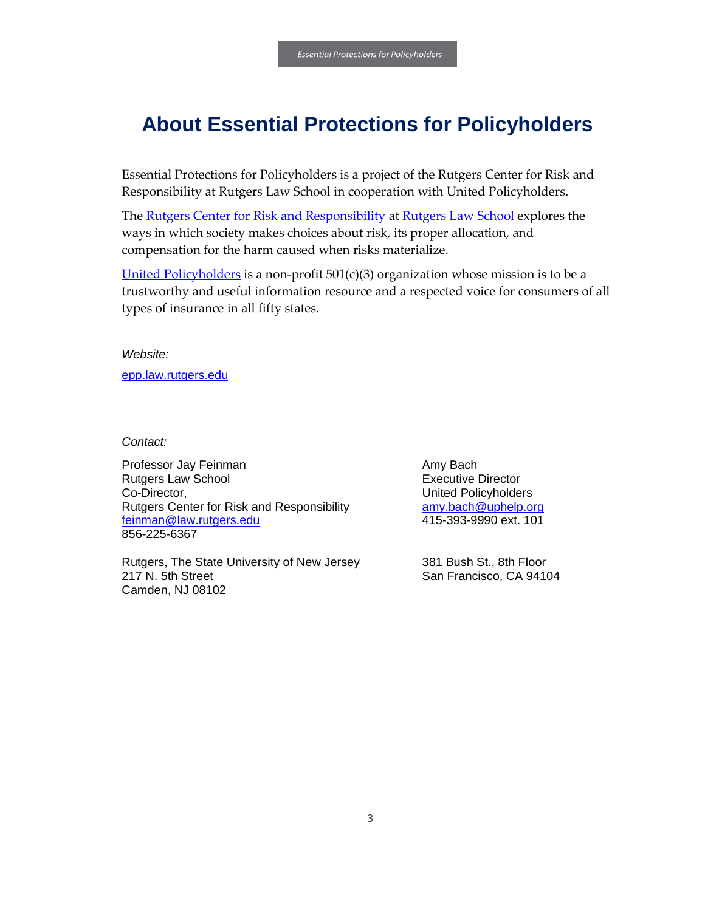# About Essential Protections for Policyholders

Essential Protections for Policyholders is a project of the Rutgers Center for Risk and Responsibility at Rutgers Law School in cooperation with United Policyholders.

The Rutgers Center for Risk and Responsibility at Rutgers Law School explores the ways in which society makes choices about risk, its proper allocation, and compensation for the harm caused when risks materialize.

United Policyholders is a non-profit 501(c)(3) organization whose mission is to be a trustworthy and useful information resource and a respected voice for consumers of all types of insurance in all fifty states.

*Website:*

epp.law.rutgers.edu

*Contact:*

Professor Jay Feinman
Rutgers Law School
Co-Director,
Rutgers Center for Risk and Responsibility
feinman@law.rutgers.edu
856-225-6367

Rutgers, The State University of New Jersey
217 N. 5th Street
Camden, NJ 08102

Amy Bach
Executive Director
United Policyholders
amy.bach@uphelp.org
415-393-9990 ext. 101

381 Bush St., 8th Floor
San Francisco, CA 94104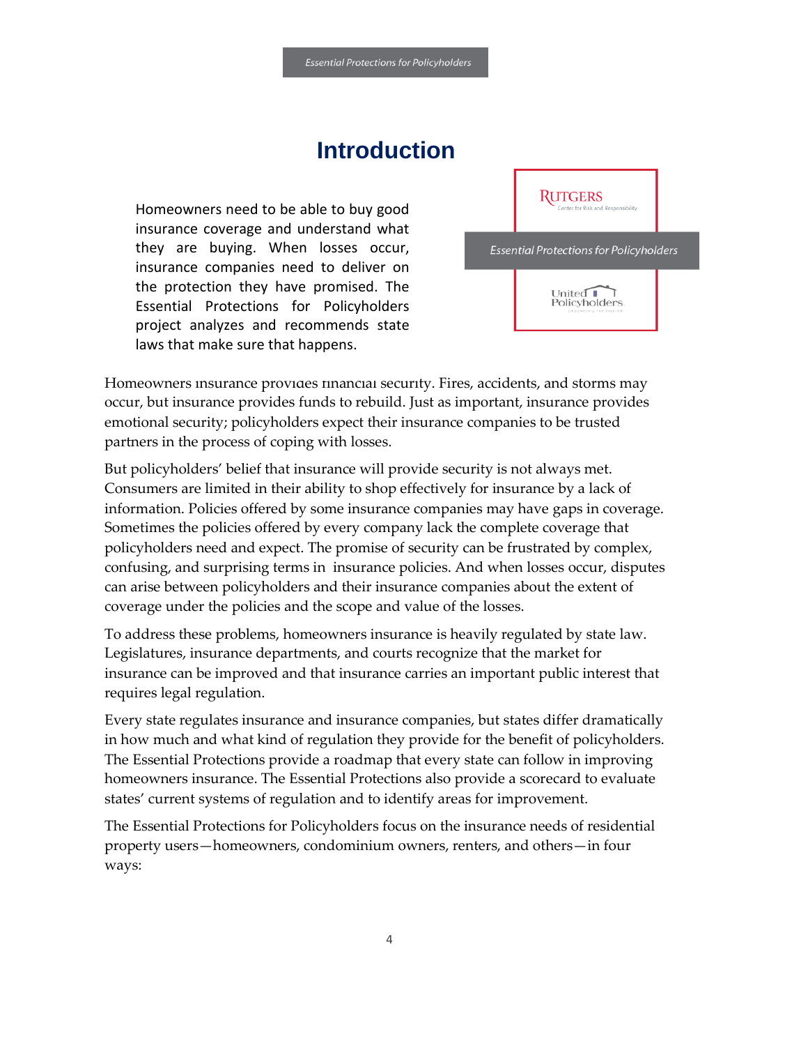# Introduction

Homeowners need to be able to buy good insurance coverage and understand what they are buying. When losses occur, insurance companies need to deliver on the protection they have promised. The Essential Protections for Policyholders project analyzes and recommends state laws that make sure that happens.

Homeowners insurance provides financial security. Fires, accidents, and storms may occur, but insurance provides funds to rebuild. Just as important, insurance provides emotional security; policyholders expect their insurance companies to be trusted partners in the process of coping with losses.

But policyholders' belief that insurance will provide security is not always met. Consumers are limited in their ability to shop effectively for insurance by a lack of information. Policies offered by some insurance companies may have gaps in coverage. Sometimes the policies offered by every company lack the complete coverage that policyholders need and expect. The promise of security can be frustrated by complex, confusing, and surprising terms in insurance policies. And when losses occur, disputes can arise between policyholders and their insurance companies about the extent of coverage under the policies and the scope and value of the losses.

To address these problems, homeowners insurance is heavily regulated by state law. Legislatures, insurance departments, and courts recognize that the market for insurance can be improved and that insurance carries an important public interest that requires legal regulation.

Every state regulates insurance and insurance companies, but states differ dramatically in how much and what kind of regulation they provide for the benefit of policyholders. The Essential Protections provide a roadmap that every state can follow in improving homeowners insurance. The Essential Protections also provide a scorecard to evaluate states' current systems of regulation and to identify areas for improvement.

The Essential Protections for Policyholders focus on the insurance needs of residential property users—homeowners, condominium owners, renters, and others—in four ways: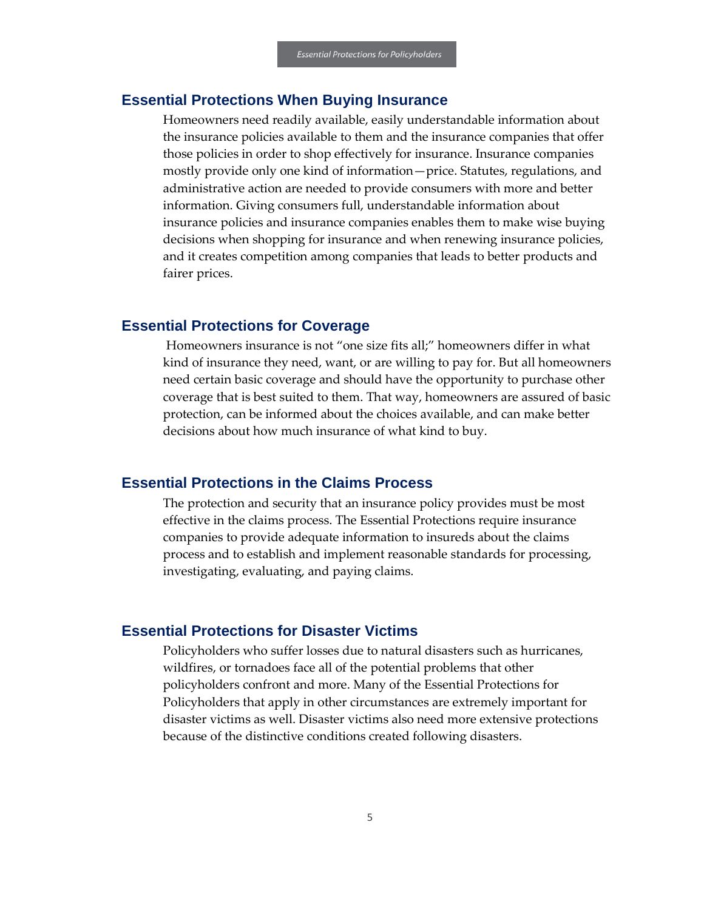## Essential Protections When Buying Insurance

Homeowners need readily available, easily understandable information about the insurance policies available to them and the insurance companies that offer those policies in order to shop effectively for insurance. Insurance companies mostly provide only one kind of information—price. Statutes, regulations, and administrative action are needed to provide consumers with more and better information. Giving consumers full, understandable information about insurance policies and insurance companies enables them to make wise buying decisions when shopping for insurance and when renewing insurance policies, and it creates competition among companies that leads to better products and fairer prices.

## Essential Protections for Coverage

Homeowners insurance is not "one size fits all;" homeowners differ in what kind of insurance they need, want, or are willing to pay for. But all homeowners need certain basic coverage and should have the opportunity to purchase other coverage that is best suited to them. That way, homeowners are assured of basic protection, can be informed about the choices available, and can make better decisions about how much insurance of what kind to buy.

## Essential Protections in the Claims Process

The protection and security that an insurance policy provides must be most effective in the claims process. The Essential Protections require insurance companies to provide adequate information to insureds about the claims process and to establish and implement reasonable standards for processing, investigating, evaluating, and paying claims.

## Essential Protections for Disaster Victims

Policyholders who suffer losses due to natural disasters such as hurricanes, wildfires, or tornadoes face all of the potential problems that other policyholders confront and more. Many of the Essential Protections for Policyholders that apply in other circumstances are extremely important for disaster victims as well. Disaster victims also need more extensive protections because of the distinctive conditions created following disasters.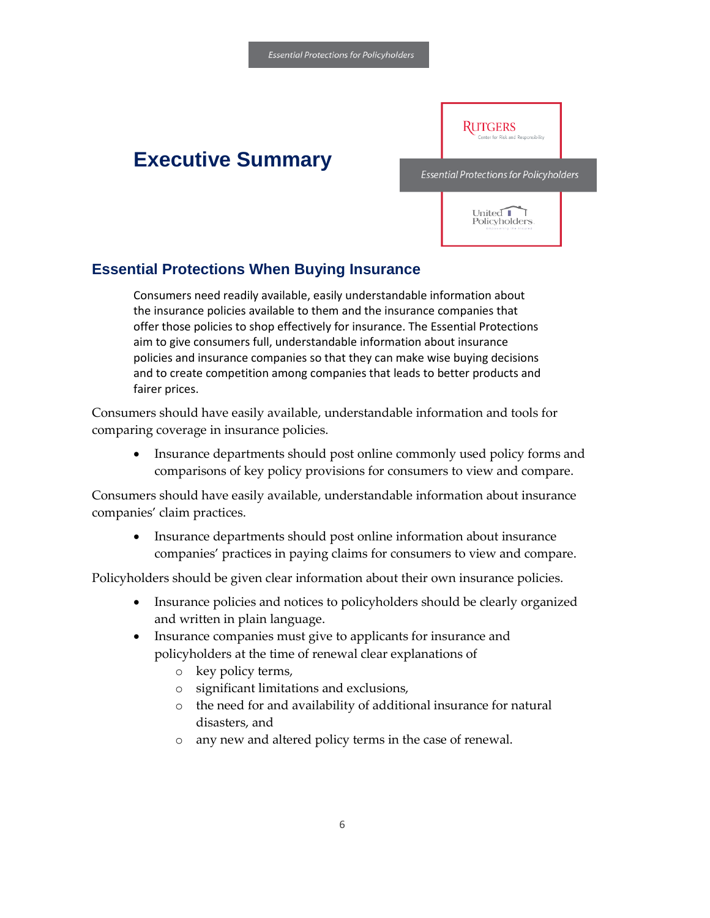# Executive Summary

## Essential Protections When Buying Insurance

> Consumers need readily available, easily understandable information about the insurance policies available to them and the insurance companies that offer those policies to shop effectively for insurance. The Essential Protections aim to give consumers full, understandable information about insurance policies and insurance companies so that they can make wise buying decisions and to create competition among companies that leads to better products and fairer prices.

Consumers should have easily available, understandable information and tools for comparing coverage in insurance policies.

- Insurance departments should post online commonly used policy forms and comparisons of key policy provisions for consumers to view and compare.

Consumers should have easily available, understandable information about insurance companies' claim practices.

- Insurance departments should post online information about insurance companies' practices in paying claims for consumers to view and compare.

Policyholders should be given clear information about their own insurance policies.

- Insurance policies and notices to policyholders should be clearly organized and written in plain language.
- Insurance companies must give to applicants for insurance and policyholders at the time of renewal clear explanations of
  - key policy terms,
  - significant limitations and exclusions,
  - the need for and availability of additional insurance for natural disasters, and
  - any new and altered policy terms in the case of renewal.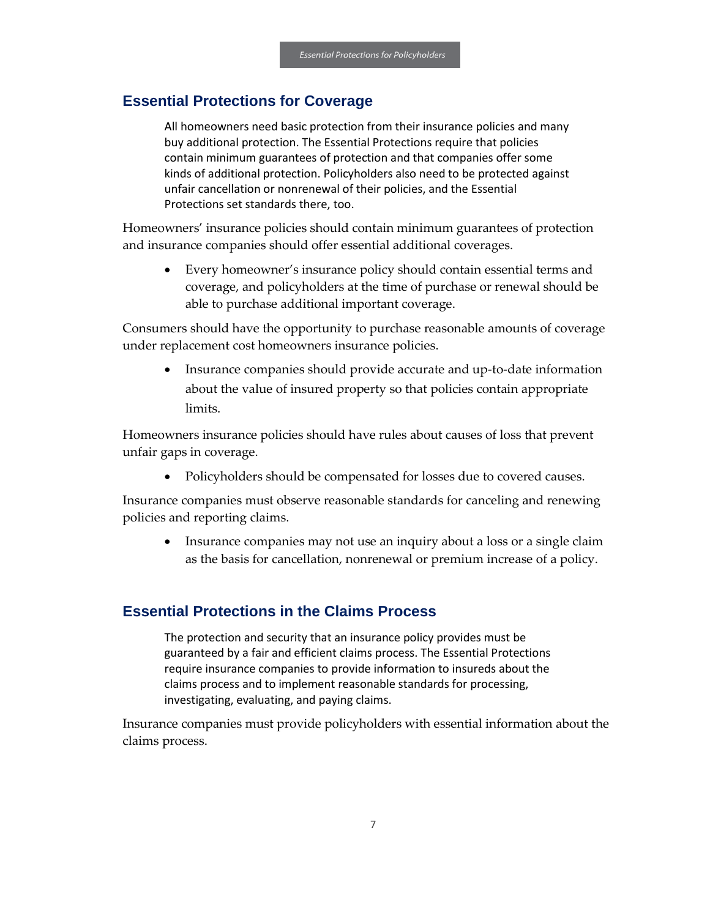## Essential Protections for Coverage

All homeowners need basic protection from their insurance policies and many buy additional protection. The Essential Protections require that policies contain minimum guarantees of protection and that companies offer some kinds of additional protection. Policyholders also need to be protected against unfair cancellation or nonrenewal of their policies, and the Essential Protections set standards there, too.

Homeowners' insurance policies should contain minimum guarantees of protection and insurance companies should offer essential additional coverages.

- Every homeowner's insurance policy should contain essential terms and coverage, and policyholders at the time of purchase or renewal should be able to purchase additional important coverage.

Consumers should have the opportunity to purchase reasonable amounts of coverage under replacement cost homeowners insurance policies.

- Insurance companies should provide accurate and up-to-date information about the value of insured property so that policies contain appropriate limits.

Homeowners insurance policies should have rules about causes of loss that prevent unfair gaps in coverage.

- Policyholders should be compensated for losses due to covered causes.

Insurance companies must observe reasonable standards for canceling and renewing policies and reporting claims.

- Insurance companies may not use an inquiry about a loss or a single claim as the basis for cancellation, nonrenewal or premium increase of a policy.

## Essential Protections in the Claims Process

The protection and security that an insurance policy provides must be guaranteed by a fair and efficient claims process. The Essential Protections require insurance companies to provide information to insureds about the claims process and to implement reasonable standards for processing, investigating, evaluating, and paying claims.

Insurance companies must provide policyholders with essential information about the claims process.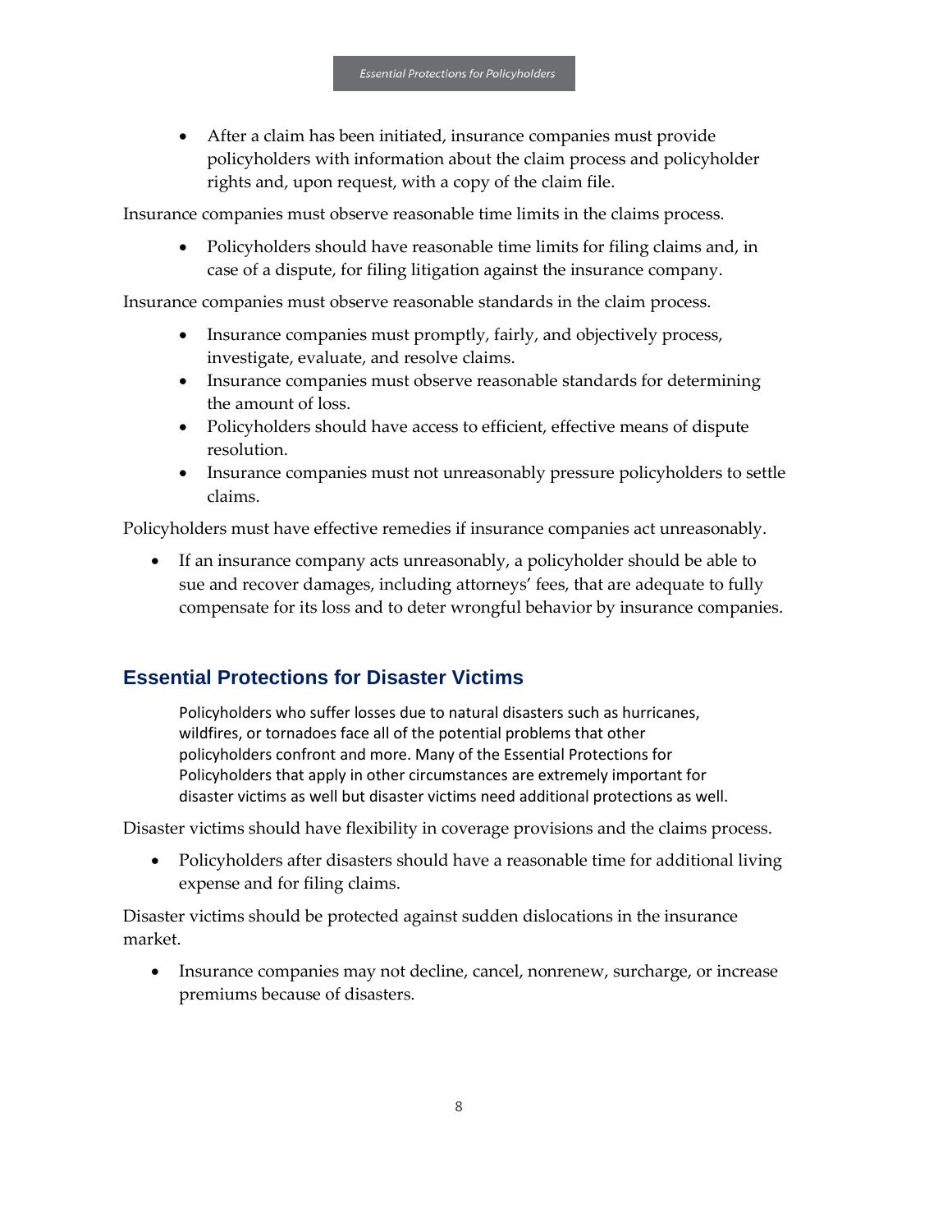- After a claim has been initiated, insurance companies must provide policyholders with information about the claim process and policyholder rights and, upon request, with a copy of the claim file.

Insurance companies must observe reasonable time limits in the claims process.

- Policyholders should have reasonable time limits for filing claims and, in case of a dispute, for filing litigation against the insurance company.

Insurance companies must observe reasonable standards in the claim process.

- Insurance companies must promptly, fairly, and objectively process, investigate, evaluate, and resolve claims.
- Insurance companies must observe reasonable standards for determining the amount of loss.
- Policyholders should have access to efficient, effective means of dispute resolution.
- Insurance companies must not unreasonably pressure policyholders to settle claims.

Policyholders must have effective remedies if insurance companies act unreasonably.

- If an insurance company acts unreasonably, a policyholder should be able to sue and recover damages, including attorneys' fees, that are adequate to fully compensate for its loss and to deter wrongful behavior by insurance companies.

## Essential Protections for Disaster Victims

Policyholders who suffer losses due to natural disasters such as hurricanes, wildfires, or tornadoes face all of the potential problems that other policyholders confront and more. Many of the Essential Protections for Policyholders that apply in other circumstances are extremely important for disaster victims as well but disaster victims need additional protections as well.

Disaster victims should have flexibility in coverage provisions and the claims process.

- Policyholders after disasters should have a reasonable time for additional living expense and for filing claims.

Disaster victims should be protected against sudden dislocations in the insurance market.

- Insurance companies may not decline, cancel, nonrenew, surcharge, or increase premiums because of disasters.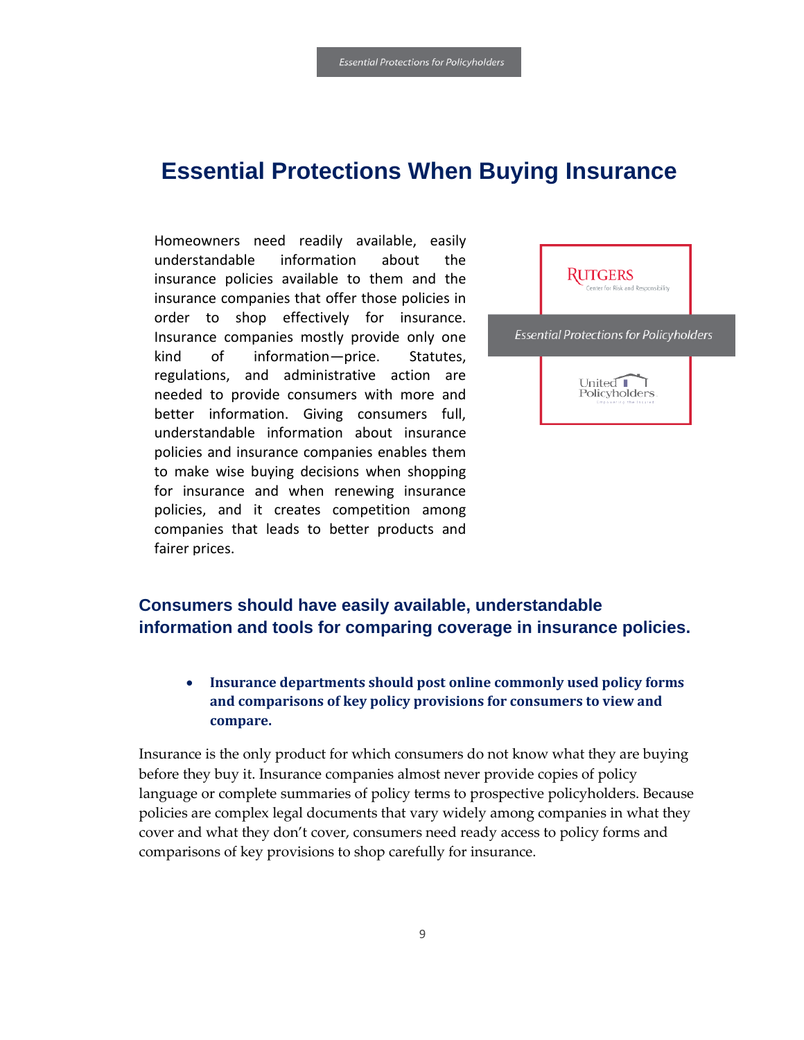# Essential Protections When Buying Insurance

Homeowners need readily available, easily understandable information about the insurance policies available to them and the insurance companies that offer those policies in order to shop effectively for insurance. Insurance companies mostly provide only one kind of information—price. Statutes, regulations, and administrative action are needed to provide consumers with more and better information. Giving consumers full, understandable information about insurance policies and insurance companies enables them to make wise buying decisions when shopping for insurance and when renewing insurance policies, and it creates competition among companies that leads to better products and fairer prices.

## Consumers should have easily available, understandable information and tools for comparing coverage in insurance policies.

- **Insurance departments should post online commonly used policy forms and comparisons of key policy provisions for consumers to view and compare.**

Insurance is the only product for which consumers do not know what they are buying before they buy it. Insurance companies almost never provide copies of policy language or complete summaries of policy terms to prospective policyholders. Because policies are complex legal documents that vary widely among companies in what they cover and what they don't cover, consumers need ready access to policy forms and comparisons of key provisions to shop carefully for insurance.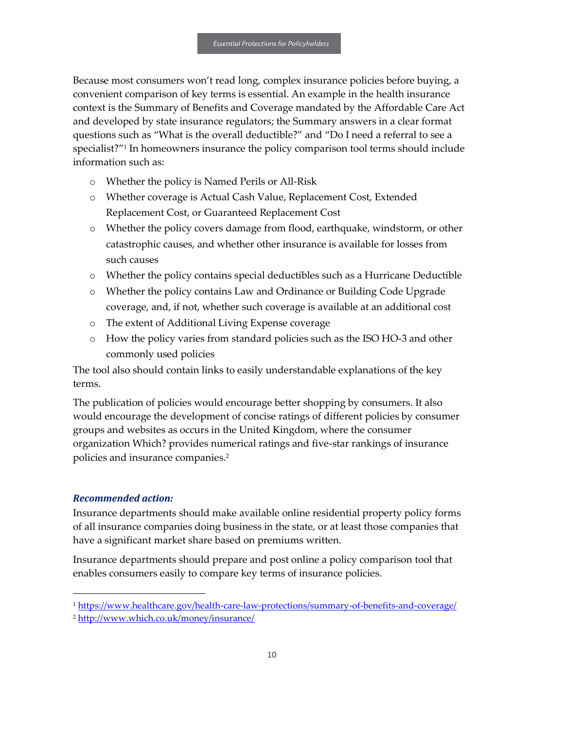Because most consumers won't read long, complex insurance policies before buying, a convenient comparison of key terms is essential. An example in the health insurance context is the Summary of Benefits and Coverage mandated by the Affordable Care Act and developed by state insurance regulators; the Summary answers in a clear format questions such as "What is the overall deductible?" and "Do I need a referral to see a specialist?"[1] In homeowners insurance the policy comparison tool terms should include information such as:

- Whether the policy is Named Perils or All-Risk
- Whether coverage is Actual Cash Value, Replacement Cost, Extended Replacement Cost, or Guaranteed Replacement Cost
- Whether the policy covers damage from flood, earthquake, windstorm, or other catastrophic causes, and whether other insurance is available for losses from such causes
- Whether the policy contains special deductibles such as a Hurricane Deductible
- Whether the policy contains Law and Ordinance or Building Code Upgrade coverage, and, if not, whether such coverage is available at an additional cost
- The extent of Additional Living Expense coverage
- How the policy varies from standard policies such as the ISO HO-3 and other commonly used policies

The tool also should contain links to easily understandable explanations of the key terms.

The publication of policies would encourage better shopping by consumers. It also would encourage the development of concise ratings of different policies by consumer groups and websites as occurs in the United Kingdom, where the consumer organization Which? provides numerical ratings and five-star rankings of insurance policies and insurance companies.[2]

### *Recommended action:*

Insurance departments should make available online residential property policy forms of all insurance companies doing business in the state, or at least those companies that have a significant market share based on premiums written.

Insurance departments should prepare and post online a policy comparison tool that enables consumers easily to compare key terms of insurance policies.

---

[1] https://www.healthcare.gov/health-care-law-protections/summary-of-benefits-and-coverage/

[2] http://www.which.co.uk/money/insurance/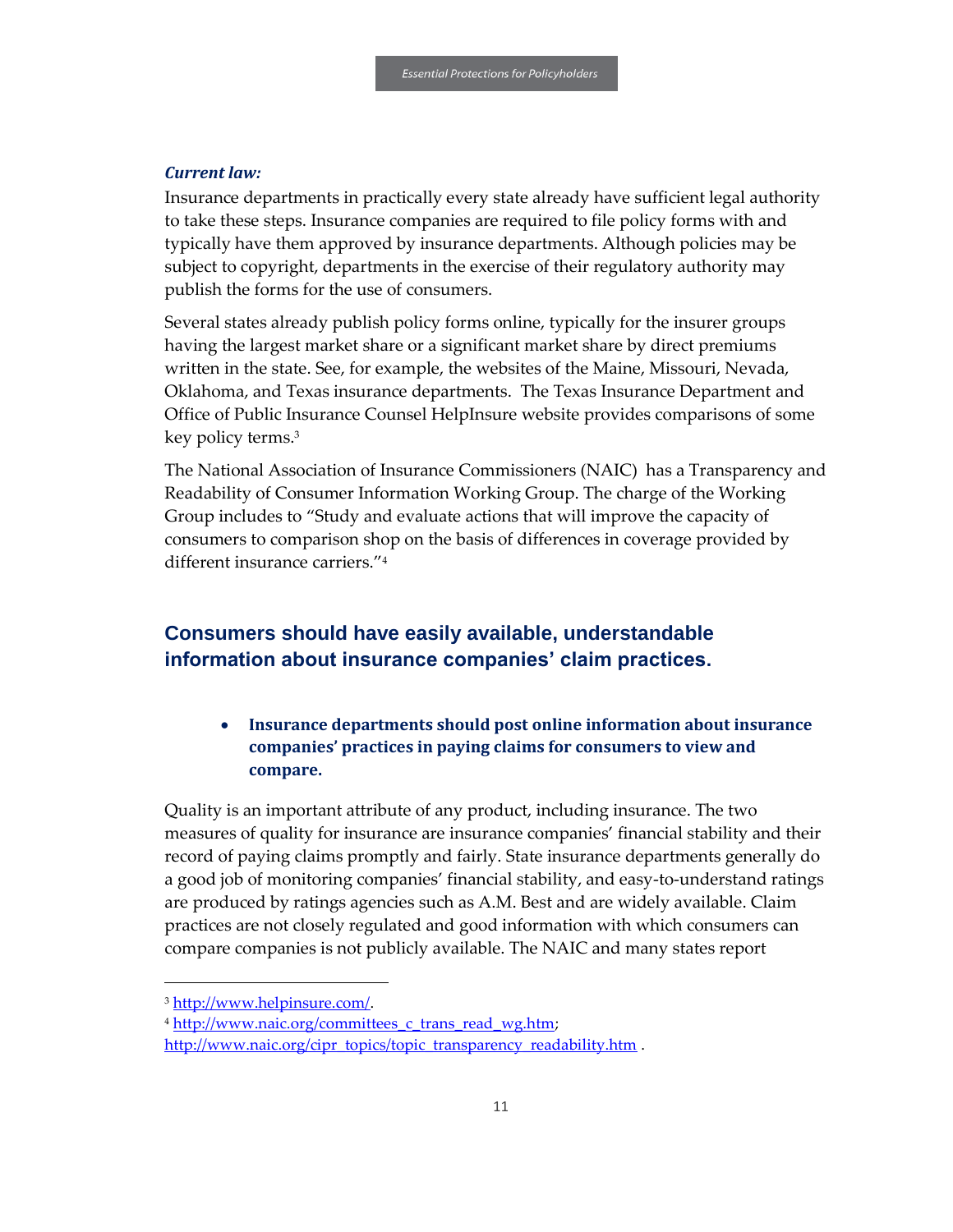***Current law:***

Insurance departments in practically every state already have sufficient legal authority to take these steps. Insurance companies are required to file policy forms with and typically have them approved by insurance departments. Although policies may be subject to copyright, departments in the exercise of their regulatory authority may publish the forms for the use of consumers.

Several states already publish policy forms online, typically for the insurer groups having the largest market share or a significant market share by direct premiums written in the state. See, for example, the websites of the Maine, Missouri, Nevada, Oklahoma, and Texas insurance departments. The Texas Insurance Department and Office of Public Insurance Counsel HelpInsure website provides comparisons of some key policy terms.[3]

The National Association of Insurance Commissioners (NAIC) has a Transparency and Readability of Consumer Information Working Group. The charge of the Working Group includes to "Study and evaluate actions that will improve the capacity of consumers to comparison shop on the basis of differences in coverage provided by different insurance carriers."[4]

## Consumers should have easily available, understandable information about insurance companies' claim practices.

- **Insurance departments should post online information about insurance companies' practices in paying claims for consumers to view and compare.**

Quality is an important attribute of any product, including insurance. The two measures of quality for insurance are insurance companies' financial stability and their record of paying claims promptly and fairly. State insurance departments generally do a good job of monitoring companies' financial stability, and easy-to-understand ratings are produced by ratings agencies such as A.M. Best and are widely available. Claim practices are not closely regulated and good information with which consumers can compare companies is not publicly available. The NAIC and many states report

---

[3] http://www.helpinsure.com/.

[4] http://www.naic.org/committees_c_trans_read_wg.htm; http://www.naic.org/cipr_topics/topic_transparency_readability.htm .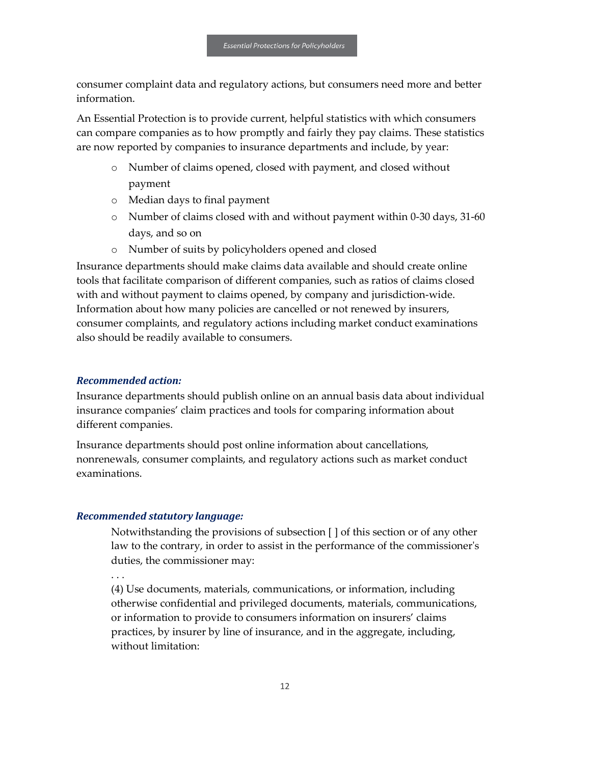consumer complaint data and regulatory actions, but consumers need more and better information.

An Essential Protection is to provide current, helpful statistics with which consumers can compare companies as to how promptly and fairly they pay claims. These statistics are now reported by companies to insurance departments and include, by year:

- Number of claims opened, closed with payment, and closed without payment
- Median days to final payment
- Number of claims closed with and without payment within 0-30 days, 31-60 days, and so on
- Number of suits by policyholders opened and closed

Insurance departments should make claims data available and should create online tools that facilitate comparison of different companies, such as ratios of claims closed with and without payment to claims opened, by company and jurisdiction-wide. Information about how many policies are cancelled or not renewed by insurers, consumer complaints, and regulatory actions including market conduct examinations also should be readily available to consumers.

***Recommended action:***

Insurance departments should publish online on an annual basis data about individual insurance companies' claim practices and tools for comparing information about different companies.

Insurance departments should post online information about cancellations, nonrenewals, consumer complaints, and regulatory actions such as market conduct examinations.

***Recommended statutory language:***

> Notwithstanding the provisions of subsection [ ] of this section or of any other law to the contrary, in order to assist in the performance of the commissioner's duties, the commissioner may:
>
> . . .
>
> (4) Use documents, materials, communications, or information, including otherwise confidential and privileged documents, materials, communications, or information to provide to consumers information on insurers' claims practices, by insurer by line of insurance, and in the aggregate, including, without limitation: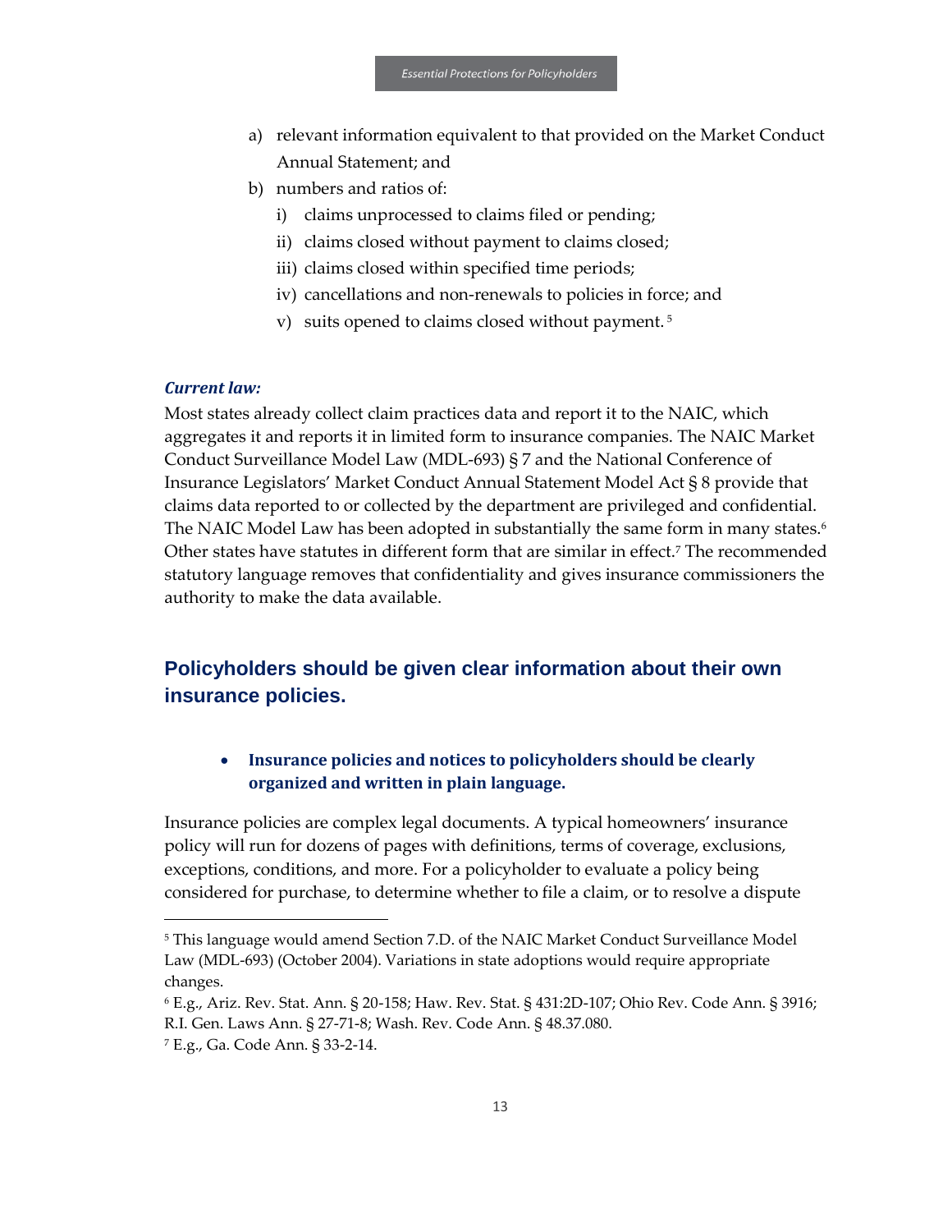a) relevant information equivalent to that provided on the Market Conduct Annual Statement; and
b) numbers and ratios of:
   i) claims unprocessed to claims filed or pending;
   ii) claims closed without payment to claims closed;
   iii) claims closed within specified time periods;
   iv) cancellations and non-renewals to policies in force; and
   v) suits opened to claims closed without payment. [5]

***Current law:***

Most states already collect claim practices data and report it to the NAIC, which aggregates it and reports it in limited form to insurance companies. The NAIC Market Conduct Surveillance Model Law (MDL-693) § 7 and the National Conference of Insurance Legislators' Market Conduct Annual Statement Model Act § 8 provide that claims data reported to or collected by the department are privileged and confidential. The NAIC Model Law has been adopted in substantially the same form in many states.[6] Other states have statutes in different form that are similar in effect.[7] The recommended statutory language removes that confidentiality and gives insurance commissioners the authority to make the data available.

## Policyholders should be given clear information about their own insurance policies.

- **Insurance policies and notices to policyholders should be clearly organized and written in plain language.**

Insurance policies are complex legal documents. A typical homeowners' insurance policy will run for dozens of pages with definitions, terms of coverage, exclusions, exceptions, conditions, and more. For a policyholder to evaluate a policy being considered for purchase, to determine whether to file a claim, or to resolve a dispute

---

[5] This language would amend Section 7.D. of the NAIC Market Conduct Surveillance Model Law (MDL-693) (October 2004). Variations in state adoptions would require appropriate changes.

[6] E.g., Ariz. Rev. Stat. Ann. § 20-158; Haw. Rev. Stat. § 431:2D-107; Ohio Rev. Code Ann. § 3916; R.I. Gen. Laws Ann. § 27-71-8; Wash. Rev. Code Ann. § 48.37.080.

[7] E.g., Ga. Code Ann. § 33-2-14.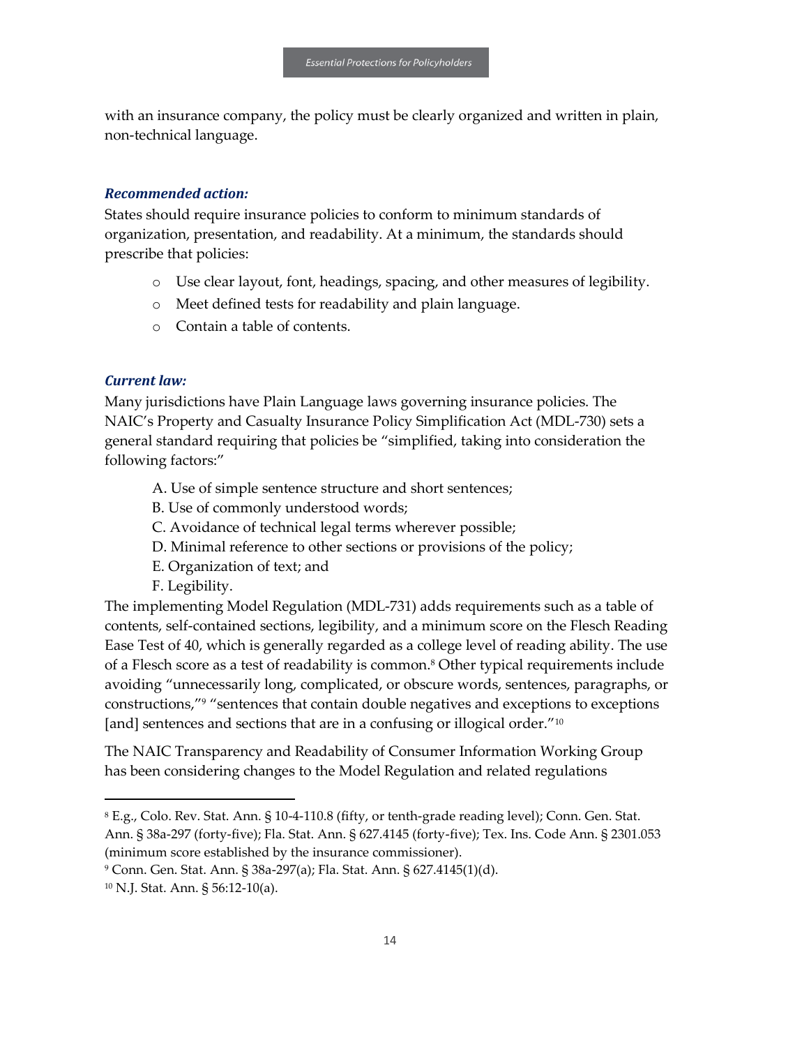with an insurance company, the policy must be clearly organized and written in plain, non-technical language.

### *Recommended action:*

States should require insurance policies to conform to minimum standards of organization, presentation, and readability. At a minimum, the standards should prescribe that policies:

- Use clear layout, font, headings, spacing, and other measures of legibility.
- Meet defined tests for readability and plain language.
- Contain a table of contents.

### *Current law:*

Many jurisdictions have Plain Language laws governing insurance policies. The NAIC's Property and Casualty Insurance Policy Simplification Act (MDL-730) sets a general standard requiring that policies be "simplified, taking into consideration the following factors:"

A. Use of simple sentence structure and short sentences;
B. Use of commonly understood words;
C. Avoidance of technical legal terms wherever possible;
D. Minimal reference to other sections or provisions of the policy;
E. Organization of text; and
F. Legibility.

The implementing Model Regulation (MDL-731) adds requirements such as a table of contents, self-contained sections, legibility, and a minimum score on the Flesch Reading Ease Test of 40, which is generally regarded as a college level of reading ability. The use of a Flesch score as a test of readability is common.[8] Other typical requirements include avoiding "unnecessarily long, complicated, or obscure words, sentences, paragraphs, or constructions,"[9] "sentences that contain double negatives and exceptions to exceptions [and] sentences and sections that are in a confusing or illogical order."[10]

The NAIC Transparency and Readability of Consumer Information Working Group has been considering changes to the Model Regulation and related regulations

---

[8] E.g., Colo. Rev. Stat. Ann. § 10-4-110.8 (fifty, or tenth-grade reading level); Conn. Gen. Stat. Ann. § 38a-297 (forty-five); Fla. Stat. Ann. § 627.4145 (forty-five); Tex. Ins. Code Ann. § 2301.053 (minimum score established by the insurance commissioner).

[9] Conn. Gen. Stat. Ann. § 38a-297(a); Fla. Stat. Ann. § 627.4145(1)(d).

[10] N.J. Stat. Ann. § 56:12-10(a).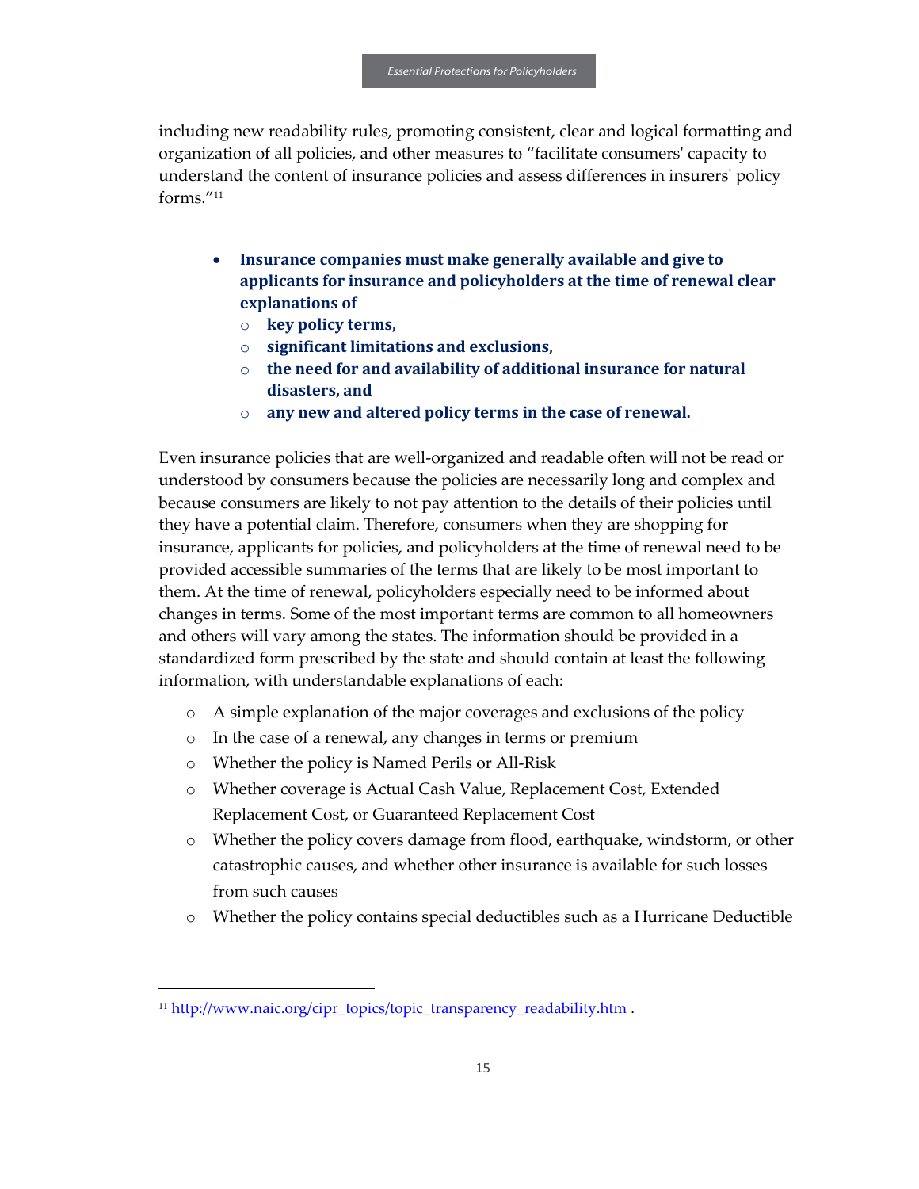including new readability rules, promoting consistent, clear and logical formatting and organization of all policies, and other measures to "facilitate consumers' capacity to understand the content of insurance policies and assess differences in insurers' policy forms."[11]

- **Insurance companies must make generally available and give to applicants for insurance and policyholders at the time of renewal clear explanations of**
  - **key policy terms,**
  - **significant limitations and exclusions,**
  - **the need for and availability of additional insurance for natural disasters, and**
  - **any new and altered policy terms in the case of renewal.**

Even insurance policies that are well-organized and readable often will not be read or understood by consumers because the policies are necessarily long and complex and because consumers are likely to not pay attention to the details of their policies until they have a potential claim. Therefore, consumers when they are shopping for insurance, applicants for policies, and policyholders at the time of renewal need to be provided accessible summaries of the terms that are likely to be most important to them. At the time of renewal, policyholders especially need to be informed about changes in terms. Some of the most important terms are common to all homeowners and others will vary among the states. The information should be provided in a standardized form prescribed by the state and should contain at least the following information, with understandable explanations of each:

- A simple explanation of the major coverages and exclusions of the policy
- In the case of a renewal, any changes in terms or premium
- Whether the policy is Named Perils or All-Risk
- Whether coverage is Actual Cash Value, Replacement Cost, Extended Replacement Cost, or Guaranteed Replacement Cost
- Whether the policy covers damage from flood, earthquake, windstorm, or other catastrophic causes, and whether other insurance is available for such losses from such causes
- Whether the policy contains special deductibles such as a Hurricane Deductible

[11] http://www.naic.org/cipr_topics/topic_transparency_readability.htm .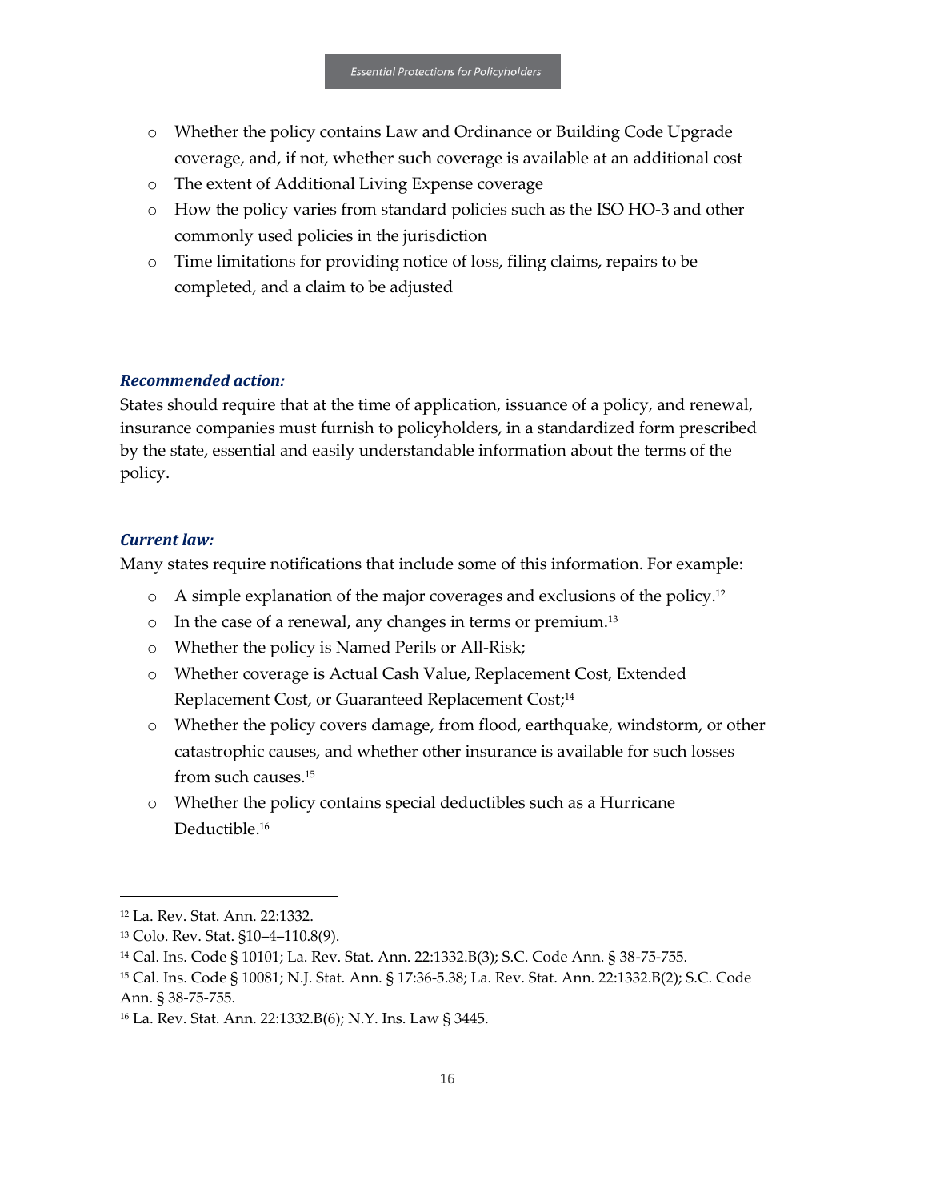- Whether the policy contains Law and Ordinance or Building Code Upgrade coverage, and, if not, whether such coverage is available at an additional cost
- The extent of Additional Living Expense coverage
- How the policy varies from standard policies such as the ISO HO-3 and other commonly used policies in the jurisdiction
- Time limitations for providing notice of loss, filing claims, repairs to be completed, and a claim to be adjusted

### *Recommended action:*

States should require that at the time of application, issuance of a policy, and renewal, insurance companies must furnish to policyholders, in a standardized form prescribed by the state, essential and easily understandable information about the terms of the policy.

### *Current law:*

Many states require notifications that include some of this information. For example:

- A simple explanation of the major coverages and exclusions of the policy.[12]
- In the case of a renewal, any changes in terms or premium.[13]
- Whether the policy is Named Perils or All-Risk;
- Whether coverage is Actual Cash Value, Replacement Cost, Extended Replacement Cost, or Guaranteed Replacement Cost;[14]
- Whether the policy covers damage, from flood, earthquake, windstorm, or other catastrophic causes, and whether other insurance is available for such losses from such causes.[15]
- Whether the policy contains special deductibles such as a Hurricane Deductible.[16]

---

[12] La. Rev. Stat. Ann. 22:1332.

[13] Colo. Rev. Stat. §10–4–110.8(9).

[14] Cal. Ins. Code § 10101; La. Rev. Stat. Ann. 22:1332.B(3); S.C. Code Ann. § 38-75-755.

[15] Cal. Ins. Code § 10081; N.J. Stat. Ann. § 17:36-5.38; La. Rev. Stat. Ann. 22:1332.B(2); S.C. Code Ann. § 38-75-755.

[16] La. Rev. Stat. Ann. 22:1332.B(6); N.Y. Ins. Law § 3445.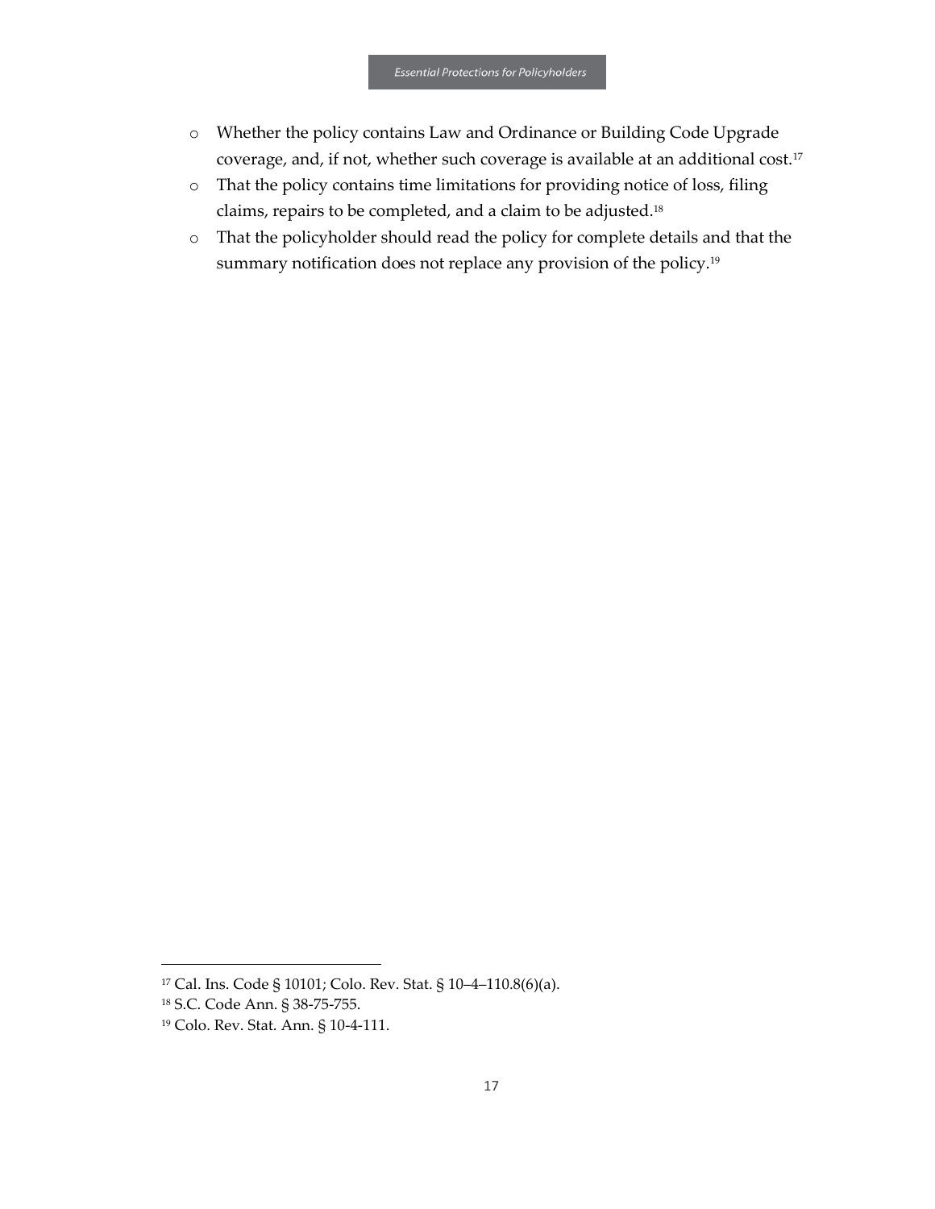- Whether the policy contains Law and Ordinance or Building Code Upgrade coverage, and, if not, whether such coverage is available at an additional cost.[17]
- That the policy contains time limitations for providing notice of loss, filing claims, repairs to be completed, and a claim to be adjusted.[18]
- That the policyholder should read the policy for complete details and that the summary notification does not replace any provision of the policy.[19]

---

[17] Cal. Ins. Code § 10101; Colo. Rev. Stat. § 10–4–110.8(6)(a).

[18] S.C. Code Ann. § 38-75-755.

[19] Colo. Rev. Stat. Ann. § 10-4-111.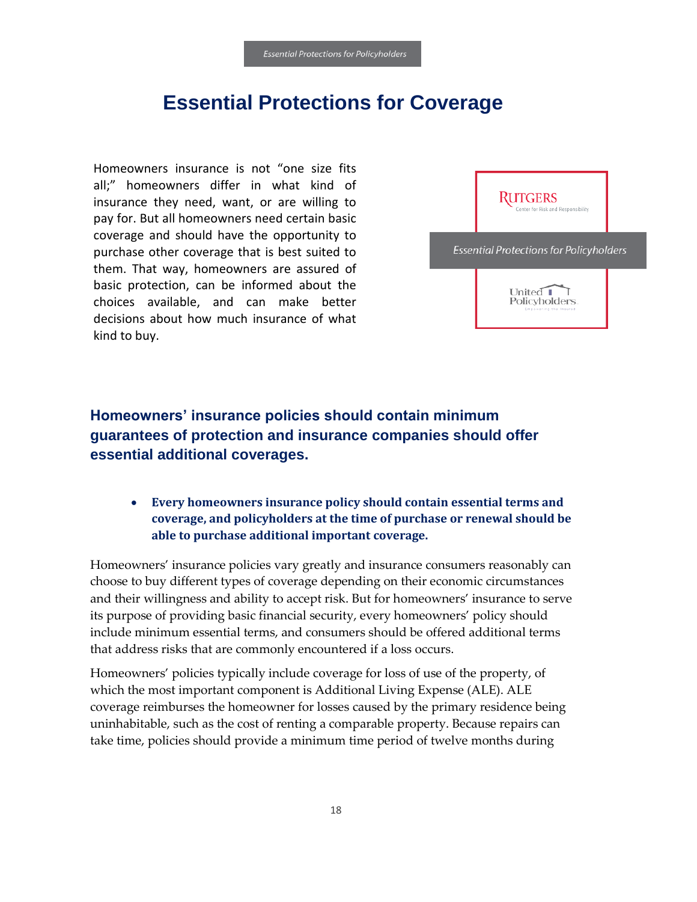# Essential Protections for Coverage

Homeowners insurance is not "one size fits all;" homeowners differ in what kind of insurance they need, want, or are willing to pay for. But all homeowners need certain basic coverage and should have the opportunity to purchase other coverage that is best suited to them. That way, homeowners are assured of basic protection, can be informed about the choices available, and can make better decisions about how much insurance of what kind to buy.

RUTGERS
Center for Risk and Responsibility

*Essential Protections for Policyholders*

United Policyholders
Empowering the Insured

## Homeowners' insurance policies should contain minimum guarantees of protection and insurance companies should offer essential additional coverages.

- **Every homeowners insurance policy should contain essential terms and coverage, and policyholders at the time of purchase or renewal should be able to purchase additional important coverage.**

Homeowners' insurance policies vary greatly and insurance consumers reasonably can choose to buy different types of coverage depending on their economic circumstances and their willingness and ability to accept risk. But for homeowners' insurance to serve its purpose of providing basic financial security, every homeowners' policy should include minimum essential terms, and consumers should be offered additional terms that address risks that are commonly encountered if a loss occurs.

Homeowners' policies typically include coverage for loss of use of the property, of which the most important component is Additional Living Expense (ALE). ALE coverage reimburses the homeowner for losses caused by the primary residence being uninhabitable, such as the cost of renting a comparable property. Because repairs can take time, policies should provide a minimum time period of twelve months during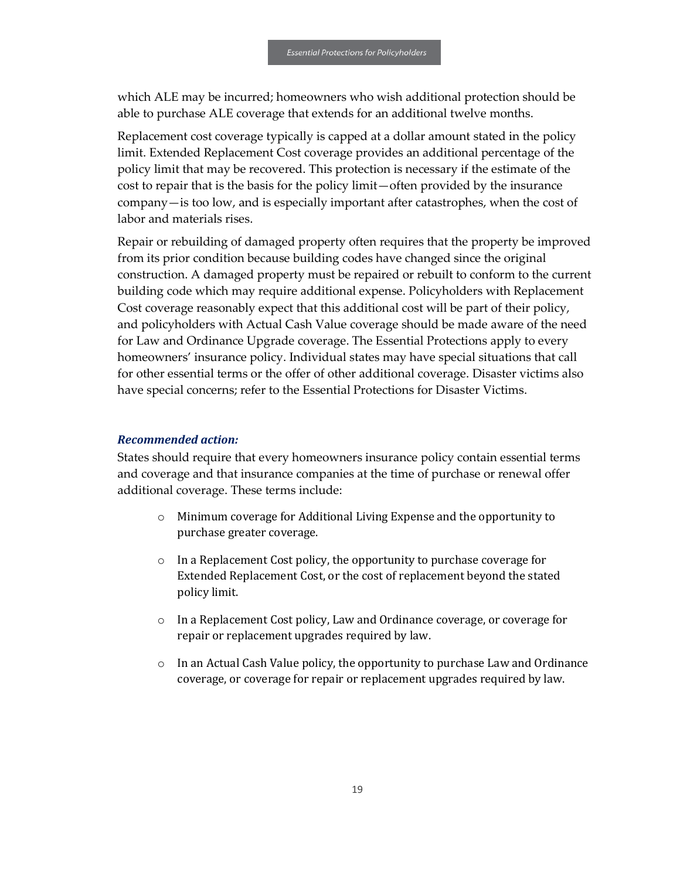which ALE may be incurred; homeowners who wish additional protection should be able to purchase ALE coverage that extends for an additional twelve months.

Replacement cost coverage typically is capped at a dollar amount stated in the policy limit. Extended Replacement Cost coverage provides an additional percentage of the policy limit that may be recovered. This protection is necessary if the estimate of the cost to repair that is the basis for the policy limit—often provided by the insurance company—is too low, and is especially important after catastrophes, when the cost of labor and materials rises.

Repair or rebuilding of damaged property often requires that the property be improved from its prior condition because building codes have changed since the original construction. A damaged property must be repaired or rebuilt to conform to the current building code which may require additional expense. Policyholders with Replacement Cost coverage reasonably expect that this additional cost will be part of their policy, and policyholders with Actual Cash Value coverage should be made aware of the need for Law and Ordinance Upgrade coverage. The Essential Protections apply to every homeowners' insurance policy. Individual states may have special situations that call for other essential terms or the offer of other additional coverage. Disaster victims also have special concerns; refer to the Essential Protections for Disaster Victims.

***Recommended action:***

States should require that every homeowners insurance policy contain essential terms and coverage and that insurance companies at the time of purchase or renewal offer additional coverage. These terms include:

- Minimum coverage for Additional Living Expense and the opportunity to purchase greater coverage.
- In a Replacement Cost policy, the opportunity to purchase coverage for Extended Replacement Cost, or the cost of replacement beyond the stated policy limit.
- In a Replacement Cost policy, Law and Ordinance coverage, or coverage for repair or replacement upgrades required by law.
- In an Actual Cash Value policy, the opportunity to purchase Law and Ordinance coverage, or coverage for repair or replacement upgrades required by law.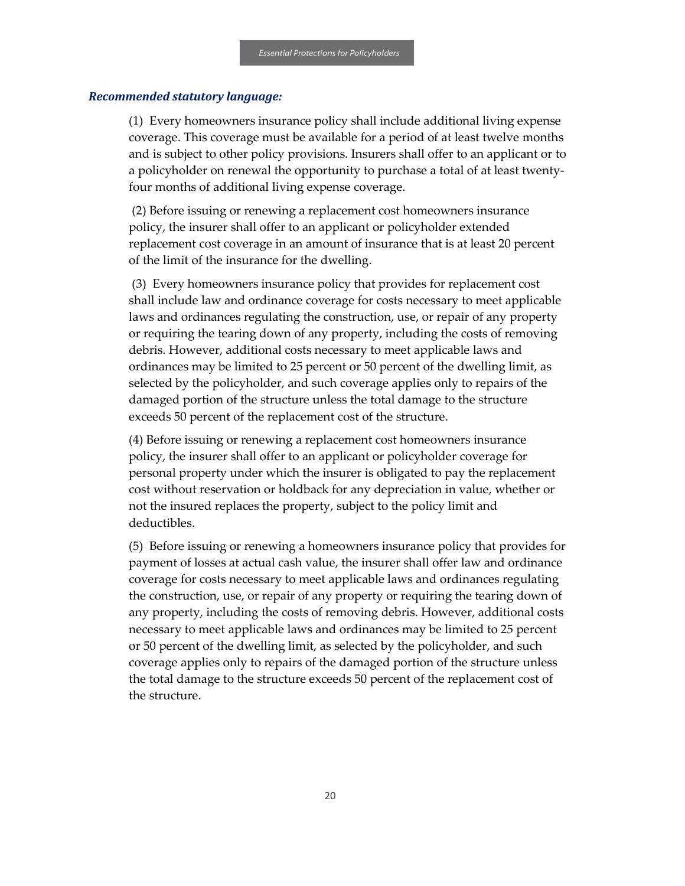***Recommended statutory language:***

(1) Every homeowners insurance policy shall include additional living expense coverage. This coverage must be available for a period of at least twelve months and is subject to other policy provisions. Insurers shall offer to an applicant or to a policyholder on renewal the opportunity to purchase a total of at least twenty-four months of additional living expense coverage.

(2) Before issuing or renewing a replacement cost homeowners insurance policy, the insurer shall offer to an applicant or policyholder extended replacement cost coverage in an amount of insurance that is at least 20 percent of the limit of the insurance for the dwelling.

(3) Every homeowners insurance policy that provides for replacement cost shall include law and ordinance coverage for costs necessary to meet applicable laws and ordinances regulating the construction, use, or repair of any property or requiring the tearing down of any property, including the costs of removing debris. However, additional costs necessary to meet applicable laws and ordinances may be limited to 25 percent or 50 percent of the dwelling limit, as selected by the policyholder, and such coverage applies only to repairs of the damaged portion of the structure unless the total damage to the structure exceeds 50 percent of the replacement cost of the structure.

(4) Before issuing or renewing a replacement cost homeowners insurance policy, the insurer shall offer to an applicant or policyholder coverage for personal property under which the insurer is obligated to pay the replacement cost without reservation or holdback for any depreciation in value, whether or not the insured replaces the property, subject to the policy limit and deductibles.

(5) Before issuing or renewing a homeowners insurance policy that provides for payment of losses at actual cash value, the insurer shall offer law and ordinance coverage for costs necessary to meet applicable laws and ordinances regulating the construction, use, or repair of any property or requiring the tearing down of any property, including the costs of removing debris. However, additional costs necessary to meet applicable laws and ordinances may be limited to 25 percent or 50 percent of the dwelling limit, as selected by the policyholder, and such coverage applies only to repairs of the damaged portion of the structure unless the total damage to the structure exceeds 50 percent of the replacement cost of the structure.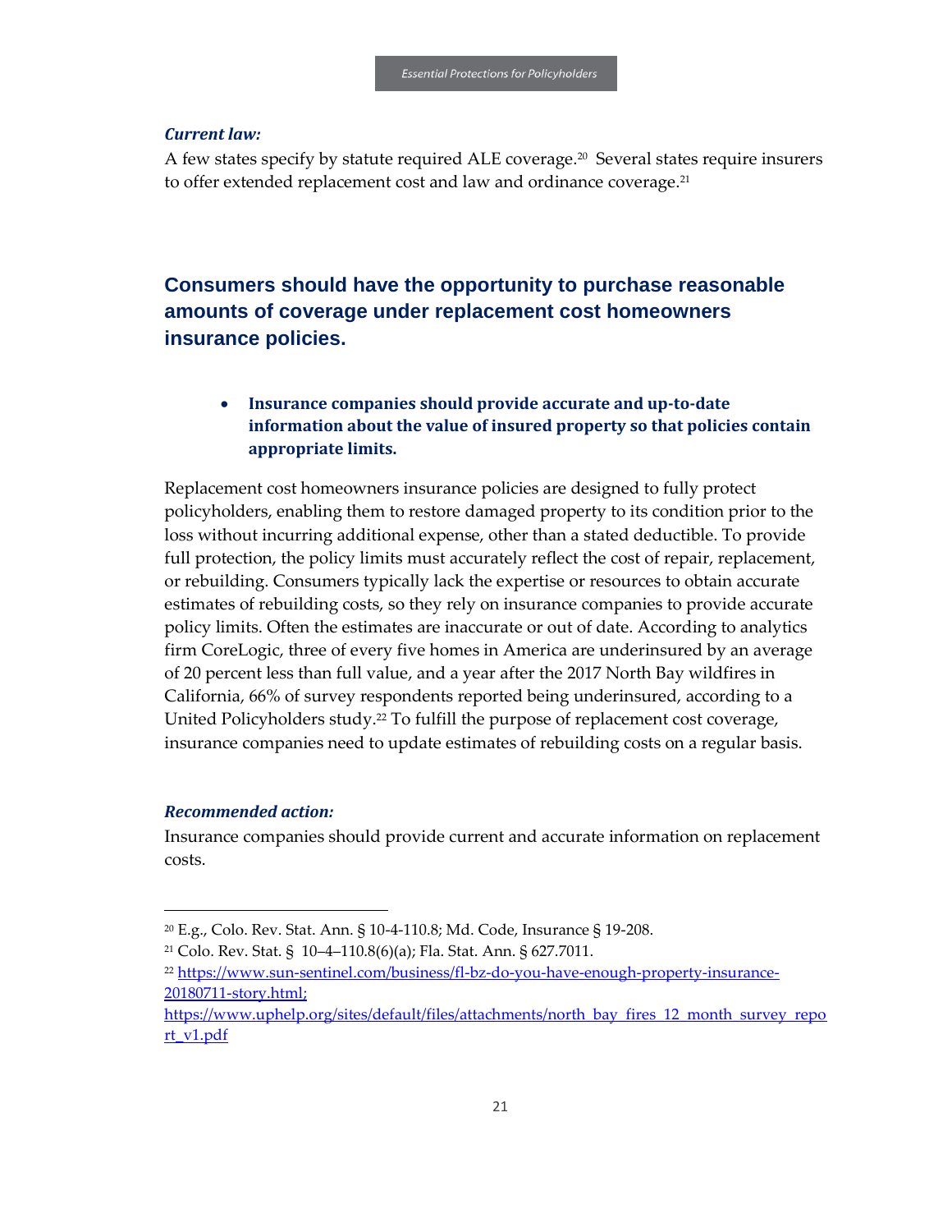***Current law:***

A few states specify by statute required ALE coverage.[20] Several states require insurers to offer extended replacement cost and law and ordinance coverage.[21]

## Consumers should have the opportunity to purchase reasonable amounts of coverage under replacement cost homeowners insurance policies.

- **Insurance companies should provide accurate and up-to-date information about the value of insured property so that policies contain appropriate limits.**

Replacement cost homeowners insurance policies are designed to fully protect policyholders, enabling them to restore damaged property to its condition prior to the loss without incurring additional expense, other than a stated deductible. To provide full protection, the policy limits must accurately reflect the cost of repair, replacement, or rebuilding. Consumers typically lack the expertise or resources to obtain accurate estimates of rebuilding costs, so they rely on insurance companies to provide accurate policy limits. Often the estimates are inaccurate or out of date. According to analytics firm CoreLogic, three of every five homes in America are underinsured by an average of 20 percent less than full value, and a year after the 2017 North Bay wildfires in California, 66% of survey respondents reported being underinsured, according to a United Policyholders study.[22] To fulfill the purpose of replacement cost coverage, insurance companies need to update estimates of rebuilding costs on a regular basis.

***Recommended action:***

Insurance companies should provide current and accurate information on replacement costs.

---

[20] E.g., Colo. Rev. Stat. Ann. § 10-4-110.8; Md. Code, Insurance § 19-208.

[21] Colo. Rev. Stat. § 10–4–110.8(6)(a); Fla. Stat. Ann. § 627.7011.

[22] https://www.sun-sentinel.com/business/fl-bz-do-you-have-enough-property-insurance-20180711-story.html; https://www.uphelp.org/sites/default/files/attachments/north_bay_fires_12_month_survey_report_v1.pdf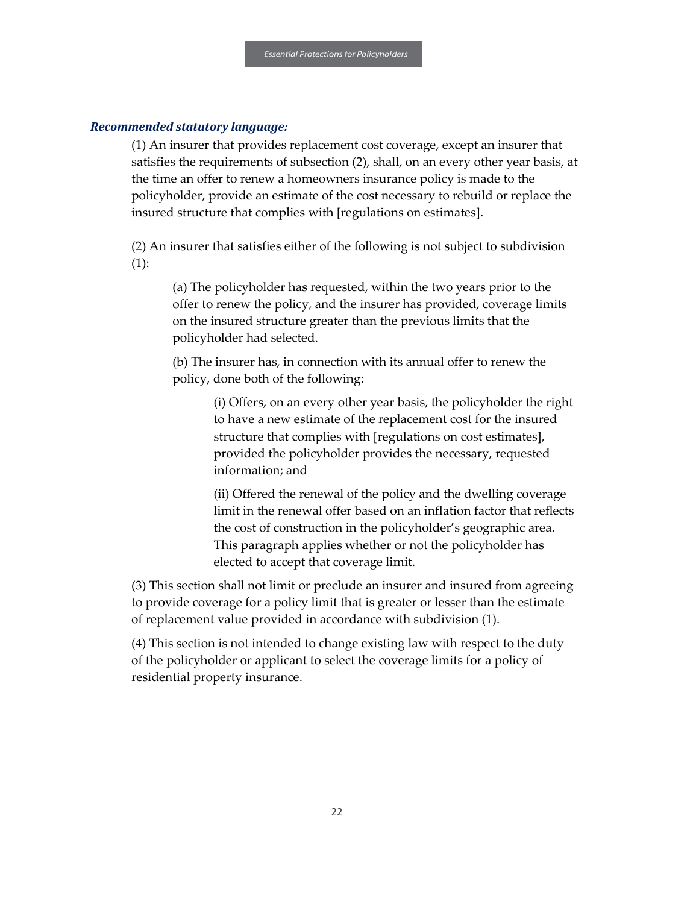***Recommended statutory language:***

(1) An insurer that provides replacement cost coverage, except an insurer that satisfies the requirements of subsection (2), shall, on an every other year basis, at the time an offer to renew a homeowners insurance policy is made to the policyholder, provide an estimate of the cost necessary to rebuild or replace the insured structure that complies with [regulations on estimates].

(2) An insurer that satisfies either of the following is not subject to subdivision (1):

> (a) The policyholder has requested, within the two years prior to the offer to renew the policy, and the insurer has provided, coverage limits on the insured structure greater than the previous limits that the policyholder had selected.
>
> (b) The insurer has, in connection with its annual offer to renew the policy, done both of the following:
>
> > (i) Offers, on an every other year basis, the policyholder the right to have a new estimate of the replacement cost for the insured structure that complies with [regulations on cost estimates], provided the policyholder provides the necessary, requested information; and
> >
> > (ii) Offered the renewal of the policy and the dwelling coverage limit in the renewal offer based on an inflation factor that reflects the cost of construction in the policyholder's geographic area. This paragraph applies whether or not the policyholder has elected to accept that coverage limit.

(3) This section shall not limit or preclude an insurer and insured from agreeing to provide coverage for a policy limit that is greater or lesser than the estimate of replacement value provided in accordance with subdivision (1).

(4) This section is not intended to change existing law with respect to the duty of the policyholder or applicant to select the coverage limits for a policy of residential property insurance.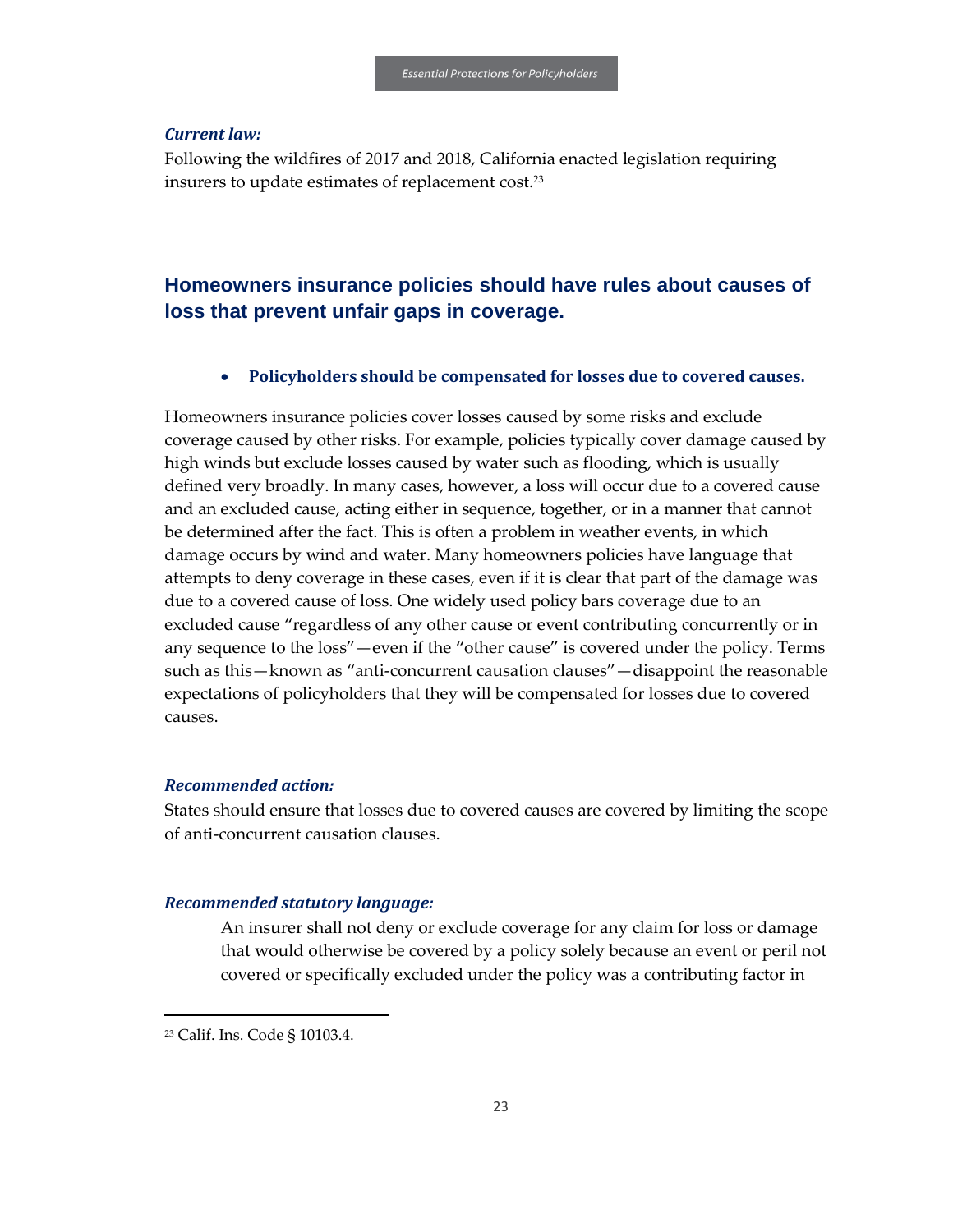***Current law:***

Following the wildfires of 2017 and 2018, California enacted legislation requiring insurers to update estimates of replacement cost.[23]

## Homeowners insurance policies should have rules about causes of loss that prevent unfair gaps in coverage.

- **Policyholders should be compensated for losses due to covered causes.**

Homeowners insurance policies cover losses caused by some risks and exclude coverage caused by other risks. For example, policies typically cover damage caused by high winds but exclude losses caused by water such as flooding, which is usually defined very broadly. In many cases, however, a loss will occur due to a covered cause and an excluded cause, acting either in sequence, together, or in a manner that cannot be determined after the fact. This is often a problem in weather events, in which damage occurs by wind and water. Many homeowners policies have language that attempts to deny coverage in these cases, even if it is clear that part of the damage was due to a covered cause of loss. One widely used policy bars coverage due to an excluded cause "regardless of any other cause or event contributing concurrently or in any sequence to the loss"—even if the "other cause" is covered under the policy. Terms such as this—known as "anti-concurrent causation clauses"—disappoint the reasonable expectations of policyholders that they will be compensated for losses due to covered causes.

***Recommended action:***

States should ensure that losses due to covered causes are covered by limiting the scope of anti-concurrent causation clauses.

***Recommended statutory language:***

> An insurer shall not deny or exclude coverage for any claim for loss or damage that would otherwise be covered by a policy solely because an event or peril not covered or specifically excluded under the policy was a contributing factor in

---

[23] Calif. Ins. Code § 10103.4.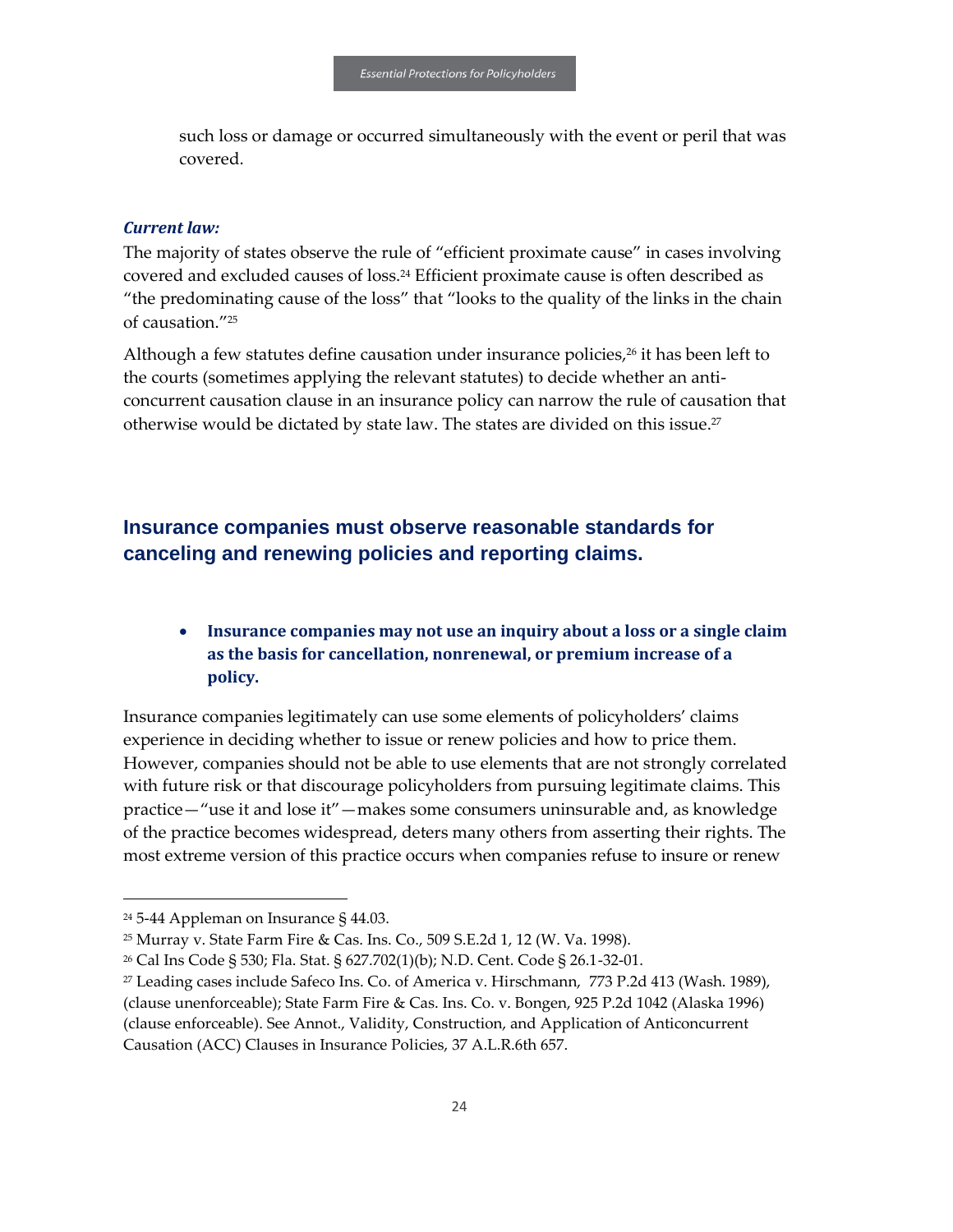such loss or damage or occurred simultaneously with the event or peril that was covered.

***Current law:***

The majority of states observe the rule of "efficient proximate cause" in cases involving covered and excluded causes of loss.[24] Efficient proximate cause is often described as "the predominating cause of the loss" that "looks to the quality of the links in the chain of causation."[25]

Although a few statutes define causation under insurance policies,[26] it has been left to the courts (sometimes applying the relevant statutes) to decide whether an anti-concurrent causation clause in an insurance policy can narrow the rule of causation that otherwise would be dictated by state law. The states are divided on this issue.[27]

## Insurance companies must observe reasonable standards for canceling and renewing policies and reporting claims.

- **Insurance companies may not use an inquiry about a loss or a single claim as the basis for cancellation, nonrenewal, or premium increase of a policy.**

Insurance companies legitimately can use some elements of policyholders' claims experience in deciding whether to issue or renew policies and how to price them. However, companies should not be able to use elements that are not strongly correlated with future risk or that discourage policyholders from pursuing legitimate claims. This practice—"use it and lose it"—makes some consumers uninsurable and, as knowledge of the practice becomes widespread, deters many others from asserting their rights. The most extreme version of this practice occurs when companies refuse to insure or renew

---

[24] 5-44 Appleman on Insurance § 44.03.

[25] Murray v. State Farm Fire & Cas. Ins. Co., 509 S.E.2d 1, 12 (W. Va. 1998).

[26] Cal Ins Code § 530; Fla. Stat. § 627.702(1)(b); N.D. Cent. Code § 26.1-32-01.

[27] Leading cases include Safeco Ins. Co. of America v. Hirschmann, 773 P.2d 413 (Wash. 1989), (clause unenforceable); State Farm Fire & Cas. Ins. Co. v. Bongen, 925 P.2d 1042 (Alaska 1996) (clause enforceable). See Annot., Validity, Construction, and Application of Anticoncurrent Causation (ACC) Clauses in Insurance Policies, 37 A.L.R.6th 657.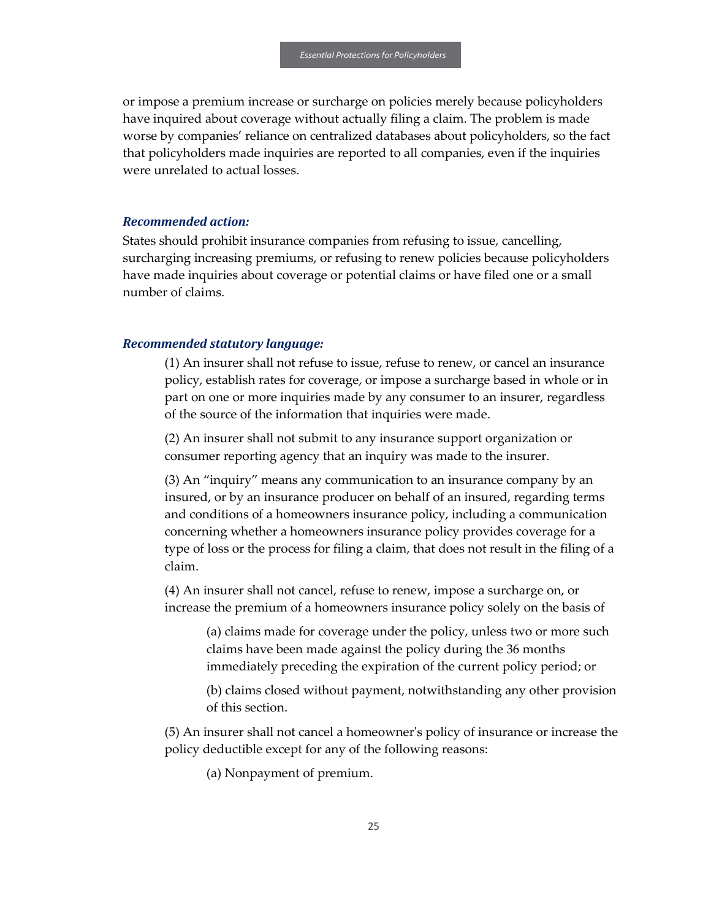or impose a premium increase or surcharge on policies merely because policyholders have inquired about coverage without actually filing a claim. The problem is made worse by companies' reliance on centralized databases about policyholders, so the fact that policyholders made inquiries are reported to all companies, even if the inquiries were unrelated to actual losses.

***Recommended action:***

States should prohibit insurance companies from refusing to issue, cancelling, surcharging increasing premiums, or refusing to renew policies because policyholders have made inquiries about coverage or potential claims or have filed one or a small number of claims.

***Recommended statutory language:***

> (1) An insurer shall not refuse to issue, refuse to renew, or cancel an insurance policy, establish rates for coverage, or impose a surcharge based in whole or in part on one or more inquiries made by any consumer to an insurer, regardless of the source of the information that inquiries were made.
>
> (2) An insurer shall not submit to any insurance support organization or consumer reporting agency that an inquiry was made to the insurer.
>
> (3) An "inquiry" means any communication to an insurance company by an insured, or by an insurance producer on behalf of an insured, regarding terms and conditions of a homeowners insurance policy, including a communication concerning whether a homeowners insurance policy provides coverage for a type of loss or the process for filing a claim, that does not result in the filing of a claim.
>
> (4) An insurer shall not cancel, refuse to renew, impose a surcharge on, or increase the premium of a homeowners insurance policy solely on the basis of
>
> > (a) claims made for coverage under the policy, unless two or more such claims have been made against the policy during the 36 months immediately preceding the expiration of the current policy period; or
> >
> > (b) claims closed without payment, notwithstanding any other provision of this section.
>
> (5) An insurer shall not cancel a homeowner's policy of insurance or increase the policy deductible except for any of the following reasons:
>
> > (a) Nonpayment of premium.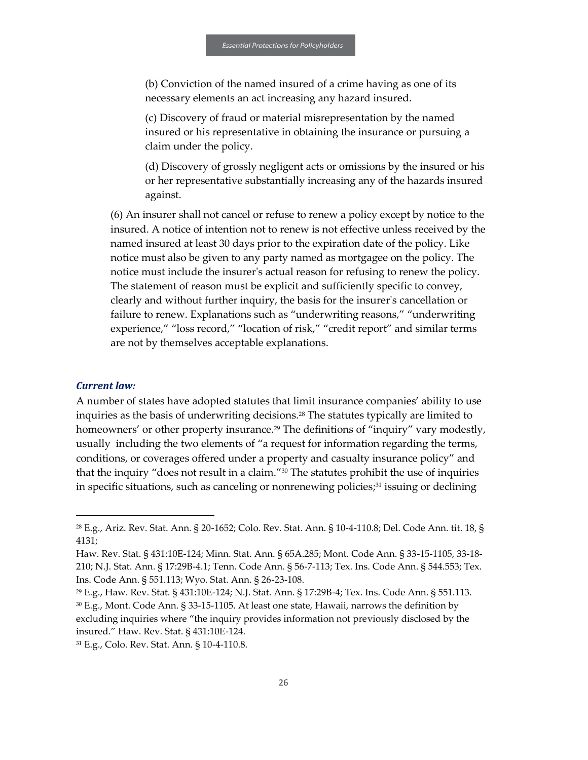(b) Conviction of the named insured of a crime having as one of its necessary elements an act increasing any hazard insured.

(c) Discovery of fraud or material misrepresentation by the named insured or his representative in obtaining the insurance or pursuing a claim under the policy.

(d) Discovery of grossly negligent acts or omissions by the insured or his or her representative substantially increasing any of the hazards insured against.

(6) An insurer shall not cancel or refuse to renew a policy except by notice to the insured. A notice of intention not to renew is not effective unless received by the named insured at least 30 days prior to the expiration date of the policy. Like notice must also be given to any party named as mortgagee on the policy. The notice must include the insurer's actual reason for refusing to renew the policy. The statement of reason must be explicit and sufficiently specific to convey, clearly and without further inquiry, the basis for the insurer's cancellation or failure to renew. Explanations such as "underwriting reasons," "underwriting experience," "loss record," "location of risk," "credit report" and similar terms are not by themselves acceptable explanations.

### *Current law:*

A number of states have adopted statutes that limit insurance companies' ability to use inquiries as the basis of underwriting decisions.[28] The statutes typically are limited to homeowners' or other property insurance.[29] The definitions of "inquiry" vary modestly, usually including the two elements of "a request for information regarding the terms, conditions, or coverages offered under a property and casualty insurance policy" and that the inquiry "does not result in a claim."[30] The statutes prohibit the use of inquiries in specific situations, such as canceling or nonrenewing policies;[31] issuing or declining

---

[28] E.g., Ariz. Rev. Stat. Ann. § 20-1652; Colo. Rev. Stat. Ann. § 10-4-110.8; Del. Code Ann. tit. 18, § 4131;
Haw. Rev. Stat. § 431:10E-124; Minn. Stat. Ann. § 65A.285; Mont. Code Ann. § 33-15-1105, 33-18-210; N.J. Stat. Ann. § 17:29B-4.1; Tenn. Code Ann. § 56-7-113; Tex. Ins. Code Ann. § 544.553; Tex. Ins. Code Ann. § 551.113; Wyo. Stat. Ann. § 26-23-108.

[29] E.g., Haw. Rev. Stat. § 431:10E-124; N.J. Stat. Ann. § 17:29B-4; Tex. Ins. Code Ann. § 551.113.

[30] E.g., Mont. Code Ann. § 33-15-1105. At least one state, Hawaii, narrows the definition by excluding inquiries where "the inquiry provides information not previously disclosed by the insured." Haw. Rev. Stat. § 431:10E-124.

[31] E.g., Colo. Rev. Stat. Ann. § 10-4-110.8.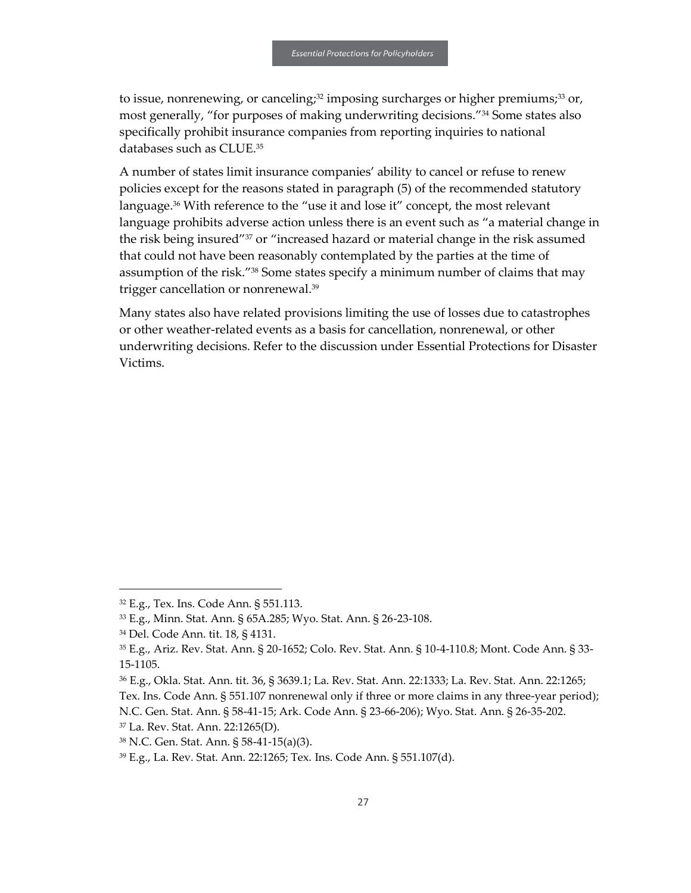to issue, nonrenewing, or canceling;[32] imposing surcharges or higher premiums;[33] or, most generally, "for purposes of making underwriting decisions."[34] Some states also specifically prohibit insurance companies from reporting inquiries to national databases such as CLUE.[35]

A number of states limit insurance companies' ability to cancel or refuse to renew policies except for the reasons stated in paragraph (5) of the recommended statutory language.[36] With reference to the "use it and lose it" concept, the most relevant language prohibits adverse action unless there is an event such as "a material change in the risk being insured"[37] or "increased hazard or material change in the risk assumed that could not have been reasonably contemplated by the parties at the time of assumption of the risk."[38] Some states specify a minimum number of claims that may trigger cancellation or nonrenewal.[39]

Many states also have related provisions limiting the use of losses due to catastrophes or other weather-related events as a basis for cancellation, nonrenewal, or other underwriting decisions. Refer to the discussion under Essential Protections for Disaster Victims.

---

[32] E.g., Tex. Ins. Code Ann. § 551.113.

[33] E.g., Minn. Stat. Ann. § 65A.285; Wyo. Stat. Ann. § 26-23-108.

[34] Del. Code Ann. tit. 18, § 4131.

[35] E.g., Ariz. Rev. Stat. Ann. § 20-1652; Colo. Rev. Stat. Ann. § 10-4-110.8; Mont. Code Ann. § 33-15-1105.

[36] E.g., Okla. Stat. Ann. tit. 36, § 3639.1; La. Rev. Stat. Ann. 22:1333; La. Rev. Stat. Ann. 22:1265; Tex. Ins. Code Ann. § 551.107 nonrenewal only if three or more claims in any three-year period); N.C. Gen. Stat. Ann. § 58-41-15; Ark. Code Ann. § 23-66-206); Wyo. Stat. Ann. § 26-35-202.

[37] La. Rev. Stat. Ann. 22:1265(D).

[38] N.C. Gen. Stat. Ann. § 58-41-15(a)(3).

[39] E.g., La. Rev. Stat. Ann. 22:1265; Tex. Ins. Code Ann. § 551.107(d).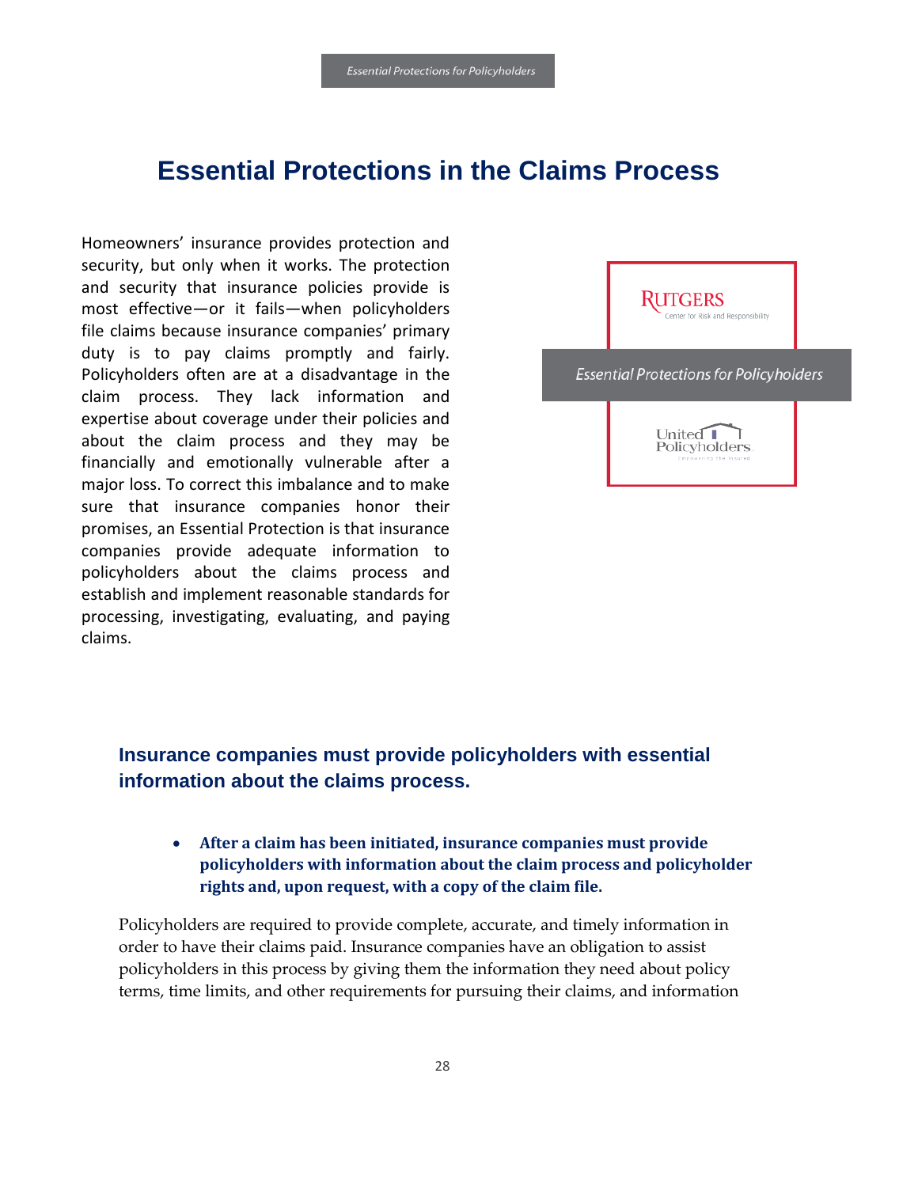# Essential Protections in the Claims Process

Homeowners' insurance provides protection and security, but only when it works. The protection and security that insurance policies provide is most effective—or it fails—when policyholders file claims because insurance companies' primary duty is to pay claims promptly and fairly. Policyholders often are at a disadvantage in the claim process. They lack information and expertise about coverage under their policies and about the claim process and they may be financially and emotionally vulnerable after a major loss. To correct this imbalance and to make sure that insurance companies honor their promises, an Essential Protection is that insurance companies provide adequate information to policyholders about the claims process and establish and implement reasonable standards for processing, investigating, evaluating, and paying claims.

RUTGERS
Center for Risk and Responsibility

*Essential Protections for Policyholders*

United Policyholders
Empowering the Insured

## Insurance companies must provide policyholders with essential information about the claims process.

- **After a claim has been initiated, insurance companies must provide policyholders with information about the claim process and policyholder rights and, upon request, with a copy of the claim file.**

Policyholders are required to provide complete, accurate, and timely information in order to have their claims paid. Insurance companies have an obligation to assist policyholders in this process by giving them the information they need about policy terms, time limits, and other requirements for pursuing their claims, and information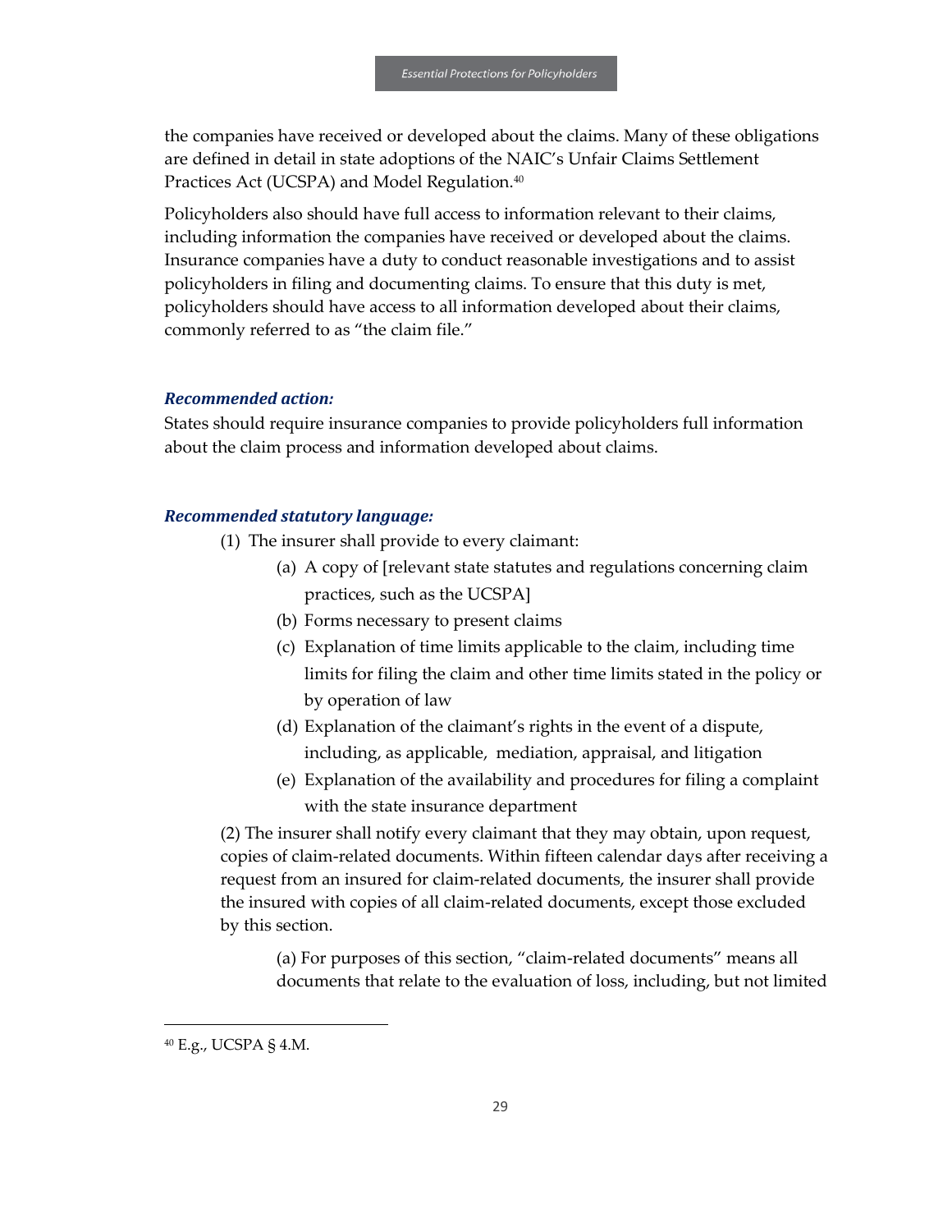the companies have received or developed about the claims. Many of these obligations are defined in detail in state adoptions of the NAIC's Unfair Claims Settlement Practices Act (UCSPA) and Model Regulation.[40]

Policyholders also should have full access to information relevant to their claims, including information the companies have received or developed about the claims. Insurance companies have a duty to conduct reasonable investigations and to assist policyholders in filing and documenting claims. To ensure that this duty is met, policyholders should have access to all information developed about their claims, commonly referred to as "the claim file."

***Recommended action:***

States should require insurance companies to provide policyholders full information about the claim process and information developed about claims.

***Recommended statutory language:***

(1) The insurer shall provide to every claimant:

- (a) A copy of [relevant state statutes and regulations concerning claim practices, such as the UCSPA]
- (b) Forms necessary to present claims
- (c) Explanation of time limits applicable to the claim, including time limits for filing the claim and other time limits stated in the policy or by operation of law
- (d) Explanation of the claimant's rights in the event of a dispute, including, as applicable, mediation, appraisal, and litigation
- (e) Explanation of the availability and procedures for filing a complaint with the state insurance department

(2) The insurer shall notify every claimant that they may obtain, upon request, copies of claim-related documents. Within fifteen calendar days after receiving a request from an insured for claim-related documents, the insurer shall provide the insured with copies of all claim-related documents, except those excluded by this section.

(a) For purposes of this section, "claim-related documents" means all documents that relate to the evaluation of loss, including, but not limited

[40] E.g., UCSPA § 4.M.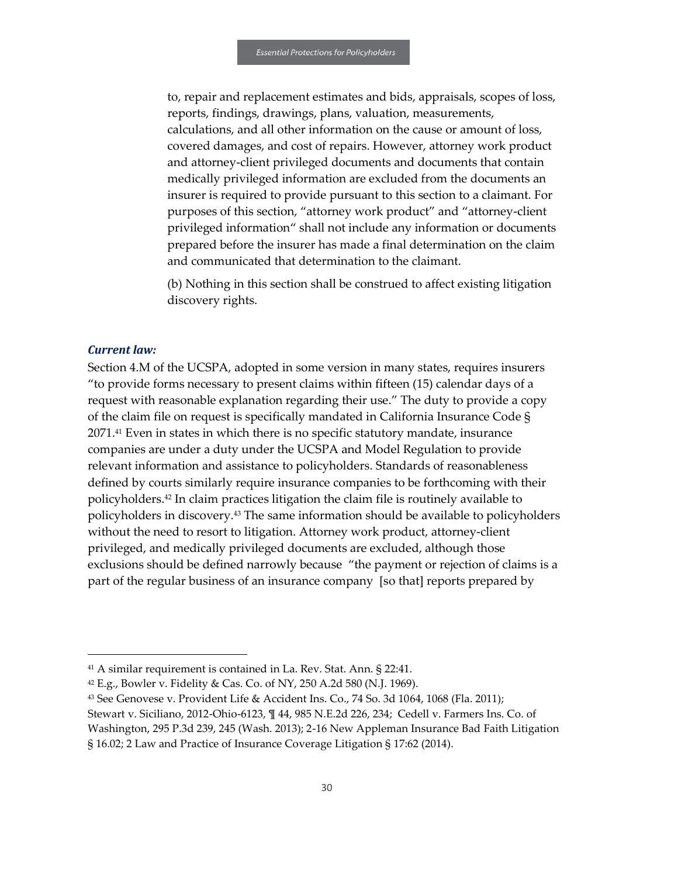to, repair and replacement estimates and bids, appraisals, scopes of loss, reports, findings, drawings, plans, valuation, measurements, calculations, and all other information on the cause or amount of loss, covered damages, and cost of repairs. However, attorney work product and attorney-client privileged documents and documents that contain medically privileged information are excluded from the documents an insurer is required to provide pursuant to this section to a claimant. For purposes of this section, "attorney work product" and "attorney-client privileged information" shall not include any information or documents prepared before the insurer has made a final determination on the claim and communicated that determination to the claimant.

(b) Nothing in this section shall be construed to affect existing litigation discovery rights.

### *Current law:*

Section 4.M of the UCSPA, adopted in some version in many states, requires insurers "to provide forms necessary to present claims within fifteen (15) calendar days of a request with reasonable explanation regarding their use." The duty to provide a copy of the claim file on request is specifically mandated in California Insurance Code § 2071.[41] Even in states in which there is no specific statutory mandate, insurance companies are under a duty under the UCSPA and Model Regulation to provide relevant information and assistance to policyholders. Standards of reasonableness defined by courts similarly require insurance companies to be forthcoming with their policyholders.[42] In claim practices litigation the claim file is routinely available to policyholders in discovery.[43] The same information should be available to policyholders without the need to resort to litigation. Attorney work product, attorney-client privileged, and medically privileged documents are excluded, although those exclusions should be defined narrowly because "the payment or rejection of claims is a part of the regular business of an insurance company [so that] reports prepared by

---

[41] A similar requirement is contained in La. Rev. Stat. Ann. § 22:41.

[42] E.g., Bowler v. Fidelity & Cas. Co. of NY, 250 A.2d 580 (N.J. 1969).

[43] See Genovese v. Provident Life & Accident Ins. Co., 74 So. 3d 1064, 1068 (Fla. 2011); Stewart v. Siciliano, 2012-Ohio-6123, ¶ 44, 985 N.E.2d 226, 234; Cedell v. Farmers Ins. Co. of Washington, 295 P.3d 239, 245 (Wash. 2013); 2-16 New Appleman Insurance Bad Faith Litigation § 16.02; 2 Law and Practice of Insurance Coverage Litigation § 17:62 (2014).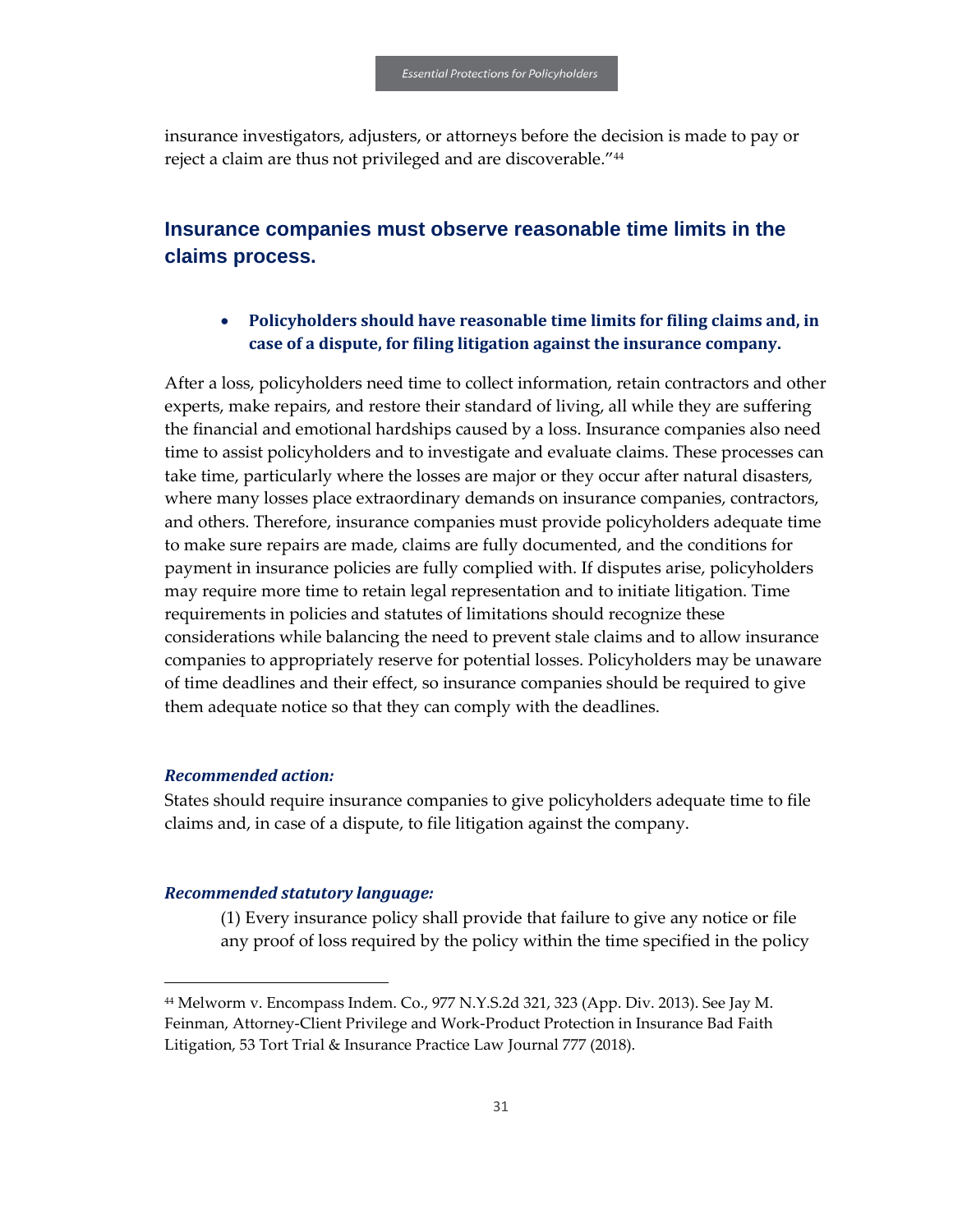insurance investigators, adjusters, or attorneys before the decision is made to pay or reject a claim are thus not privileged and are discoverable."[44]

## Insurance companies must observe reasonable time limits in the claims process.

- **Policyholders should have reasonable time limits for filing claims and, in case of a dispute, for filing litigation against the insurance company.**

After a loss, policyholders need time to collect information, retain contractors and other experts, make repairs, and restore their standard of living, all while they are suffering the financial and emotional hardships caused by a loss. Insurance companies also need time to assist policyholders and to investigate and evaluate claims. These processes can take time, particularly where the losses are major or they occur after natural disasters, where many losses place extraordinary demands on insurance companies, contractors, and others. Therefore, insurance companies must provide policyholders adequate time to make sure repairs are made, claims are fully documented, and the conditions for payment in insurance policies are fully complied with. If disputes arise, policyholders may require more time to retain legal representation and to initiate litigation. Time requirements in policies and statutes of limitations should recognize these considerations while balancing the need to prevent stale claims and to allow insurance companies to appropriately reserve for potential losses. Policyholders may be unaware of time deadlines and their effect, so insurance companies should be required to give them adequate notice so that they can comply with the deadlines.

***Recommended action:***

States should require insurance companies to give policyholders adequate time to file claims and, in case of a dispute, to file litigation against the company.

***Recommended statutory language:***

> (1) Every insurance policy shall provide that failure to give any notice or file any proof of loss required by the policy within the time specified in the policy

---

[44] Melworm v. Encompass Indem. Co., 977 N.Y.S.2d 321, 323 (App. Div. 2013). See Jay M. Feinman, Attorney-Client Privilege and Work-Product Protection in Insurance Bad Faith Litigation, 53 Tort Trial & Insurance Practice Law Journal 777 (2018).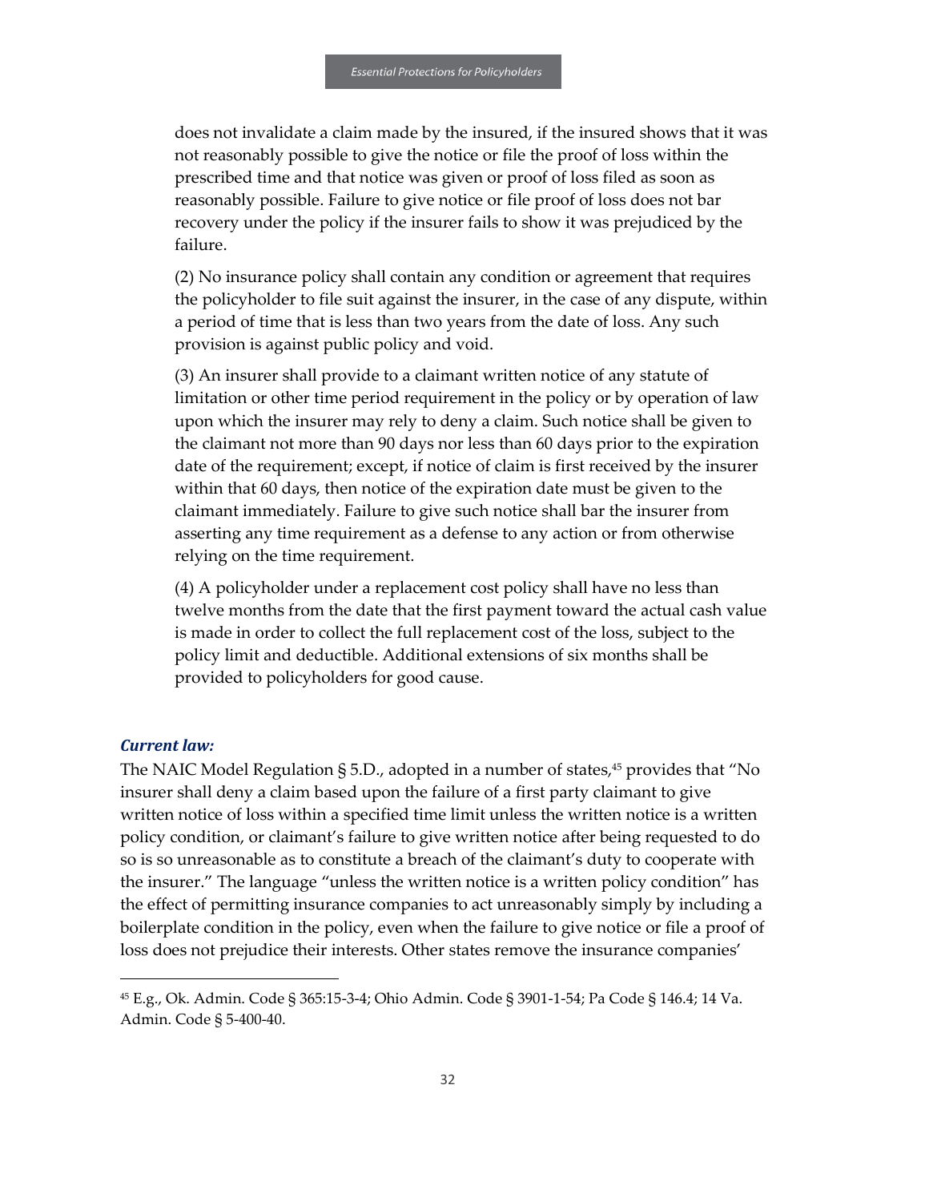does not invalidate a claim made by the insured, if the insured shows that it was not reasonably possible to give the notice or file the proof of loss within the prescribed time and that notice was given or proof of loss filed as soon as reasonably possible. Failure to give notice or file proof of loss does not bar recovery under the policy if the insurer fails to show it was prejudiced by the failure.

(2) No insurance policy shall contain any condition or agreement that requires the policyholder to file suit against the insurer, in the case of any dispute, within a period of time that is less than two years from the date of loss. Any such provision is against public policy and void.

(3) An insurer shall provide to a claimant written notice of any statute of limitation or other time period requirement in the policy or by operation of law upon which the insurer may rely to deny a claim. Such notice shall be given to the claimant not more than 90 days nor less than 60 days prior to the expiration date of the requirement; except, if notice of claim is first received by the insurer within that 60 days, then notice of the expiration date must be given to the claimant immediately. Failure to give such notice shall bar the insurer from asserting any time requirement as a defense to any action or from otherwise relying on the time requirement.

(4) A policyholder under a replacement cost policy shall have no less than twelve months from the date that the first payment toward the actual cash value is made in order to collect the full replacement cost of the loss, subject to the policy limit and deductible. Additional extensions of six months shall be provided to policyholders for good cause.

### *Current law:*

The NAIC Model Regulation § 5.D., adopted in a number of states,[45] provides that "No insurer shall deny a claim based upon the failure of a first party claimant to give written notice of loss within a specified time limit unless the written notice is a written policy condition, or claimant's failure to give written notice after being requested to do so is so unreasonable as to constitute a breach of the claimant's duty to cooperate with the insurer." The language "unless the written notice is a written policy condition" has the effect of permitting insurance companies to act unreasonably simply by including a boilerplate condition in the policy, even when the failure to give notice or file a proof of loss does not prejudice their interests. Other states remove the insurance companies'

---

[45] E.g., Ok. Admin. Code § 365:15-3-4; Ohio Admin. Code § 3901-1-54; Pa Code § 146.4; 14 Va. Admin. Code § 5-400-40.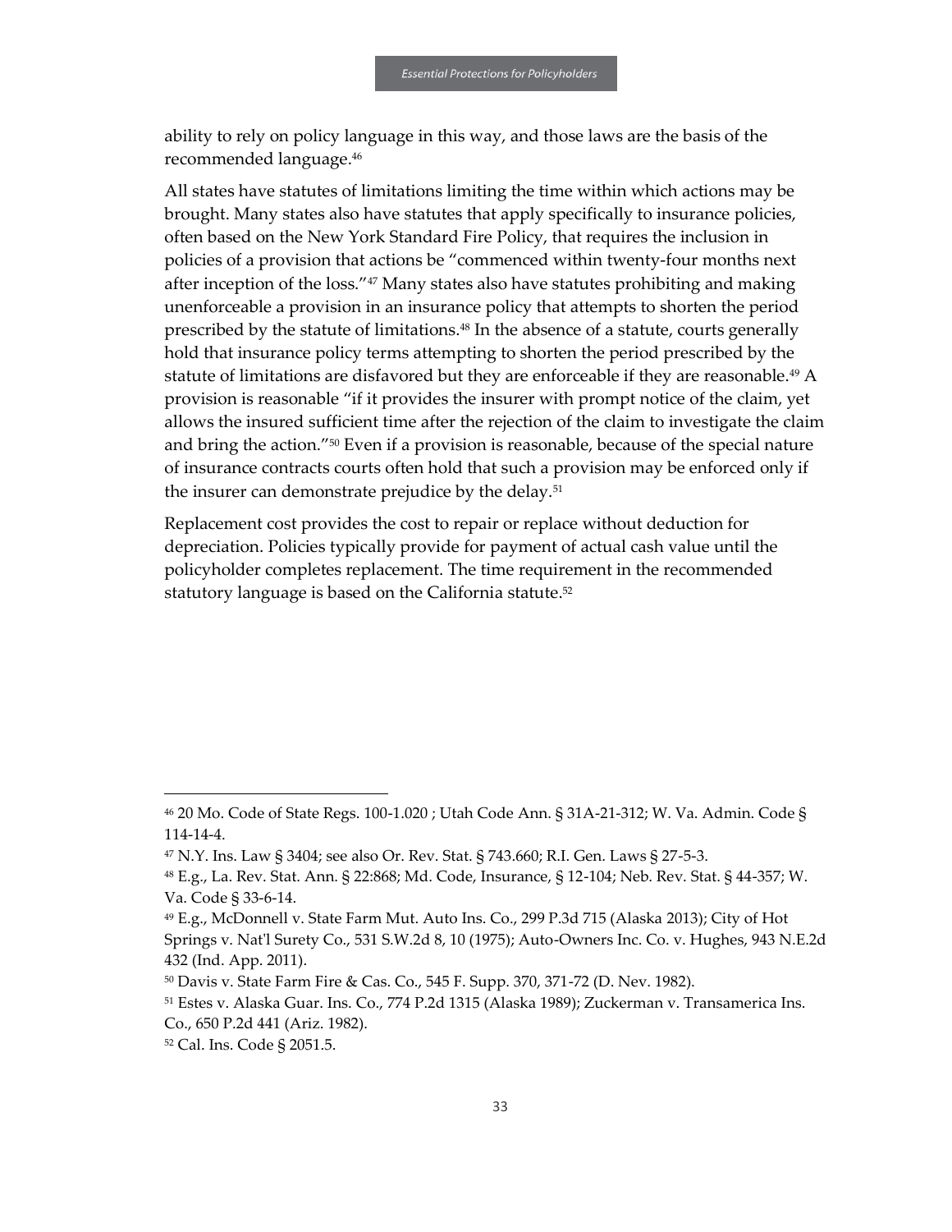ability to rely on policy language in this way, and those laws are the basis of the recommended language.[46]

All states have statutes of limitations limiting the time within which actions may be brought. Many states also have statutes that apply specifically to insurance policies, often based on the New York Standard Fire Policy, that requires the inclusion in policies of a provision that actions be "commenced within twenty-four months next after inception of the loss."[47] Many states also have statutes prohibiting and making unenforceable a provision in an insurance policy that attempts to shorten the period prescribed by the statute of limitations.[48] In the absence of a statute, courts generally hold that insurance policy terms attempting to shorten the period prescribed by the statute of limitations are disfavored but they are enforceable if they are reasonable.[49] A provision is reasonable "if it provides the insurer with prompt notice of the claim, yet allows the insured sufficient time after the rejection of the claim to investigate the claim and bring the action."[50] Even if a provision is reasonable, because of the special nature of insurance contracts courts often hold that such a provision may be enforced only if the insurer can demonstrate prejudice by the delay.[51]

Replacement cost provides the cost to repair or replace without deduction for depreciation. Policies typically provide for payment of actual cash value until the policyholder completes replacement. The time requirement in the recommended statutory language is based on the California statute.[52]

---

[46] 20 Mo. Code of State Regs. 100-1.020 ; Utah Code Ann. § 31A-21-312; W. Va. Admin. Code § 114-14-4.

[47] N.Y. Ins. Law § 3404; see also Or. Rev. Stat. § 743.660; R.I. Gen. Laws § 27-5-3.

[48] E.g., La. Rev. Stat. Ann. § 22:868; Md. Code, Insurance, § 12-104; Neb. Rev. Stat. § 44-357; W. Va. Code § 33-6-14.

[49] E.g., McDonnell v. State Farm Mut. Auto Ins. Co., 299 P.3d 715 (Alaska 2013); City of Hot Springs v. Nat'l Surety Co., 531 S.W.2d 8, 10 (1975); Auto-Owners Inc. Co. v. Hughes, 943 N.E.2d 432 (Ind. App. 2011).

[50] Davis v. State Farm Fire & Cas. Co., 545 F. Supp. 370, 371-72 (D. Nev. 1982).

[51] Estes v. Alaska Guar. Ins. Co., 774 P.2d 1315 (Alaska 1989); Zuckerman v. Transamerica Ins. Co., 650 P.2d 441 (Ariz. 1982).

[52] Cal. Ins. Code § 2051.5.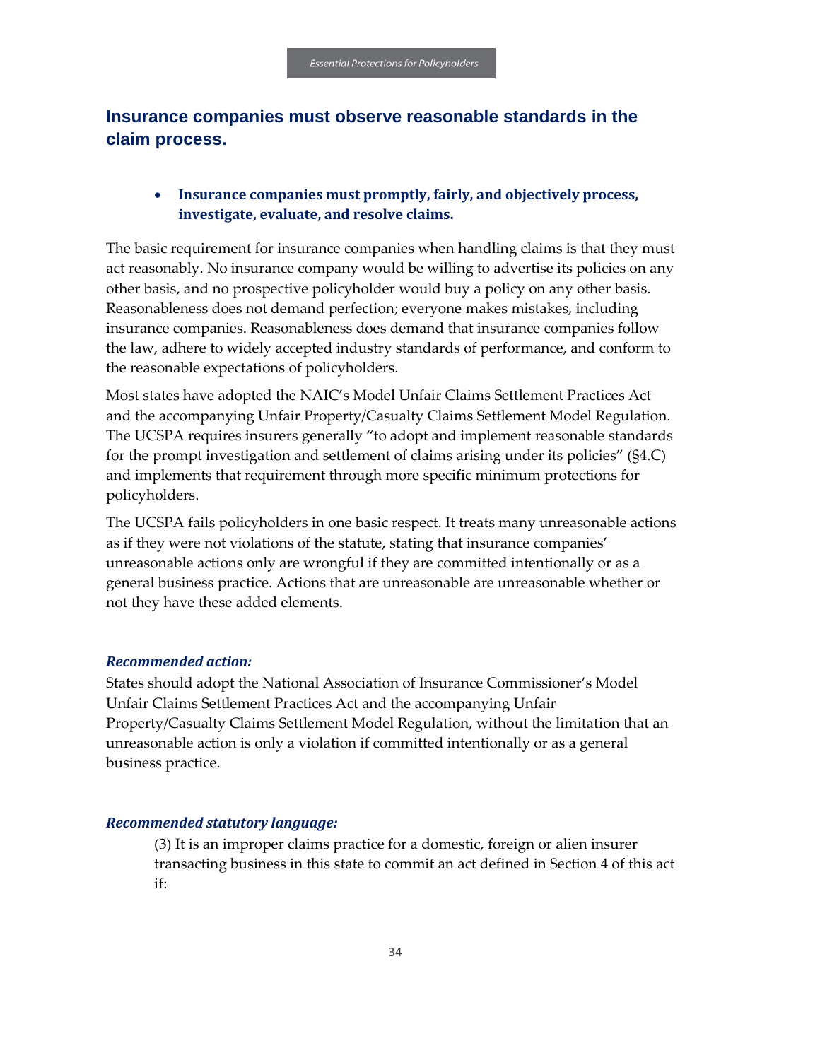## Insurance companies must observe reasonable standards in the claim process.

- **Insurance companies must promptly, fairly, and objectively process, investigate, evaluate, and resolve claims.**

The basic requirement for insurance companies when handling claims is that they must act reasonably. No insurance company would be willing to advertise its policies on any other basis, and no prospective policyholder would buy a policy on any other basis. Reasonableness does not demand perfection; everyone makes mistakes, including insurance companies. Reasonableness does demand that insurance companies follow the law, adhere to widely accepted industry standards of performance, and conform to the reasonable expectations of policyholders.

Most states have adopted the NAIC's Model Unfair Claims Settlement Practices Act and the accompanying Unfair Property/Casualty Claims Settlement Model Regulation. The UCSPA requires insurers generally "to adopt and implement reasonable standards for the prompt investigation and settlement of claims arising under its policies" (§4.C) and implements that requirement through more specific minimum protections for policyholders.

The UCSPA fails policyholders in one basic respect. It treats many unreasonable actions as if they were not violations of the statute, stating that insurance companies' unreasonable actions only are wrongful if they are committed intentionally or as a general business practice. Actions that are unreasonable are unreasonable whether or not they have these added elements.

***Recommended action:***

States should adopt the National Association of Insurance Commissioner's Model Unfair Claims Settlement Practices Act and the accompanying Unfair Property/Casualty Claims Settlement Model Regulation, without the limitation that an unreasonable action is only a violation if committed intentionally or as a general business practice.

***Recommended statutory language:***

> (3) It is an improper claims practice for a domestic, foreign or alien insurer transacting business in this state to commit an act defined in Section 4 of this act if: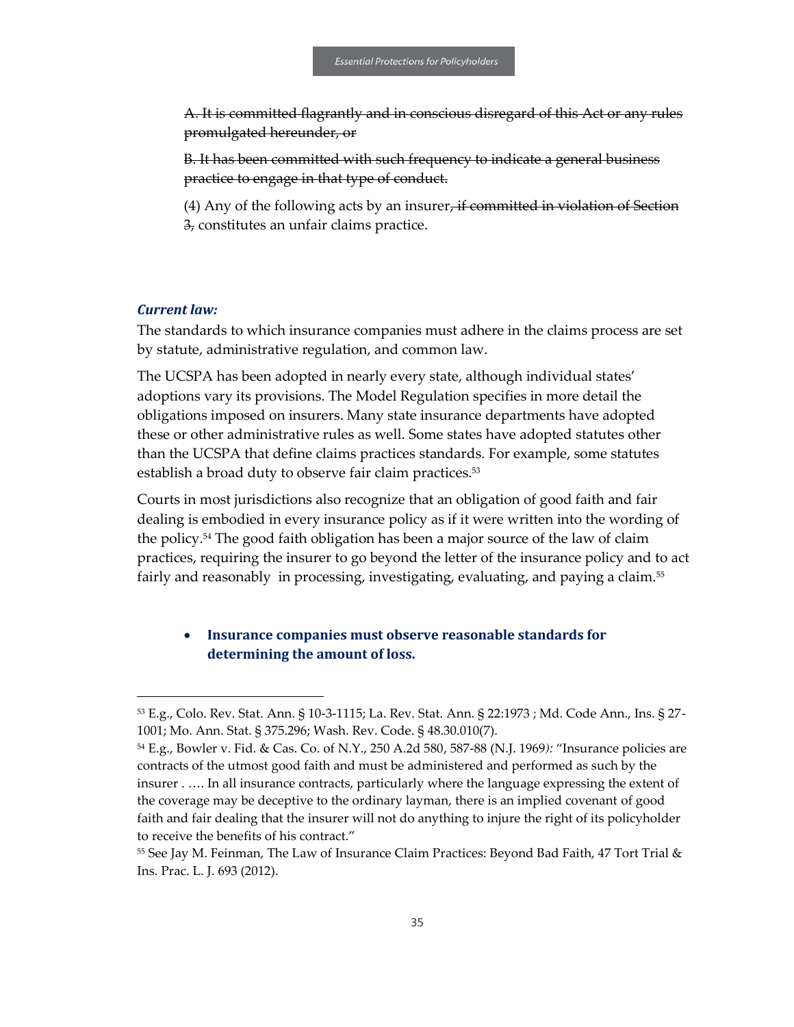~~A. It is committed flagrantly and in conscious disregard of this Act or any rules promulgated hereunder, or~~

~~B. It has been committed with such frequency to indicate a general business practice to engage in that type of conduct.~~

(4) Any of the following acts by an insurer~~, if committed in violation of Section 3,~~ constitutes an unfair claims practice.

***Current law:***

The standards to which insurance companies must adhere in the claims process are set by statute, administrative regulation, and common law.

The UCSPA has been adopted in nearly every state, although individual states' adoptions vary its provisions. The Model Regulation specifies in more detail the obligations imposed on insurers. Many state insurance departments have adopted these or other administrative rules as well. Some states have adopted statutes other than the UCSPA that define claims practices standards. For example, some statutes establish a broad duty to observe fair claim practices.[53]

Courts in most jurisdictions also recognize that an obligation of good faith and fair dealing is embodied in every insurance policy as if it were written into the wording of the policy.[54] The good faith obligation has been a major source of the law of claim practices, requiring the insurer to go beyond the letter of the insurance policy and to act fairly and reasonably in processing, investigating, evaluating, and paying a claim.[55]

- **Insurance companies must observe reasonable standards for determining the amount of loss.**

---

[53] E.g., Colo. Rev. Stat. Ann. § 10-3-1115; La. Rev. Stat. Ann. § 22:1973 ; Md. Code Ann., Ins. § 27-1001; Mo. Ann. Stat. § 375.296; Wash. Rev. Code. § 48.30.010(7).

[54] E.g., Bowler v. Fid. & Cas. Co. of N.Y., 250 A.2d 580, 587-88 (N.J. 1969*):* "Insurance policies are contracts of the utmost good faith and must be administered and performed as such by the insurer . …. In all insurance contracts, particularly where the language expressing the extent of the coverage may be deceptive to the ordinary layman, there is an implied covenant of good faith and fair dealing that the insurer will not do anything to injure the right of its policyholder to receive the benefits of his contract."

[55] See Jay M. Feinman, The Law of Insurance Claim Practices: Beyond Bad Faith, 47 Tort Trial & Ins. Prac. L. J. 693 (2012).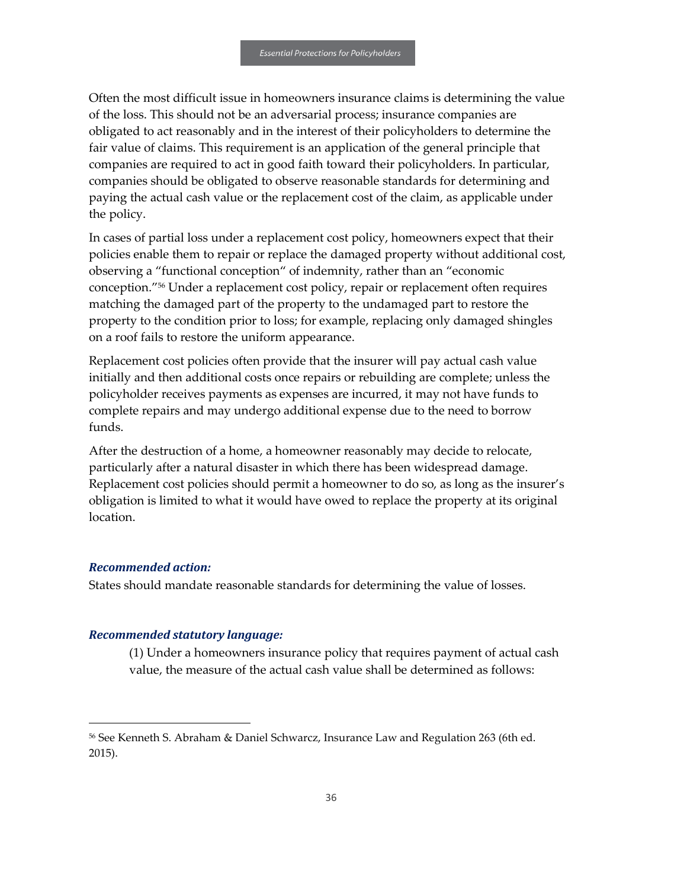Often the most difficult issue in homeowners insurance claims is determining the value of the loss. This should not be an adversarial process; insurance companies are obligated to act reasonably and in the interest of their policyholders to determine the fair value of claims. This requirement is an application of the general principle that companies are required to act in good faith toward their policyholders. In particular, companies should be obligated to observe reasonable standards for determining and paying the actual cash value or the replacement cost of the claim, as applicable under the policy.

In cases of partial loss under a replacement cost policy, homeowners expect that their policies enable them to repair or replace the damaged property without additional cost, observing a "functional conception" of indemnity, rather than an "economic conception."[56] Under a replacement cost policy, repair or replacement often requires matching the damaged part of the property to the undamaged part to restore the property to the condition prior to loss; for example, replacing only damaged shingles on a roof fails to restore the uniform appearance.

Replacement cost policies often provide that the insurer will pay actual cash value initially and then additional costs once repairs or rebuilding are complete; unless the policyholder receives payments as expenses are incurred, it may not have funds to complete repairs and may undergo additional expense due to the need to borrow funds.

After the destruction of a home, a homeowner reasonably may decide to relocate, particularly after a natural disaster in which there has been widespread damage. Replacement cost policies should permit a homeowner to do so, as long as the insurer's obligation is limited to what it would have owed to replace the property at its original location.

### *Recommended action:*

States should mandate reasonable standards for determining the value of losses.

### *Recommended statutory language:*

(1) Under a homeowners insurance policy that requires payment of actual cash value, the measure of the actual cash value shall be determined as follows:

---

[56] See Kenneth S. Abraham & Daniel Schwarcz, Insurance Law and Regulation 263 (6th ed. 2015).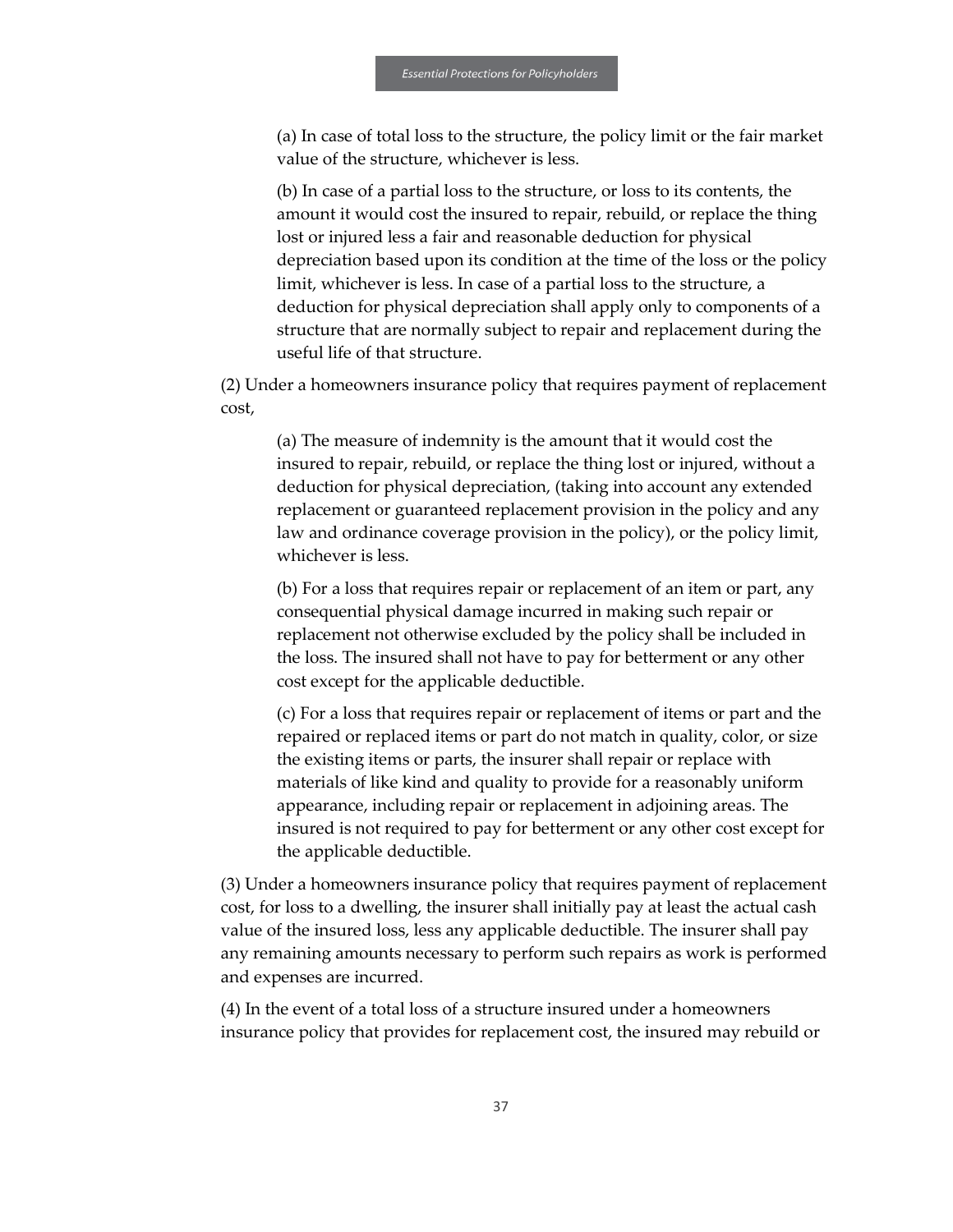(a) In case of total loss to the structure, the policy limit or the fair market value of the structure, whichever is less.

(b) In case of a partial loss to the structure, or loss to its contents, the amount it would cost the insured to repair, rebuild, or replace the thing lost or injured less a fair and reasonable deduction for physical depreciation based upon its condition at the time of the loss or the policy limit, whichever is less. In case of a partial loss to the structure, a deduction for physical depreciation shall apply only to components of a structure that are normally subject to repair and replacement during the useful life of that structure.

(2) Under a homeowners insurance policy that requires payment of replacement cost,

(a) The measure of indemnity is the amount that it would cost the insured to repair, rebuild, or replace the thing lost or injured, without a deduction for physical depreciation, (taking into account any extended replacement or guaranteed replacement provision in the policy and any law and ordinance coverage provision in the policy), or the policy limit, whichever is less.

(b) For a loss that requires repair or replacement of an item or part, any consequential physical damage incurred in making such repair or replacement not otherwise excluded by the policy shall be included in the loss. The insured shall not have to pay for betterment or any other cost except for the applicable deductible.

(c) For a loss that requires repair or replacement of items or part and the repaired or replaced items or part do not match in quality, color, or size the existing items or parts, the insurer shall repair or replace with materials of like kind and quality to provide for a reasonably uniform appearance, including repair or replacement in adjoining areas. The insured is not required to pay for betterment or any other cost except for the applicable deductible.

(3) Under a homeowners insurance policy that requires payment of replacement cost, for loss to a dwelling, the insurer shall initially pay at least the actual cash value of the insured loss, less any applicable deductible. The insurer shall pay any remaining amounts necessary to perform such repairs as work is performed and expenses are incurred.

(4) In the event of a total loss of a structure insured under a homeowners insurance policy that provides for replacement cost, the insured may rebuild or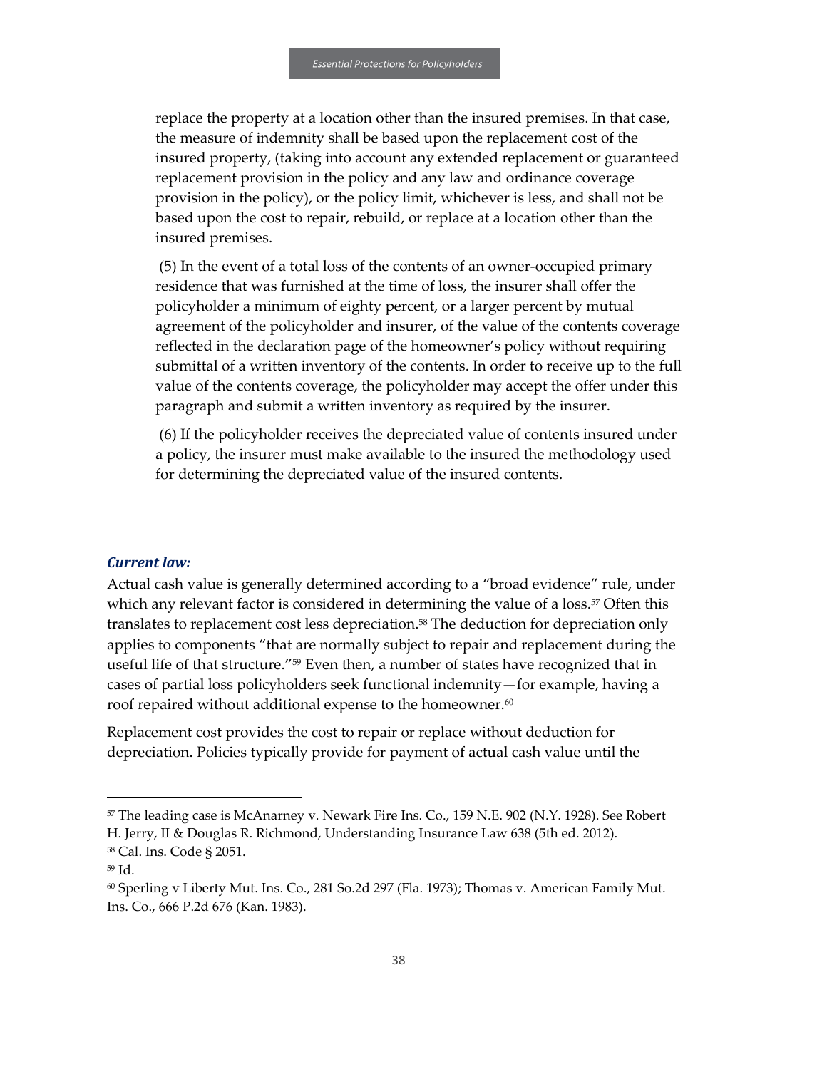replace the property at a location other than the insured premises. In that case, the measure of indemnity shall be based upon the replacement cost of the insured property, (taking into account any extended replacement or guaranteed replacement provision in the policy and any law and ordinance coverage provision in the policy), or the policy limit, whichever is less, and shall not be based upon the cost to repair, rebuild, or replace at a location other than the insured premises.

(5) In the event of a total loss of the contents of an owner-occupied primary residence that was furnished at the time of loss, the insurer shall offer the policyholder a minimum of eighty percent, or a larger percent by mutual agreement of the policyholder and insurer, of the value of the contents coverage reflected in the declaration page of the homeowner's policy without requiring submittal of a written inventory of the contents. In order to receive up to the full value of the contents coverage, the policyholder may accept the offer under this paragraph and submit a written inventory as required by the insurer.

(6) If the policyholder receives the depreciated value of contents insured under a policy, the insurer must make available to the insured the methodology used for determining the depreciated value of the insured contents.

### *Current law:*

Actual cash value is generally determined according to a "broad evidence" rule, under which any relevant factor is considered in determining the value of a loss.[57] Often this translates to replacement cost less depreciation.[58] The deduction for depreciation only applies to components "that are normally subject to repair and replacement during the useful life of that structure."[59] Even then, a number of states have recognized that in cases of partial loss policyholders seek functional indemnity—for example, having a roof repaired without additional expense to the homeowner.[60]

Replacement cost provides the cost to repair or replace without deduction for depreciation. Policies typically provide for payment of actual cash value until the

---

[57] The leading case is McAnarney v. Newark Fire Ins. Co., 159 N.E. 902 (N.Y. 1928). See Robert H. Jerry, II & Douglas R. Richmond, Understanding Insurance Law 638 (5th ed. 2012).

[58] Cal. Ins. Code § 2051.

[59] Id.

[60] Sperling v Liberty Mut. Ins. Co., 281 So.2d 297 (Fla. 1973); Thomas v. American Family Mut. Ins. Co., 666 P.2d 676 (Kan. 1983).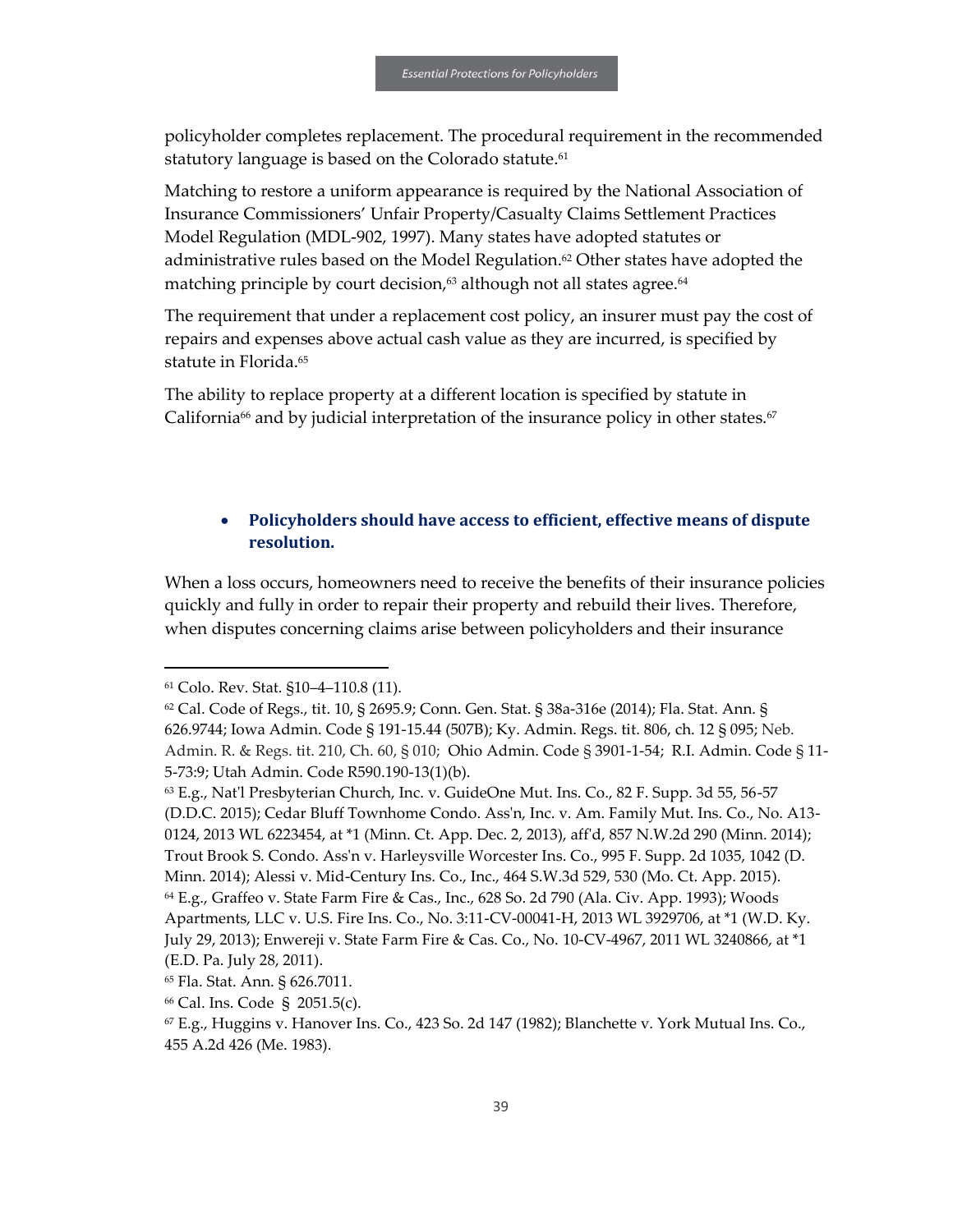policyholder completes replacement. The procedural requirement in the recommended statutory language is based on the Colorado statute.[61]

Matching to restore a uniform appearance is required by the National Association of Insurance Commissioners' Unfair Property/Casualty Claims Settlement Practices Model Regulation (MDL-902, 1997). Many states have adopted statutes or administrative rules based on the Model Regulation.[62] Other states have adopted the matching principle by court decision,[63] although not all states agree.[64]

The requirement that under a replacement cost policy, an insurer must pay the cost of repairs and expenses above actual cash value as they are incurred, is specified by statute in Florida.[65]

The ability to replace property at a different location is specified by statute in California[66] and by judicial interpretation of the insurance policy in other states.[67]

- **Policyholders should have access to efficient, effective means of dispute resolution.**

When a loss occurs, homeowners need to receive the benefits of their insurance policies quickly and fully in order to repair their property and rebuild their lives. Therefore, when disputes concerning claims arise between policyholders and their insurance

---

[61] Colo. Rev. Stat. §10–4–110.8 (11).

[62] Cal. Code of Regs., tit. 10, § 2695.9; Conn. Gen. Stat. § 38a-316e (2014); Fla. Stat. Ann. § 626.9744; Iowa Admin. Code § 191-15.44 (507B); Ky. Admin. Regs. tit. 806, ch. 12 § 095; Neb. Admin. R. & Regs. tit. 210, Ch. 60, § 010; Ohio Admin. Code § 3901-1-54; R.I. Admin. Code § 11-5-73:9; Utah Admin. Code R590.190-13(1)(b).

[63] E.g., Nat'l Presbyterian Church, Inc. v. GuideOne Mut. Ins. Co., 82 F. Supp. 3d 55, 56-57 (D.D.C. 2015); Cedar Bluff Townhome Condo. Ass'n, Inc. v. Am. Family Mut. Ins. Co., No. A13-0124, 2013 WL 6223454, at *1 (Minn. Ct. App. Dec. 2, 2013), aff'd, 857 N.W.2d 290 (Minn. 2014); Trout Brook S. Condo. Ass'n v. Harleysville Worcester Ins. Co., 995 F. Supp. 2d 1035, 1042 (D. Minn. 2014); Alessi v. Mid-Century Ins. Co., Inc., 464 S.W.3d 529, 530 (Mo. Ct. App. 2015).

[64] E.g., Graffeo v. State Farm Fire & Cas., Inc., 628 So. 2d 790 (Ala. Civ. App. 1993); Woods Apartments, LLC v. U.S. Fire Ins. Co., No. 3:11-CV-00041-H, 2013 WL 3929706, at *1 (W.D. Ky. July 29, 2013); Enwereji v. State Farm Fire & Cas. Co., No. 10-CV-4967, 2011 WL 3240866, at *1 (E.D. Pa. July 28, 2011).

[65] Fla. Stat. Ann. § 626.7011.

[66] Cal. Ins. Code § 2051.5(c).

[67] E.g., Huggins v. Hanover Ins. Co., 423 So. 2d 147 (1982); Blanchette v. York Mutual Ins. Co., 455 A.2d 426 (Me. 1983).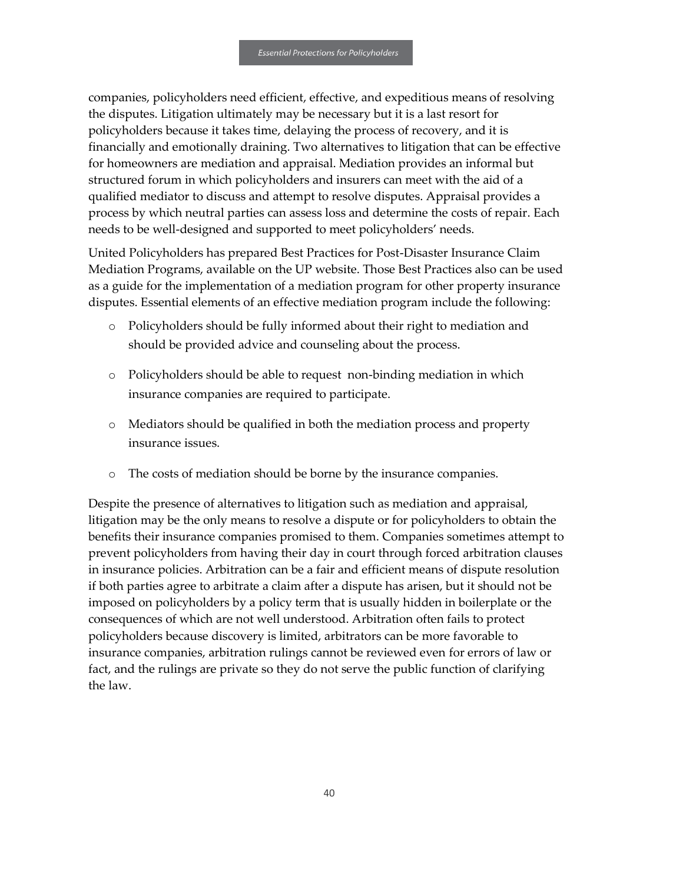companies, policyholders need efficient, effective, and expeditious means of resolving the disputes. Litigation ultimately may be necessary but it is a last resort for policyholders because it takes time, delaying the process of recovery, and it is financially and emotionally draining. Two alternatives to litigation that can be effective for homeowners are mediation and appraisal. Mediation provides an informal but structured forum in which policyholders and insurers can meet with the aid of a qualified mediator to discuss and attempt to resolve disputes. Appraisal provides a process by which neutral parties can assess loss and determine the costs of repair. Each needs to be well-designed and supported to meet policyholders' needs.

United Policyholders has prepared Best Practices for Post-Disaster Insurance Claim Mediation Programs, available on the UP website. Those Best Practices also can be used as a guide for the implementation of a mediation program for other property insurance disputes. Essential elements of an effective mediation program include the following:

- Policyholders should be fully informed about their right to mediation and should be provided advice and counseling about the process.
- Policyholders should be able to request non-binding mediation in which insurance companies are required to participate.
- Mediators should be qualified in both the mediation process and property insurance issues.
- The costs of mediation should be borne by the insurance companies.

Despite the presence of alternatives to litigation such as mediation and appraisal, litigation may be the only means to resolve a dispute or for policyholders to obtain the benefits their insurance companies promised to them. Companies sometimes attempt to prevent policyholders from having their day in court through forced arbitration clauses in insurance policies. Arbitration can be a fair and efficient means of dispute resolution if both parties agree to arbitrate a claim after a dispute has arisen, but it should not be imposed on policyholders by a policy term that is usually hidden in boilerplate or the consequences of which are not well understood. Arbitration often fails to protect policyholders because discovery is limited, arbitrators can be more favorable to insurance companies, arbitration rulings cannot be reviewed even for errors of law or fact, and the rulings are private so they do not serve the public function of clarifying the law.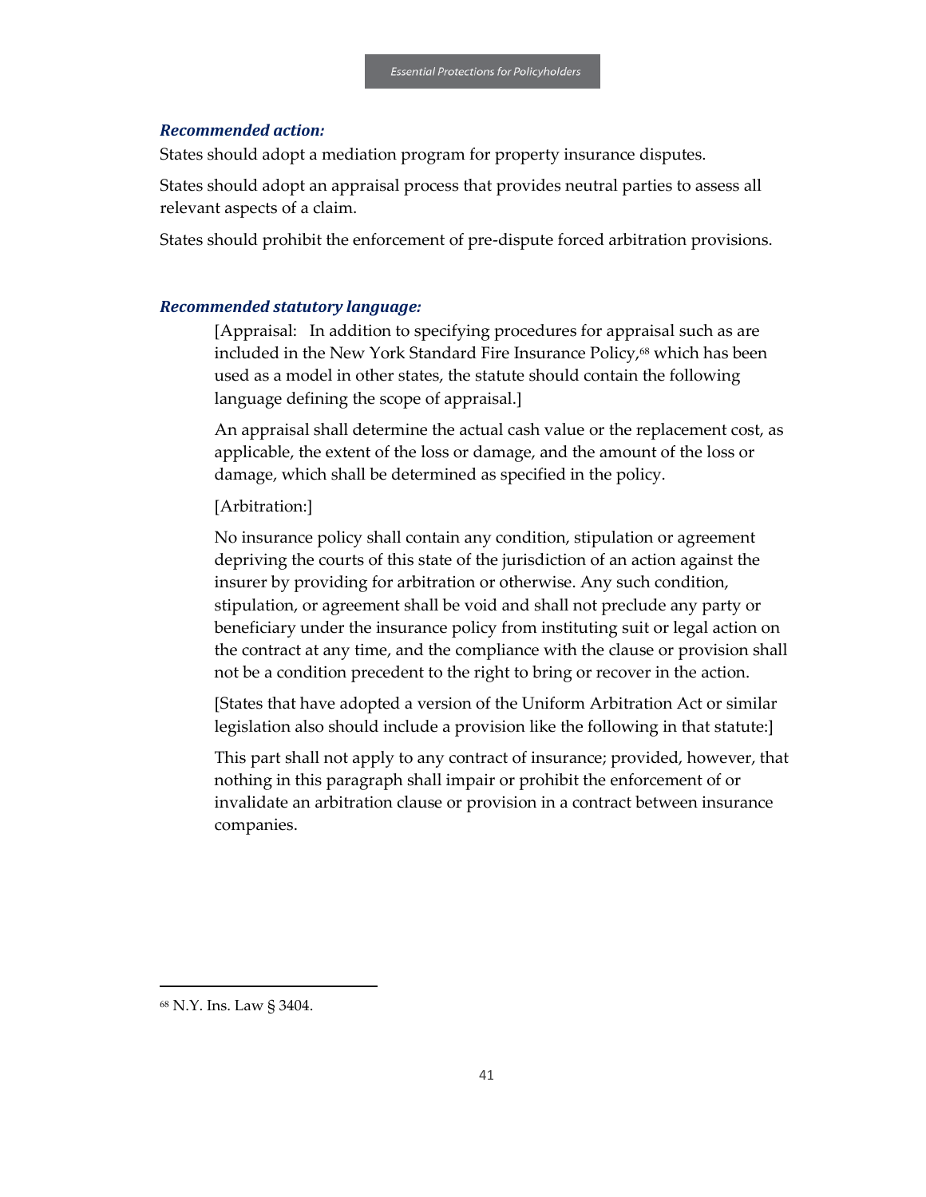### *Recommended action:*

States should adopt a mediation program for property insurance disputes.

States should adopt an appraisal process that provides neutral parties to assess all relevant aspects of a claim.

States should prohibit the enforcement of pre-dispute forced arbitration provisions.

### *Recommended statutory language:*

> [Appraisal: In addition to specifying procedures for appraisal such as are included in the New York Standard Fire Insurance Policy,[68] which has been used as a model in other states, the statute should contain the following language defining the scope of appraisal.]
>
> An appraisal shall determine the actual cash value or the replacement cost, as applicable, the extent of the loss or damage, and the amount of the loss or damage, which shall be determined as specified in the policy.
>
> [Arbitration:]
>
> No insurance policy shall contain any condition, stipulation or agreement depriving the courts of this state of the jurisdiction of an action against the insurer by providing for arbitration or otherwise. Any such condition, stipulation, or agreement shall be void and shall not preclude any party or beneficiary under the insurance policy from instituting suit or legal action on the contract at any time, and the compliance with the clause or provision shall not be a condition precedent to the right to bring or recover in the action.
>
> [States that have adopted a version of the Uniform Arbitration Act or similar legislation also should include a provision like the following in that statute:]
>
> This part shall not apply to any contract of insurance; provided, however, that nothing in this paragraph shall impair or prohibit the enforcement of or invalidate an arbitration clause or provision in a contract between insurance companies.

---

[68] N.Y. Ins. Law § 3404.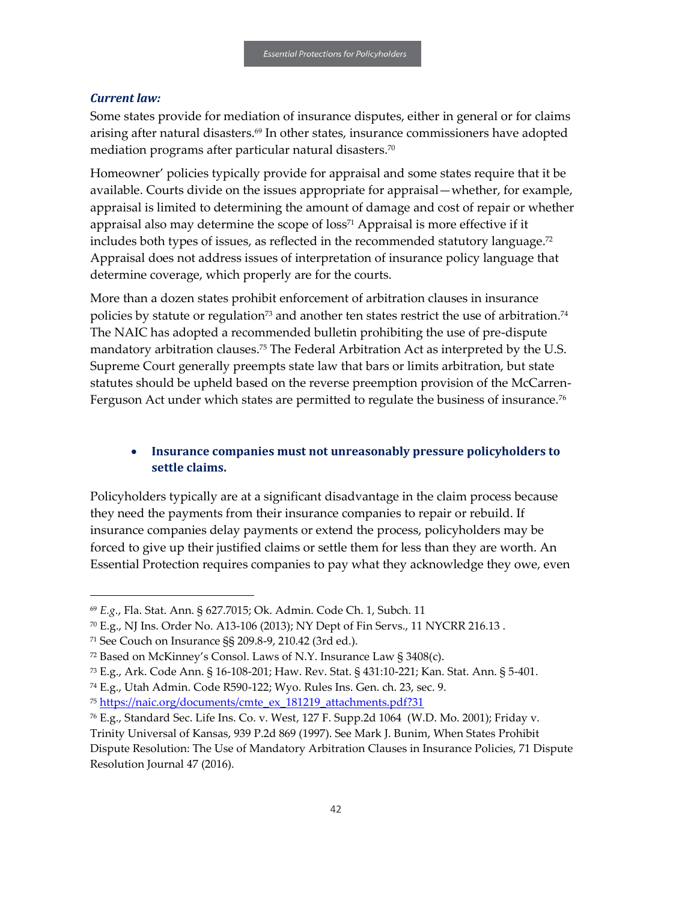***Current law:***

Some states provide for mediation of insurance disputes, either in general or for claims arising after natural disasters.[69] In other states, insurance commissioners have adopted mediation programs after particular natural disasters.[70]

Homeowner' policies typically provide for appraisal and some states require that it be available. Courts divide on the issues appropriate for appraisal—whether, for example, appraisal is limited to determining the amount of damage and cost of repair or whether appraisal also may determine the scope of loss[71] Appraisal is more effective if it includes both types of issues, as reflected in the recommended statutory language.[72] Appraisal does not address issues of interpretation of insurance policy language that determine coverage, which properly are for the courts.

More than a dozen states prohibit enforcement of arbitration clauses in insurance policies by statute or regulation[73] and another ten states restrict the use of arbitration.[74] The NAIC has adopted a recommended bulletin prohibiting the use of pre-dispute mandatory arbitration clauses.[75] The Federal Arbitration Act as interpreted by the U.S. Supreme Court generally preempts state law that bars or limits arbitration, but state statutes should be upheld based on the reverse preemption provision of the McCarren-Ferguson Act under which states are permitted to regulate the business of insurance.[76]

- **Insurance companies must not unreasonably pressure policyholders to settle claims.**

Policyholders typically are at a significant disadvantage in the claim process because they need the payments from their insurance companies to repair or rebuild. If insurance companies delay payments or extend the process, policyholders may be forced to give up their justified claims or settle them for less than they are worth. An Essential Protection requires companies to pay what they acknowledge they owe, even

---

[69] *E.g.*, Fla. Stat. Ann. § 627.7015; Ok. Admin. Code Ch. 1, Subch. 11

[70] E.g., NJ Ins. Order No. A13-106 (2013); NY Dept of Fin Servs., 11 NYCRR 216.13 .

[71] See Couch on Insurance §§ 209.8-9, 210.42 (3rd ed.).

[72] Based on McKinney's Consol. Laws of N.Y. Insurance Law § 3408(c).

[73] E.g., Ark. Code Ann. § 16-108-201; Haw. Rev. Stat. § 431:10-221; Kan. Stat. Ann. § 5-401.

[74] E.g., Utah Admin. Code R590-122; Wyo. Rules Ins. Gen. ch. 23, sec. 9.

[75] https://naic.org/documents/cmte_ex_181219_attachments.pdf?31

[76] E.g., Standard Sec. Life Ins. Co. v. West, 127 F. Supp.2d 1064 (W.D. Mo. 2001); Friday v. Trinity Universal of Kansas, 939 P.2d 869 (1997). See Mark J. Bunim, When States Prohibit Dispute Resolution: The Use of Mandatory Arbitration Clauses in Insurance Policies, 71 Dispute Resolution Journal 47 (2016).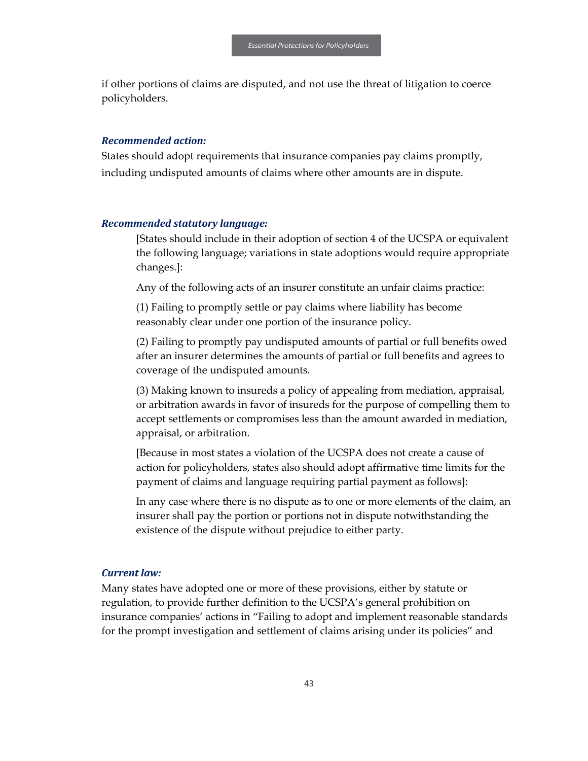if other portions of claims are disputed, and not use the threat of litigation to coerce policyholders.

***Recommended action:***

States should adopt requirements that insurance companies pay claims promptly, including undisputed amounts of claims where other amounts are in dispute.

***Recommended statutory language:***

> [States should include in their adoption of section 4 of the UCSPA or equivalent the following language; variations in state adoptions would require appropriate changes.]:
>
> Any of the following acts of an insurer constitute an unfair claims practice:
>
> (1) Failing to promptly settle or pay claims where liability has become reasonably clear under one portion of the insurance policy.
>
> (2) Failing to promptly pay undisputed amounts of partial or full benefits owed after an insurer determines the amounts of partial or full benefits and agrees to coverage of the undisputed amounts.
>
> (3) Making known to insureds a policy of appealing from mediation, appraisal, or arbitration awards in favor of insureds for the purpose of compelling them to accept settlements or compromises less than the amount awarded in mediation, appraisal, or arbitration.
>
> [Because in most states a violation of the UCSPA does not create a cause of action for policyholders, states also should adopt affirmative time limits for the payment of claims and language requiring partial payment as follows]:
>
> In any case where there is no dispute as to one or more elements of the claim, an insurer shall pay the portion or portions not in dispute notwithstanding the existence of the dispute without prejudice to either party.

***Current law:***

Many states have adopted one or more of these provisions, either by statute or regulation, to provide further definition to the UCSPA's general prohibition on insurance companies' actions in "Failing to adopt and implement reasonable standards for the prompt investigation and settlement of claims arising under its policies" and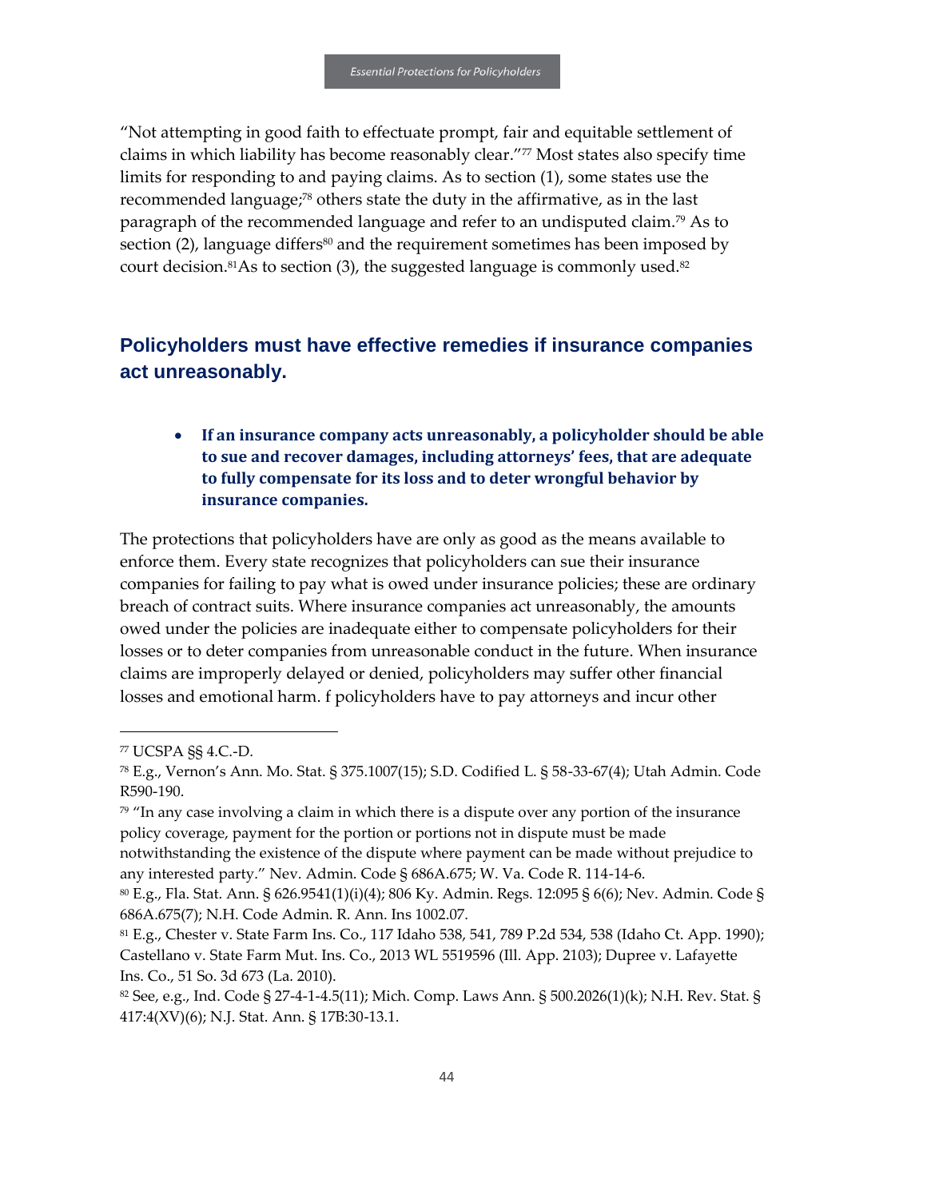"Not attempting in good faith to effectuate prompt, fair and equitable settlement of claims in which liability has become reasonably clear."[77] Most states also specify time limits for responding to and paying claims. As to section (1), some states use the recommended language;[78] others state the duty in the affirmative, as in the last paragraph of the recommended language and refer to an undisputed claim.[79] As to section (2), language differs[80] and the requirement sometimes has been imposed by court decision.[81]As to section (3), the suggested language is commonly used.[82]

## Policyholders must have effective remedies if insurance companies act unreasonably.

- **If an insurance company acts unreasonably, a policyholder should be able to sue and recover damages, including attorneys' fees, that are adequate to fully compensate for its loss and to deter wrongful behavior by insurance companies.**

The protections that policyholders have are only as good as the means available to enforce them. Every state recognizes that policyholders can sue their insurance companies for failing to pay what is owed under insurance policies; these are ordinary breach of contract suits. Where insurance companies act unreasonably, the amounts owed under the policies are inadequate either to compensate policyholders for their losses or to deter companies from unreasonable conduct in the future. When insurance claims are improperly delayed or denied, policyholders may suffer other financial losses and emotional harm. f policyholders have to pay attorneys and incur other

---

[77] UCSPA §§ 4.C.-D.

[78] E.g., Vernon's Ann. Mo. Stat. § 375.1007(15); S.D. Codified L. § 58-33-67(4); Utah Admin. Code R590-190.

[79] "In any case involving a claim in which there is a dispute over any portion of the insurance policy coverage, payment for the portion or portions not in dispute must be made notwithstanding the existence of the dispute where payment can be made without prejudice to any interested party." Nev. Admin. Code § 686A.675; W. Va. Code R. 114-14-6.

[80] E.g., Fla. Stat. Ann. § 626.9541(1)(i)(4); 806 Ky. Admin. Regs. 12:095 § 6(6); Nev. Admin. Code § 686A.675(7); N.H. Code Admin. R. Ann. Ins 1002.07.

[81] E.g., Chester v. State Farm Ins. Co., 117 Idaho 538, 541, 789 P.2d 534, 538 (Idaho Ct. App. 1990); Castellano v. State Farm Mut. Ins. Co., 2013 WL 5519596 (Ill. App. 2103); Dupree v. Lafayette Ins. Co., 51 So. 3d 673 (La. 2010).

[82] See, e.g., Ind. Code § 27-4-1-4.5(11); Mich. Comp. Laws Ann. § 500.2026(1)(k); N.H. Rev. Stat. § 417:4(XV)(6); N.J. Stat. Ann. § 17B:30-13.1.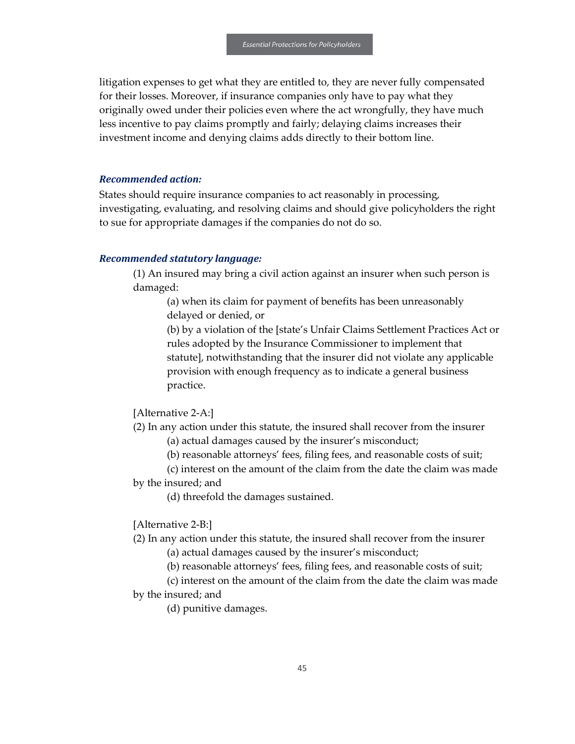litigation expenses to get what they are entitled to, they are never fully compensated for their losses. Moreover, if insurance companies only have to pay what they originally owed under their policies even where the act wrongfully, they have much less incentive to pay claims promptly and fairly; delaying claims increases their investment income and denying claims adds directly to their bottom line.

***Recommended action:***

States should require insurance companies to act reasonably in processing, investigating, evaluating, and resolving claims and should give policyholders the right to sue for appropriate damages if the companies do not do so.

***Recommended statutory language:***

(1) An insured may bring a civil action against an insurer when such person is damaged:

(a) when its claim for payment of benefits has been unreasonably delayed or denied, or

(b) by a violation of the [state's Unfair Claims Settlement Practices Act or rules adopted by the Insurance Commissioner to implement that statute], notwithstanding that the insurer did not violate any applicable provision with enough frequency as to indicate a general business practice.

[Alternative 2-A:]

(2) In any action under this statute, the insured shall recover from the insurer

(a) actual damages caused by the insurer's misconduct;

(b) reasonable attorneys' fees, filing fees, and reasonable costs of suit;

(c) interest on the amount of the claim from the date the claim was made by the insured; and

(d) threefold the damages sustained.

[Alternative 2-B:]

(2) In any action under this statute, the insured shall recover from the insurer

(a) actual damages caused by the insurer's misconduct;

(b) reasonable attorneys' fees, filing fees, and reasonable costs of suit;

(c) interest on the amount of the claim from the date the claim was made by the insured; and

(d) punitive damages.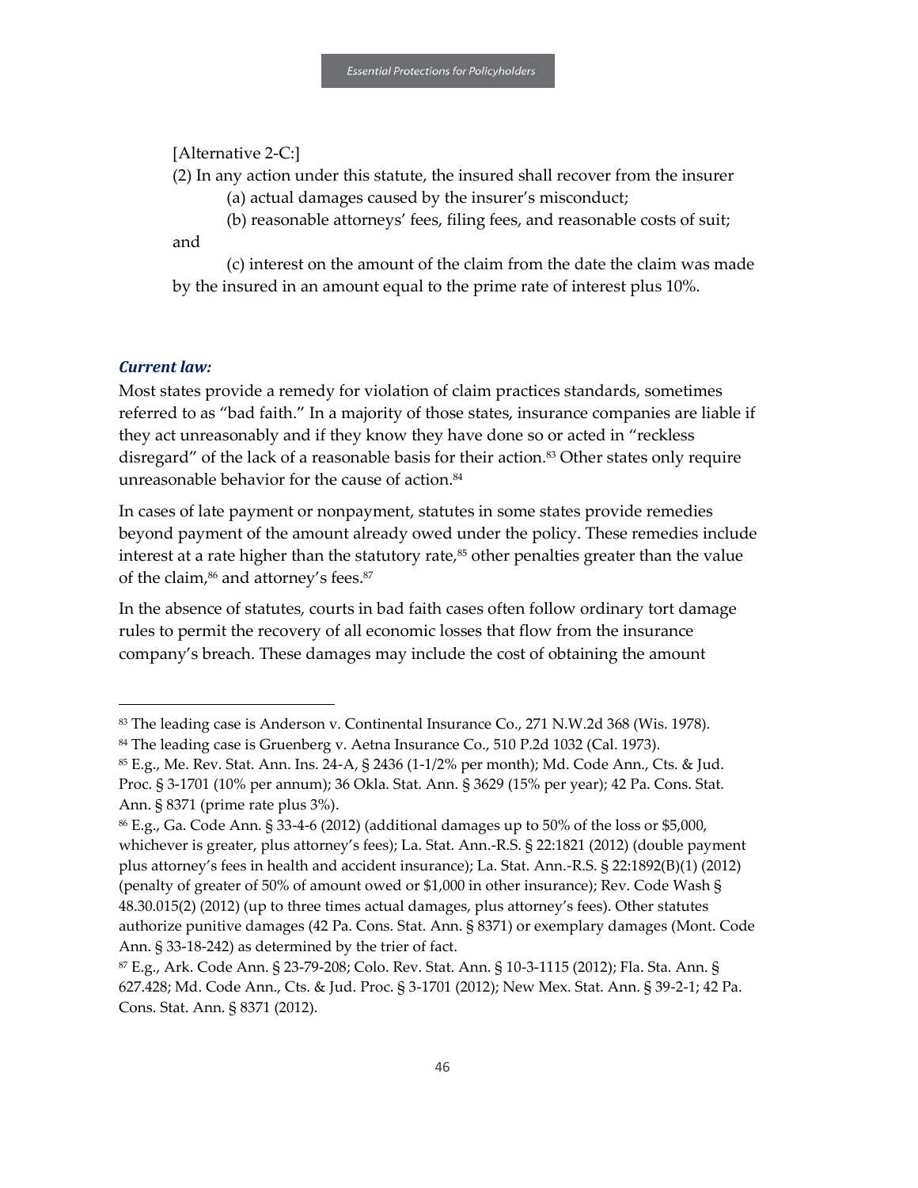[Alternative 2-C:]

(2) In any action under this statute, the insured shall recover from the insurer

(a) actual damages caused by the insurer's misconduct;

(b) reasonable attorneys' fees, filing fees, and reasonable costs of suit; and

(c) interest on the amount of the claim from the date the claim was made by the insured in an amount equal to the prime rate of interest plus 10%.

### *Current law:*

Most states provide a remedy for violation of claim practices standards, sometimes referred to as "bad faith." In a majority of those states, insurance companies are liable if they act unreasonably and if they know they have done so or acted in "reckless disregard" of the lack of a reasonable basis for their action.[83] Other states only require unreasonable behavior for the cause of action.[84]

In cases of late payment or nonpayment, statutes in some states provide remedies beyond payment of the amount already owed under the policy. These remedies include interest at a rate higher than the statutory rate,[85] other penalties greater than the value of the claim,[86] and attorney's fees.[87]

In the absence of statutes, courts in bad faith cases often follow ordinary tort damage rules to permit the recovery of all economic losses that flow from the insurance company's breach. These damages may include the cost of obtaining the amount

---

[83] The leading case is Anderson v. Continental Insurance Co., 271 N.W.2d 368 (Wis. 1978).

[84] The leading case is Gruenberg v. Aetna Insurance Co., 510 P.2d 1032 (Cal. 1973).

[85] E.g., Me. Rev. Stat. Ann. Ins. 24-A, § 2436 (1-1/2% per month); Md. Code Ann., Cts. & Jud. Proc. § 3-1701 (10% per annum); 36 Okla. Stat. Ann. § 3629 (15% per year); 42 Pa. Cons. Stat. Ann. § 8371 (prime rate plus 3%).

[86] E.g., Ga. Code Ann. § 33-4-6 (2012) (additional damages up to 50% of the loss or $5,000, whichever is greater, plus attorney's fees); La. Stat. Ann.-R.S. § 22:1821 (2012) (double payment plus attorney's fees in health and accident insurance); La. Stat. Ann.-R.S. § 22:1892(B)(1) (2012) (penalty of greater of 50% of amount owed or $1,000 in other insurance); Rev. Code Wash § 48.30.015(2) (2012) (up to three times actual damages, plus attorney's fees). Other statutes authorize punitive damages (42 Pa. Cons. Stat. Ann. § 8371) or exemplary damages (Mont. Code Ann. § 33-18-242) as determined by the trier of fact.

[87] E.g., Ark. Code Ann. § 23-79-208; Colo. Rev. Stat. Ann. § 10-3-1115 (2012); Fla. Sta. Ann. § 627.428; Md. Code Ann., Cts. & Jud. Proc. § 3-1701 (2012); New Mex. Stat. Ann. § 39-2-1; 42 Pa. Cons. Stat. Ann. § 8371 (2012).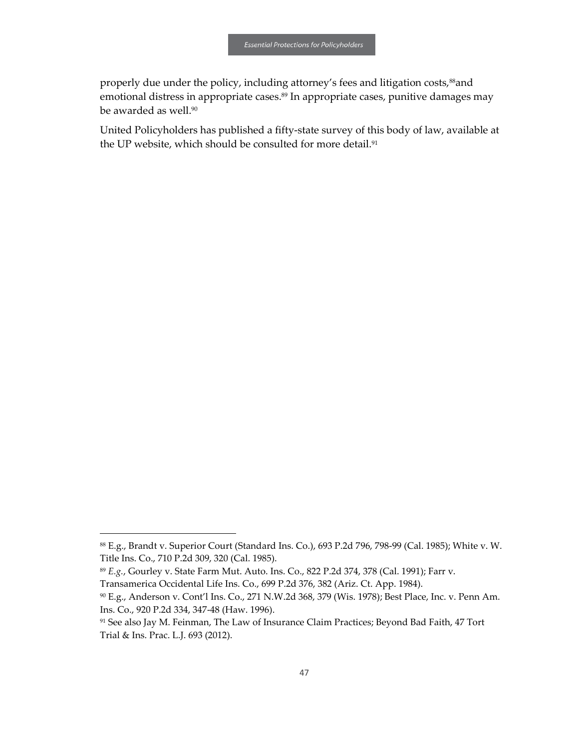properly due under the policy, including attorney's fees and litigation costs,[88]and emotional distress in appropriate cases.[89] In appropriate cases, punitive damages may be awarded as well.[90]

United Policyholders has published a fifty-state survey of this body of law, available at the UP website, which should be consulted for more detail.[91]

---

[88] E.g., Brandt v. Superior Court (Standard Ins. Co.), 693 P.2d 796, 798-99 (Cal. 1985); White v. W. Title Ins. Co., 710 P.2d 309, 320 (Cal. 1985).

[89] *E.g.*, Gourley v. State Farm Mut. Auto. Ins. Co., 822 P.2d 374, 378 (Cal. 1991); Farr v. Transamerica Occidental Life Ins. Co., 699 P.2d 376, 382 (Ariz. Ct. App. 1984).

[90] E.g., Anderson v. Cont'l Ins. Co., 271 N.W.2d 368, 379 (Wis. 1978); Best Place, Inc. v. Penn Am. Ins. Co., 920 P.2d 334, 347-48 (Haw. 1996).

[91] See also Jay M. Feinman, The Law of Insurance Claim Practices; Beyond Bad Faith, 47 Tort Trial & Ins. Prac. L.J. 693 (2012).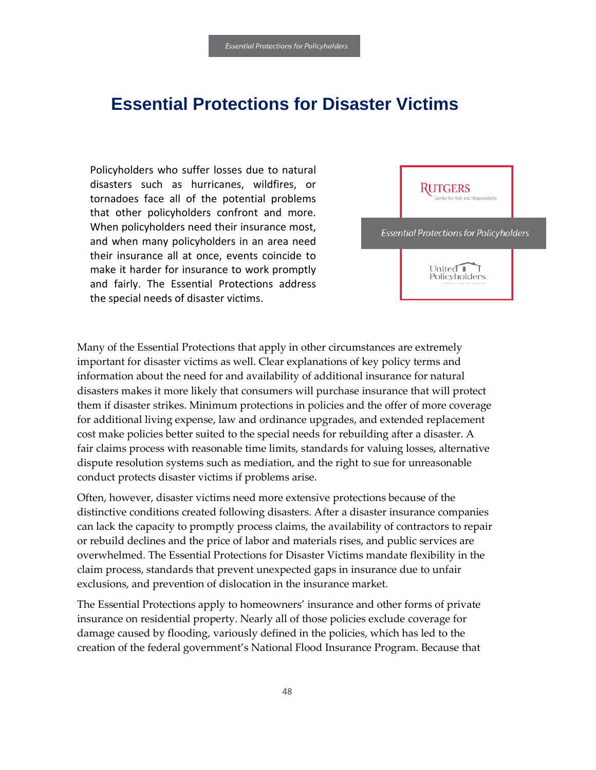# Essential Protections for Disaster Victims

Policyholders who suffer losses due to natural disasters such as hurricanes, wildfires, or tornadoes face all of the potential problems that other policyholders confront and more. When policyholders need their insurance most, and when many policyholders in an area need their insurance all at once, events coincide to make it harder for insurance to work promptly and fairly. The Essential Protections address the special needs of disaster victims.

Many of the Essential Protections that apply in other circumstances are extremely important for disaster victims as well. Clear explanations of key policy terms and information about the need for and availability of additional insurance for natural disasters makes it more likely that consumers will purchase insurance that will protect them if disaster strikes. Minimum protections in policies and the offer of more coverage for additional living expense, law and ordinance upgrades, and extended replacement cost make policies better suited to the special needs for rebuilding after a disaster. A fair claims process with reasonable time limits, standards for valuing losses, alternative dispute resolution systems such as mediation, and the right to sue for unreasonable conduct protects disaster victims if problems arise.

Often, however, disaster victims need more extensive protections because of the distinctive conditions created following disasters. After a disaster insurance companies can lack the capacity to promptly process claims, the availability of contractors to repair or rebuild declines and the price of labor and materials rises, and public services are overwhelmed. The Essential Protections for Disaster Victims mandate flexibility in the claim process, standards that prevent unexpected gaps in insurance due to unfair exclusions, and prevention of dislocation in the insurance market.

The Essential Protections apply to homeowners' insurance and other forms of private insurance on residential property. Nearly all of those policies exclude coverage for damage caused by flooding, variously defined in the policies, which has led to the creation of the federal government's National Flood Insurance Program. Because that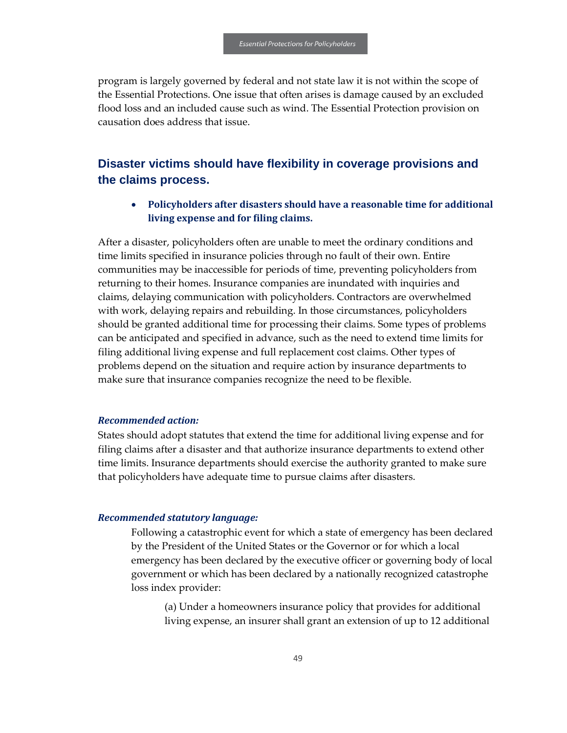program is largely governed by federal and not state law it is not within the scope of the Essential Protections. One issue that often arises is damage caused by an excluded flood loss and an included cause such as wind. The Essential Protection provision on causation does address that issue.

## Disaster victims should have flexibility in coverage provisions and the claims process.

- **Policyholders after disasters should have a reasonable time for additional living expense and for filing claims.**

After a disaster, policyholders often are unable to meet the ordinary conditions and time limits specified in insurance policies through no fault of their own. Entire communities may be inaccessible for periods of time, preventing policyholders from returning to their homes. Insurance companies are inundated with inquiries and claims, delaying communication with policyholders. Contractors are overwhelmed with work, delaying repairs and rebuilding. In those circumstances, policyholders should be granted additional time for processing their claims. Some types of problems can be anticipated and specified in advance, such as the need to extend time limits for filing additional living expense and full replacement cost claims. Other types of problems depend on the situation and require action by insurance departments to make sure that insurance companies recognize the need to be flexible.

***Recommended action:***

States should adopt statutes that extend the time for additional living expense and for filing claims after a disaster and that authorize insurance departments to extend other time limits. Insurance departments should exercise the authority granted to make sure that policyholders have adequate time to pursue claims after disasters.

***Recommended statutory language:***

> Following a catastrophic event for which a state of emergency has been declared by the President of the United States or the Governor or for which a local emergency has been declared by the executive officer or governing body of local government or which has been declared by a nationally recognized catastrophe loss index provider:
>
> > (a) Under a homeowners insurance policy that provides for additional living expense, an insurer shall grant an extension of up to 12 additional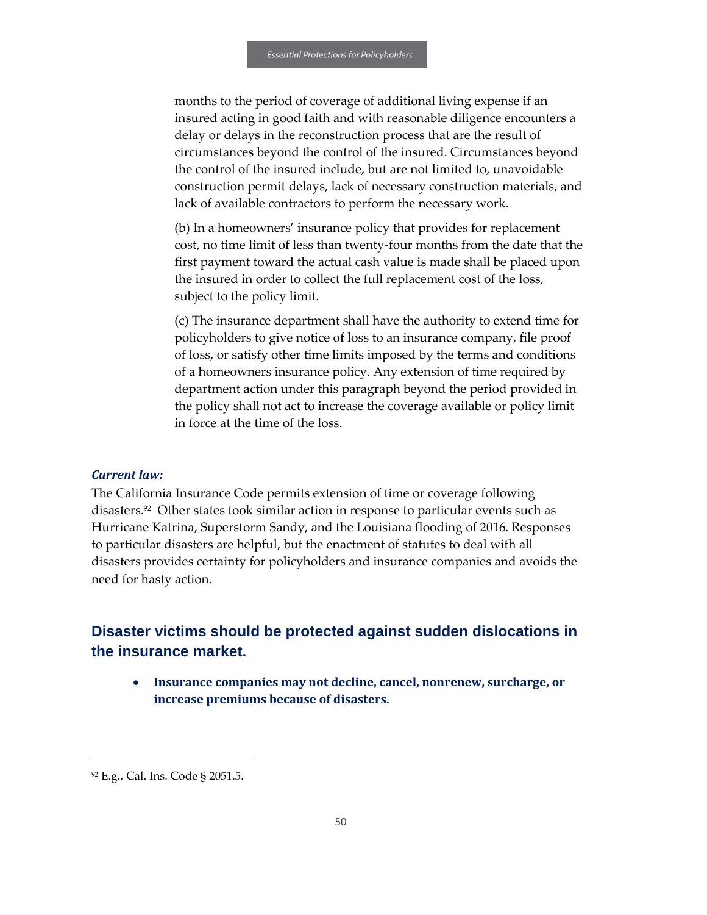months to the period of coverage of additional living expense if an insured acting in good faith and with reasonable diligence encounters a delay or delays in the reconstruction process that are the result of circumstances beyond the control of the insured. Circumstances beyond the control of the insured include, but are not limited to, unavoidable construction permit delays, lack of necessary construction materials, and lack of available contractors to perform the necessary work.

(b) In a homeowners' insurance policy that provides for replacement cost, no time limit of less than twenty-four months from the date that the first payment toward the actual cash value is made shall be placed upon the insured in order to collect the full replacement cost of the loss, subject to the policy limit.

(c) The insurance department shall have the authority to extend time for policyholders to give notice of loss to an insurance company, file proof of loss, or satisfy other time limits imposed by the terms and conditions of a homeowners insurance policy. Any extension of time required by department action under this paragraph beyond the period provided in the policy shall not act to increase the coverage available or policy limit in force at the time of the loss.

***Current law:***

The California Insurance Code permits extension of time or coverage following disasters.[92] Other states took similar action in response to particular events such as Hurricane Katrina, Superstorm Sandy, and the Louisiana flooding of 2016. Responses to particular disasters are helpful, but the enactment of statutes to deal with all disasters provides certainty for policyholders and insurance companies and avoids the need for hasty action.

## Disaster victims should be protected against sudden dislocations in the insurance market.

- **Insurance companies may not decline, cancel, nonrenew, surcharge, or increase premiums because of disasters.**

[92] E.g., Cal. Ins. Code § 2051.5.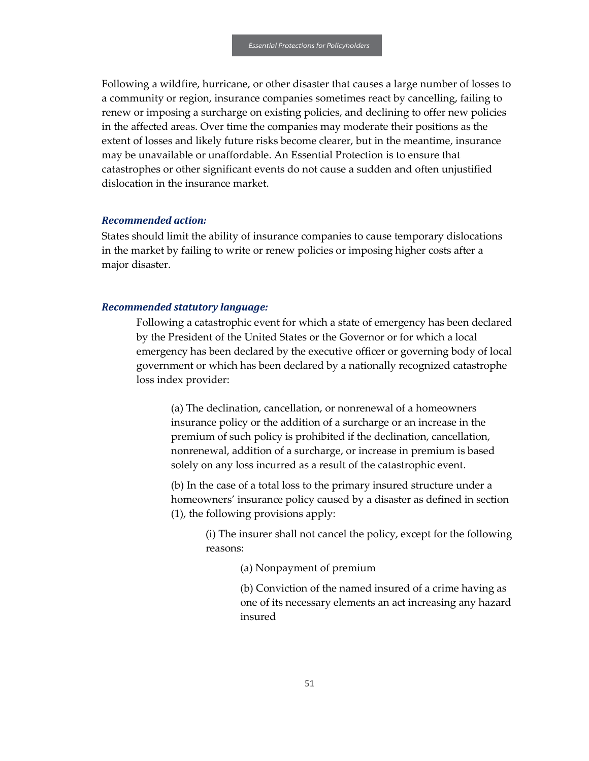Following a wildfire, hurricane, or other disaster that causes a large number of losses to a community or region, insurance companies sometimes react by cancelling, failing to renew or imposing a surcharge on existing policies, and declining to offer new policies in the affected areas. Over time the companies may moderate their positions as the extent of losses and likely future risks become clearer, but in the meantime, insurance may be unavailable or unaffordable. An Essential Protection is to ensure that catastrophes or other significant events do not cause a sudden and often unjustified dislocation in the insurance market.

***Recommended action:***

States should limit the ability of insurance companies to cause temporary dislocations in the market by failing to write or renew policies or imposing higher costs after a major disaster.

***Recommended statutory language:***

> Following a catastrophic event for which a state of emergency has been declared by the President of the United States or the Governor or for which a local emergency has been declared by the executive officer or governing body of local government or which has been declared by a nationally recognized catastrophe loss index provider:
>
> > (a) The declination, cancellation, or nonrenewal of a homeowners insurance policy or the addition of a surcharge or an increase in the premium of such policy is prohibited if the declination, cancellation, nonrenewal, addition of a surcharge, or increase in premium is based solely on any loss incurred as a result of the catastrophic event.
> >
> > (b) In the case of a total loss to the primary insured structure under a homeowners' insurance policy caused by a disaster as defined in section (1), the following provisions apply:
> >
> > > (i) The insurer shall not cancel the policy, except for the following reasons:
> > >
> > > > (a) Nonpayment of premium
> > > >
> > > > (b) Conviction of the named insured of a crime having as one of its necessary elements an act increasing any hazard insured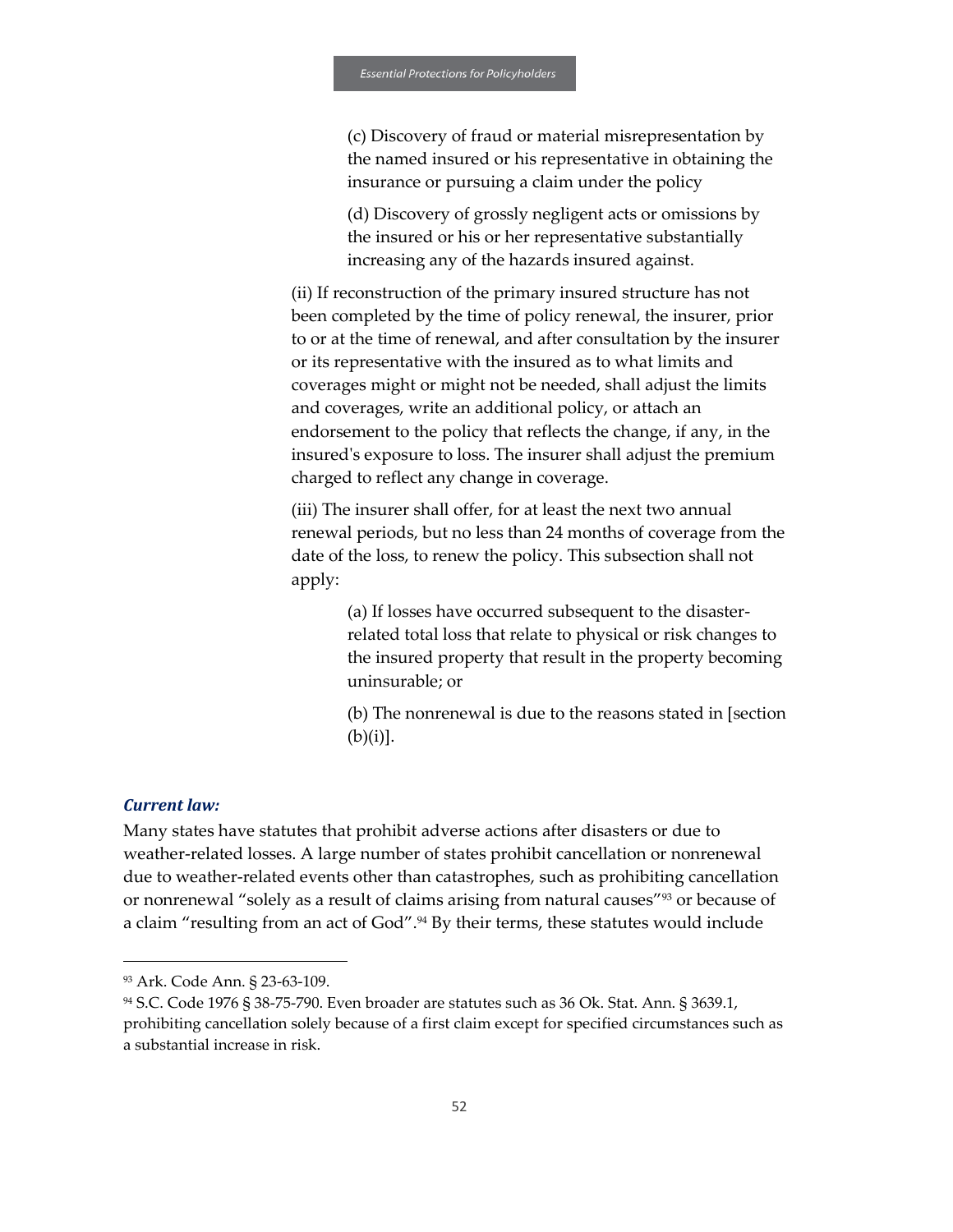(c) Discovery of fraud or material misrepresentation by the named insured or his representative in obtaining the insurance or pursuing a claim under the policy

(d) Discovery of grossly negligent acts or omissions by the insured or his or her representative substantially increasing any of the hazards insured against.

(ii) If reconstruction of the primary insured structure has not been completed by the time of policy renewal, the insurer, prior to or at the time of renewal, and after consultation by the insurer or its representative with the insured as to what limits and coverages might or might not be needed, shall adjust the limits and coverages, write an additional policy, or attach an endorsement to the policy that reflects the change, if any, in the insured's exposure to loss. The insurer shall adjust the premium charged to reflect any change in coverage.

(iii) The insurer shall offer, for at least the next two annual renewal periods, but no less than 24 months of coverage from the date of the loss, to renew the policy. This subsection shall not apply:

(a) If losses have occurred subsequent to the disaster-related total loss that relate to physical or risk changes to the insured property that result in the property becoming uninsurable; or

(b) The nonrenewal is due to the reasons stated in [section (b)(i)].

### *Current law:*

Many states have statutes that prohibit adverse actions after disasters or due to weather-related losses. A large number of states prohibit cancellation or nonrenewal due to weather-related events other than catastrophes, such as prohibiting cancellation or nonrenewal "solely as a result of claims arising from natural causes"[93] or because of a claim "resulting from an act of God".[94] By their terms, these statutes would include

---

[93] Ark. Code Ann. § 23-63-109.

[94] S.C. Code 1976 § 38-75-790. Even broader are statutes such as 36 Ok. Stat. Ann. § 3639.1, prohibiting cancellation solely because of a first claim except for specified circumstances such as a substantial increase in risk.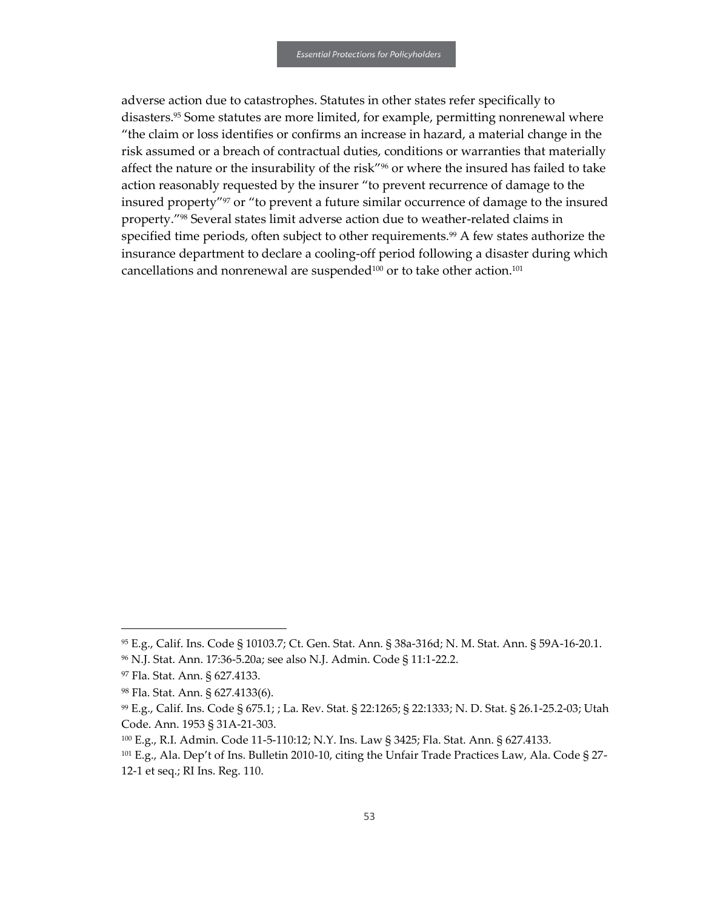adverse action due to catastrophes. Statutes in other states refer specifically to disasters.[95] Some statutes are more limited, for example, permitting nonrenewal where "the claim or loss identifies or confirms an increase in hazard, a material change in the risk assumed or a breach of contractual duties, conditions or warranties that materially affect the nature or the insurability of the risk"[96] or where the insured has failed to take action reasonably requested by the insurer "to prevent recurrence of damage to the insured property"[97] or "to prevent a future similar occurrence of damage to the insured property."[98] Several states limit adverse action due to weather-related claims in specified time periods, often subject to other requirements.[99] A few states authorize the insurance department to declare a cooling-off period following a disaster during which cancellations and nonrenewal are suspended[100] or to take other action.[101]

---

[95] E.g., Calif. Ins. Code § 10103.7; Ct. Gen. Stat. Ann. § 38a-316d; N. M. Stat. Ann. § 59A-16-20.1.

[96] N.J. Stat. Ann. 17:36-5.20a; see also N.J. Admin. Code § 11:1-22.2.

[97] Fla. Stat. Ann. § 627.4133.

[98] Fla. Stat. Ann. § 627.4133(6).

[99] E.g., Calif. Ins. Code § 675.1; ; La. Rev. Stat. § 22:1265; § 22:1333; N. D. Stat. § 26.1-25.2-03; Utah Code. Ann. 1953 § 31A-21-303.

[100] E.g., R.I. Admin. Code 11-5-110:12; N.Y. Ins. Law § 3425; Fla. Stat. Ann. § 627.4133.

[101] E.g., Ala. Dep't of Ins. Bulletin 2010-10, citing the Unfair Trade Practices Law, Ala. Code § 27-12-1 et seq.; RI Ins. Reg. 110.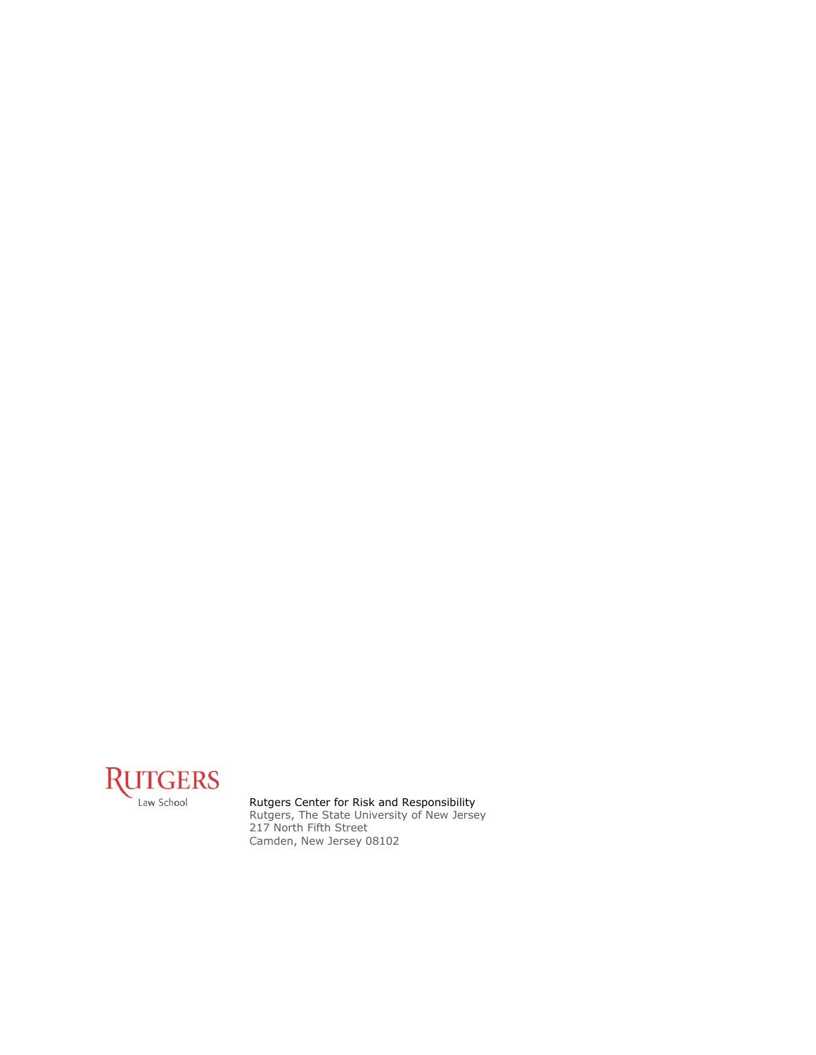RUTGERS

Law School

Rutgers Center for Risk and Responsibility
Rutgers, The State University of New Jersey
217 North Fifth Street
Camden, New Jersey 08102